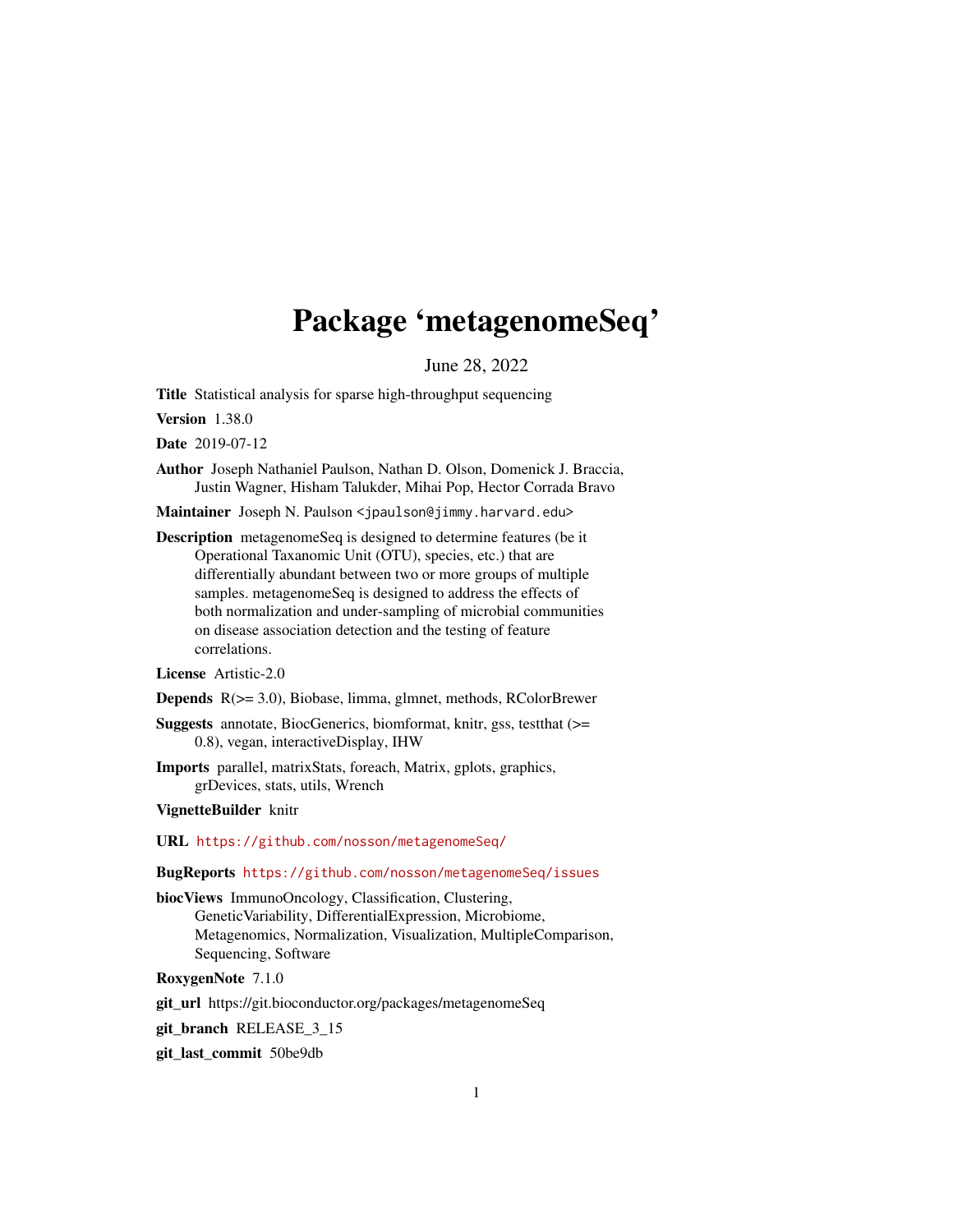# Package 'metagenomeSeq'

June 28, 2022

**Title** Statistical analysis for sparse high-throughput sequencing

**Version** 1.38.0

**Date** 2019-07-12

**Author** Joseph Nathaniel Paulson, Nathan D. Olson, Domenick J. Braccia, Justin Wagner, Hisham Talukder, Mihai Pop, Hector Corrada Bravo

**Maintainer** Joseph N. Paulson <jpaulson@jimmy.harvard.edu>

**Description** metagenomeSeq is designed to determine features (be it Operational Taxanomic Unit (OTU), species, etc.) that are differentially abundant between two or more groups of multiple samples. metagenomeSeq is designed to address the effects of both normalization and under-sampling of microbial communities on disease association detection and the testing of feature correlations.

**License** Artistic-2.0

**Depends** R(>= 3.0), Biobase, limma, glmnet, methods, RColorBrewer

**Suggests** annotate, BiocGenerics, biomformat, knitr, gss, testthat (>= 0.8), vegan, interactiveDisplay, IHW

**Imports** parallel, matrixStats, foreach, Matrix, gplots, graphics, grDevices, stats, utils, Wrench

**VignetteBuilder** knitr

**URL** https://github.com/nosson/metagenomeSeq/

**BugReports** https://github.com/nosson/metagenomeSeq/issues

**biocViews** ImmunoOncology, Classification, Clustering, GeneticVariability, DifferentialExpression, Microbiome, Metagenomics, Normalization, Visualization, MultipleComparison, Sequencing, Software

**RoxygenNote** 7.1.0

**git_url** https://git.bioconductor.org/packages/metagenomeSeq

**git_branch** RELEASE_3_15

**git_last_commit** 50be9db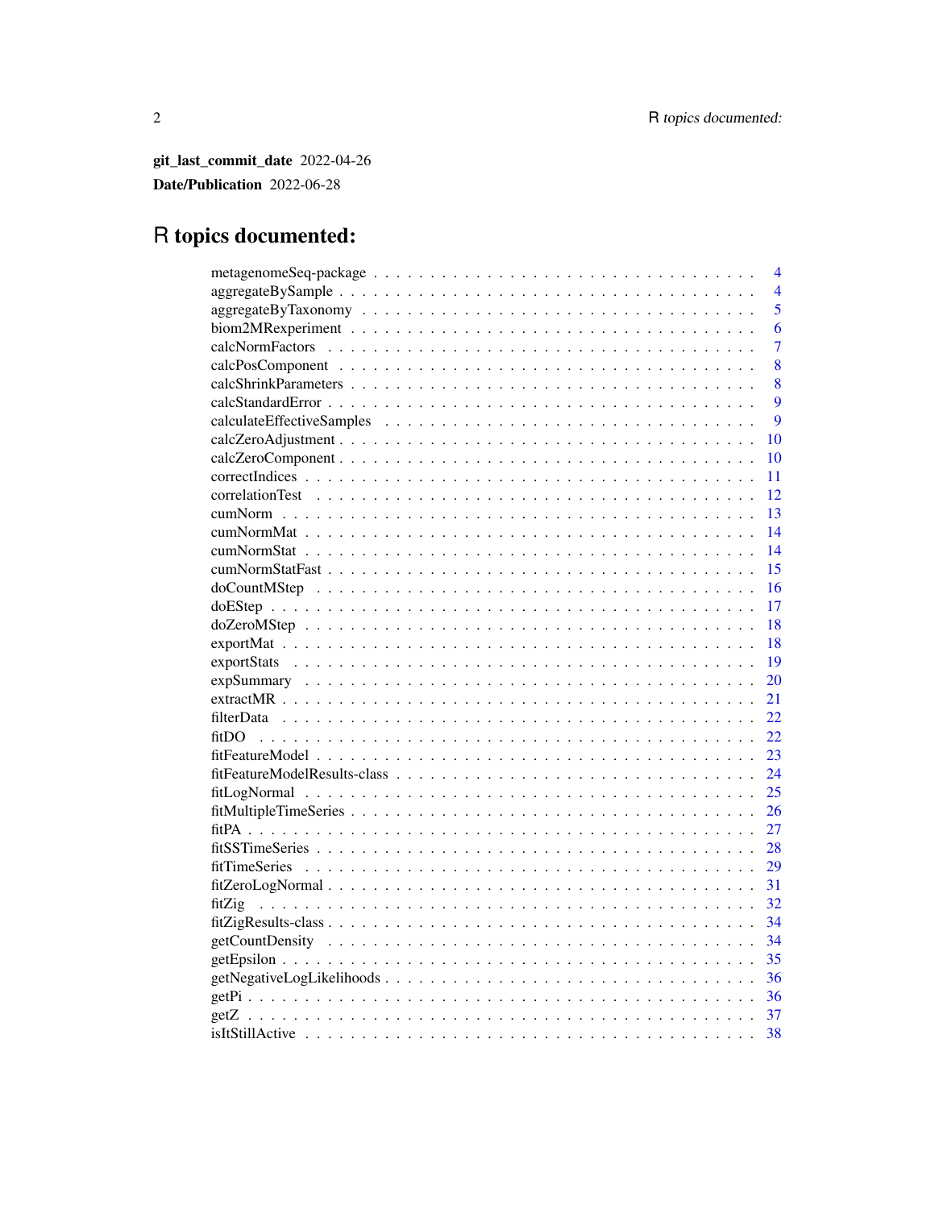**git_last_commit_date** 2022-04-26

**Date/Publication** 2022-06-28

# R topics documented:

| | |
|---|---|
| metagenomeSeq-package | 4 |
| aggregateBySample | 4 |
| aggregateByTaxonomy | 5 |
| biom2MRexperiment | 6 |
| calcNormFactors | 7 |
| calcPosComponent | 8 |
| calcShrinkParameters | 8 |
| calcStandardError | 9 |
| calculateEffectiveSamples | 9 |
| calcZeroAdjustment | 10 |
| calcZeroComponent | 10 |
| correctIndices | 11 |
| correlationTest | 12 |
| cumNorm | 13 |
| cumNormMat | 14 |
| cumNormStat | 14 |
| cumNormStatFast | 15 |
| doCountMStep | 16 |
| doEStep | 17 |
| doZeroMStep | 18 |
| exportMat | 18 |
| exportStats | 19 |
| expSummary | 20 |
| extractMR | 21 |
| filterData | 22 |
| fitDO | 22 |
| fitFeatureModel | 23 |
| fitFeatureModelResults-class | 24 |
| fitLogNormal | 25 |
| fitMultipleTimeSeries | 26 |
| fitPA | 27 |
| fitSSTimeSeries | 28 |
| fitTimeSeries | 29 |
| fitZeroLogNormal | 31 |
| fitZig | 32 |
| fitZigResults-class | 34 |
| getCountDensity | 34 |
| getEpsilon | 35 |
| getNegativeLogLikelihoods | 36 |
| getPi | 36 |
| getZ | 37 |
| isItStillActive | 38 |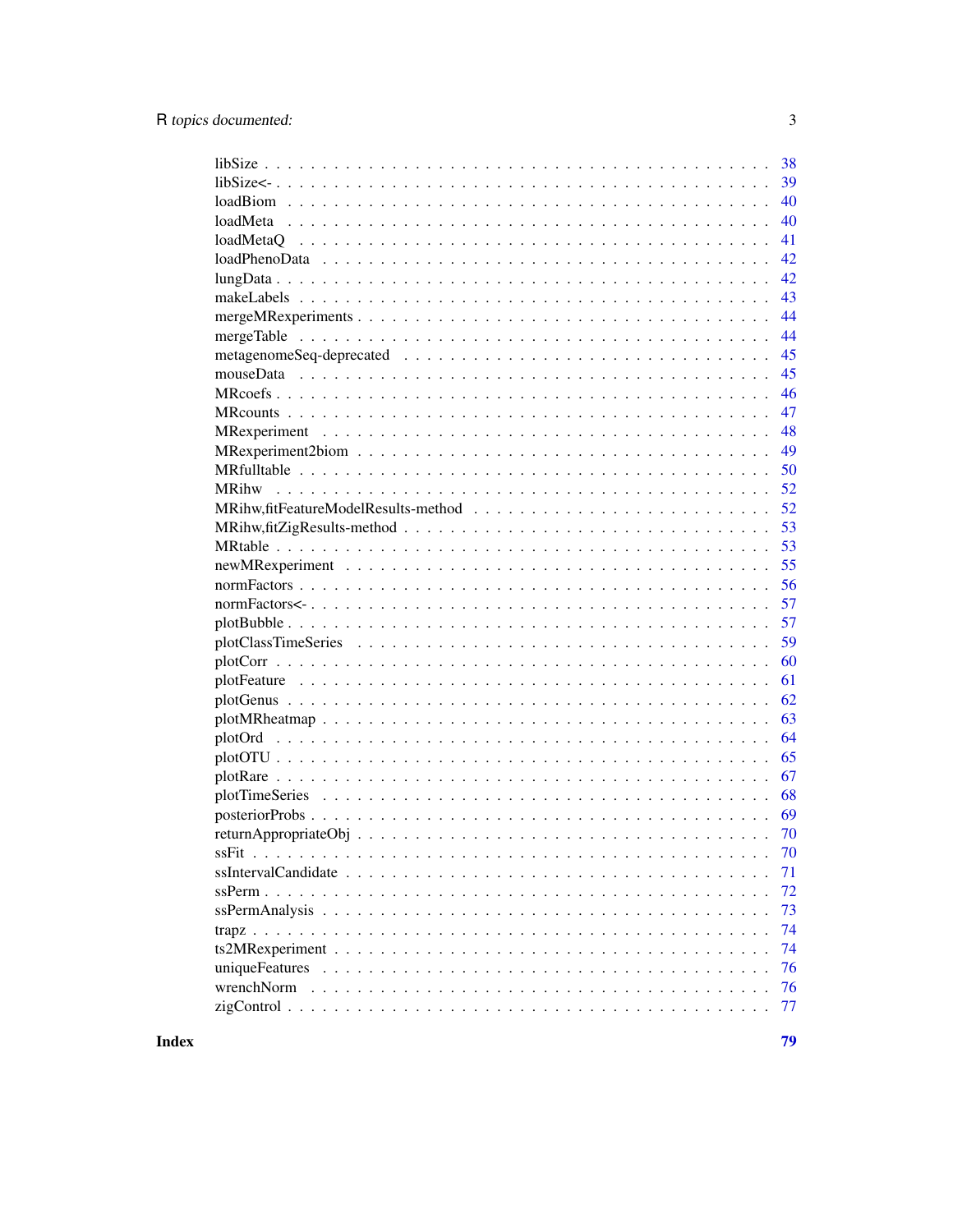libSize . . . . . . . . . . . . . . . . . . . . . . . . . . . . . . . . . . . . . . . . 38
libSize<- . . . . . . . . . . . . . . . . . . . . . . . . . . . . . . . . . . . . . . . 39
loadBiom . . . . . . . . . . . . . . . . . . . . . . . . . . . . . . . . . . . . . . . 40
loadMeta . . . . . . . . . . . . . . . . . . . . . . . . . . . . . . . . . . . . . . . 40
loadMetaQ . . . . . . . . . . . . . . . . . . . . . . . . . . . . . . . . . . . . . . 41
loadPhenoData . . . . . . . . . . . . . . . . . . . . . . . . . . . . . . . . . . . . 42
lungData . . . . . . . . . . . . . . . . . . . . . . . . . . . . . . . . . . . . . . . 42
makeLabels . . . . . . . . . . . . . . . . . . . . . . . . . . . . . . . . . . . . . . 43
mergeMRexperiments . . . . . . . . . . . . . . . . . . . . . . . . . . . . . . . . . 44
mergeTable . . . . . . . . . . . . . . . . . . . . . . . . . . . . . . . . . . . . . . 44
metagenomeSeq-deprecated . . . . . . . . . . . . . . . . . . . . . . . . . . . . . 45
mouseData . . . . . . . . . . . . . . . . . . . . . . . . . . . . . . . . . . . . . . 45
MRcoefs . . . . . . . . . . . . . . . . . . . . . . . . . . . . . . . . . . . . . . . 46
MRcounts . . . . . . . . . . . . . . . . . . . . . . . . . . . . . . . . . . . . . . . 47
MRexperiment . . . . . . . . . . . . . . . . . . . . . . . . . . . . . . . . . . . . 48
MRexperiment2biom . . . . . . . . . . . . . . . . . . . . . . . . . . . . . . . . . 49
MRfulltable . . . . . . . . . . . . . . . . . . . . . . . . . . . . . . . . . . . . . . 50
MRihw . . . . . . . . . . . . . . . . . . . . . . . . . . . . . . . . . . . . . . . . 52
MRihw,fitFeatureModelResults-method . . . . . . . . . . . . . . . . . . . . . . . 52
MRihw,fitZigResults-method . . . . . . . . . . . . . . . . . . . . . . . . . . . . . 53
MRtable . . . . . . . . . . . . . . . . . . . . . . . . . . . . . . . . . . . . . . . 53
newMRexperiment . . . . . . . . . . . . . . . . . . . . . . . . . . . . . . . . . . 55
normFactors . . . . . . . . . . . . . . . . . . . . . . . . . . . . . . . . . . . . . 56
normFactors<- . . . . . . . . . . . . . . . . . . . . . . . . . . . . . . . . . . . . 57
plotBubble . . . . . . . . . . . . . . . . . . . . . . . . . . . . . . . . . . . . . . 57
plotClassTimeSeries . . . . . . . . . . . . . . . . . . . . . . . . . . . . . . . . . 59
plotCorr . . . . . . . . . . . . . . . . . . . . . . . . . . . . . . . . . . . . . . . 60
plotFeature . . . . . . . . . . . . . . . . . . . . . . . . . . . . . . . . . . . . . . 61
plotGenus . . . . . . . . . . . . . . . . . . . . . . . . . . . . . . . . . . . . . . 62
plotMRheatmap . . . . . . . . . . . . . . . . . . . . . . . . . . . . . . . . . . . . 63
plotOrd . . . . . . . . . . . . . . . . . . . . . . . . . . . . . . . . . . . . . . . 64
plotOTU . . . . . . . . . . . . . . . . . . . . . . . . . . . . . . . . . . . . . . . 65
plotRare . . . . . . . . . . . . . . . . . . . . . . . . . . . . . . . . . . . . . . . 67
plotTimeSeries . . . . . . . . . . . . . . . . . . . . . . . . . . . . . . . . . . . . 68
posteriorProbs . . . . . . . . . . . . . . . . . . . . . . . . . . . . . . . . . . . . 69
returnAppropriateObj . . . . . . . . . . . . . . . . . . . . . . . . . . . . . . . . . 70
ssFit . . . . . . . . . . . . . . . . . . . . . . . . . . . . . . . . . . . . . . . . . 70
ssIntervalCandidate . . . . . . . . . . . . . . . . . . . . . . . . . . . . . . . . . . 71
ssPerm . . . . . . . . . . . . . . . . . . . . . . . . . . . . . . . . . . . . . . . . 72
ssPermAnalysis . . . . . . . . . . . . . . . . . . . . . . . . . . . . . . . . . . . . 73
trapz . . . . . . . . . . . . . . . . . . . . . . . . . . . . . . . . . . . . . . . . . 74
ts2MRexperiment . . . . . . . . . . . . . . . . . . . . . . . . . . . . . . . . . . . 74
uniqueFeatures . . . . . . . . . . . . . . . . . . . . . . . . . . . . . . . . . . . . 76
wrenchNorm . . . . . . . . . . . . . . . . . . . . . . . . . . . . . . . . . . . . . 76
zigControl . . . . . . . . . . . . . . . . . . . . . . . . . . . . . . . . . . . . . . 77

**Index** **79**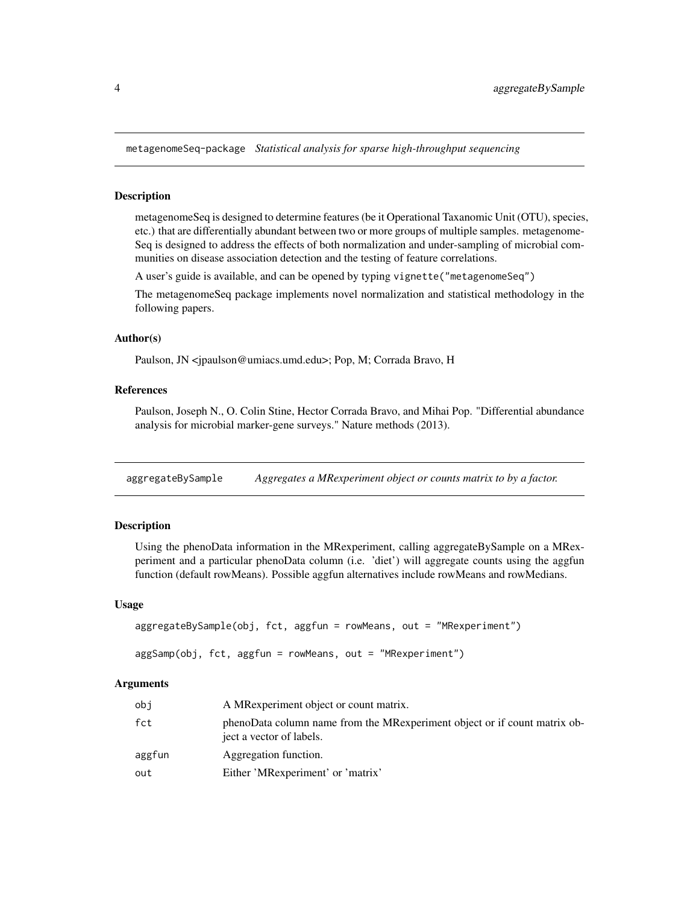## metagenomeSeq-package *Statistical analysis for sparse high-throughput sequencing*

### Description

metagenomeSeq is designed to determine features (be it Operational Taxanomic Unit (OTU), species, etc.) that are differentially abundant between two or more groups of multiple samples. metagenomeSeq is designed to address the effects of both normalization and under-sampling of microbial communities on disease association detection and the testing of feature correlations.

A user's guide is available, and can be opened by typing `vignette("metagenomeSeq")`

The metagenomeSeq package implements novel normalization and statistical methodology in the following papers.

### Author(s)

Paulson, JN <jpaulson@umiacs.umd.edu>; Pop, M; Corrada Bravo, H

### References

Paulson, Joseph N., O. Colin Stine, Hector Corrada Bravo, and Mihai Pop. "Differential abundance analysis for microbial marker-gene surveys." Nature methods (2013).

## aggregateBySample *Aggregates a MRexperiment object or counts matrix to by a factor.*

### Description

Using the phenoData information in the MRexperiment, calling aggregateBySample on a MRexperiment and a particular phenoData column (i.e. 'diet') will aggregate counts using the aggfun function (default rowMeans). Possible aggfun alternatives include rowMeans and rowMedians.

### Usage

```
aggregateBySample(obj, fct, aggfun = rowMeans, out = "MRexperiment")

aggSamp(obj, fct, aggfun = rowMeans, out = "MRexperiment")
```

### Arguments

| | |
|---|---|
| obj | A MRexperiment object or count matrix. |
| fct | phenoData column name from the MRexperiment object or if count matrix object a vector of labels. |
| aggfun | Aggregation function. |
| out | Either 'MRexperiment' or 'matrix' |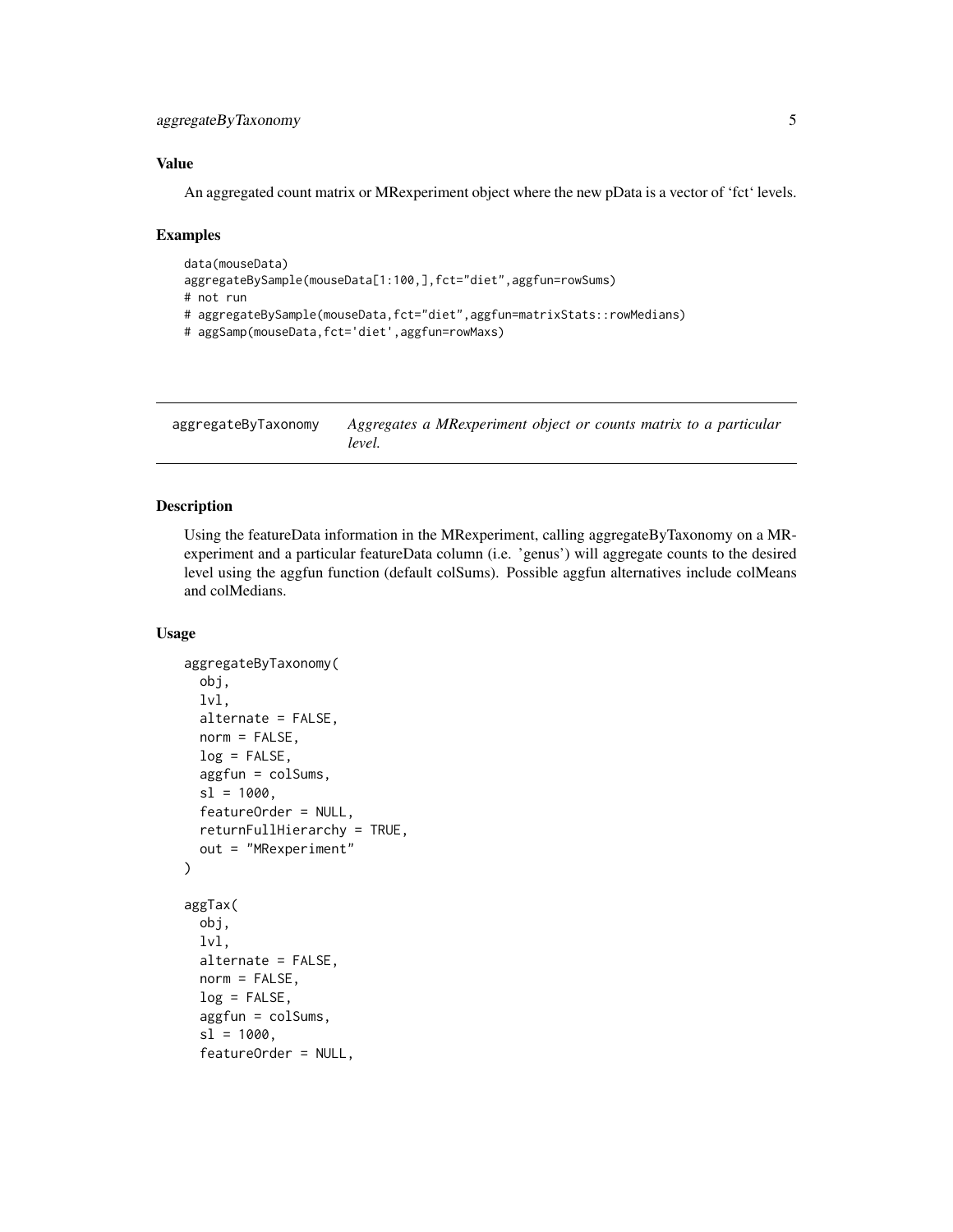### Value

An aggregated count matrix or MRexperiment object where the new pData is a vector of 'fct' levels.

### Examples

```
data(mouseData)
aggregateBySample(mouseData[1:100,],fct="diet",aggfun=rowSums)
# not run
# aggregateBySample(mouseData,fct="diet",aggfun=matrixStats::rowMedians)
# aggSamp(mouseData,fct='diet',aggfun=rowMaxs)
```

---

## aggregateByTaxonomy &nbsp;&nbsp;&nbsp; *Aggregates a MRexperiment object or counts matrix to a particular level.*

---

### Description

Using the featureData information in the MRexperiment, calling aggregateByTaxonomy on a MRexperiment and a particular featureData column (i.e. 'genus') will aggregate counts to the desired level using the aggfun function (default colSums). Possible aggfun alternatives include colMeans and colMedians.

### Usage

```
aggregateByTaxonomy(
  obj,
  lvl,
  alternate = FALSE,
  norm = FALSE,
  log = FALSE,
  aggfun = colSums,
  sl = 1000,
  featureOrder = NULL,
  returnFullHierarchy = TRUE,
  out = "MRexperiment"
)

aggTax(
  obj,
  lvl,
  alternate = FALSE,
  norm = FALSE,
  log = FALSE,
  aggfun = colSums,
  sl = 1000,
  featureOrder = NULL,
```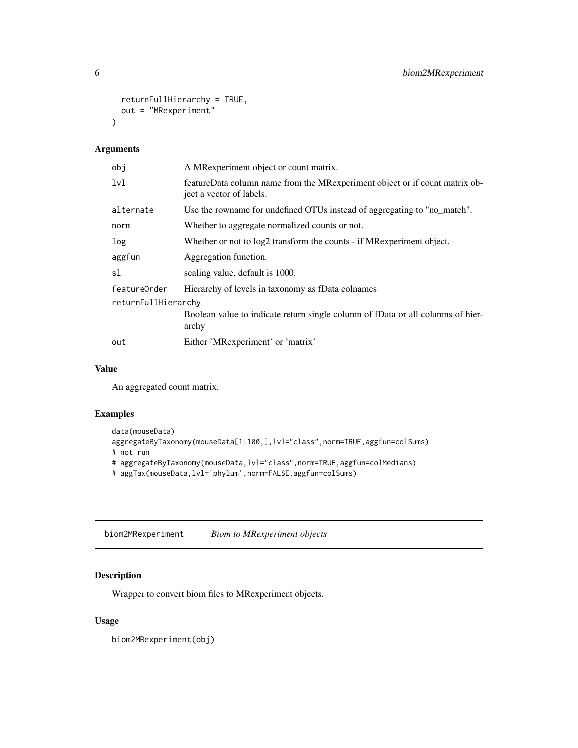```
  returnFullHierarchy = TRUE,
  out = "MRexperiment"
)
```

### Arguments

| | |
|---|---|
| obj | A MRexperiment object or count matrix. |
| lvl | featureData column name from the MRexperiment object or if count matrix object a vector of labels. |
| alternate | Use the rowname for undefined OTUs instead of aggregating to "no_match". |
| norm | Whether to aggregate normalized counts or not. |
| log | Whether or not to log2 transform the counts - if MRexperiment object. |
| aggfun | Aggregation function. |
| sl | scaling value, default is 1000. |
| featureOrder | Hierarchy of levels in taxonomy as fData colnames |
| returnFullHierarchy | Boolean value to indicate return single column of fData or all columns of hierarchy |
| out | Either 'MRexperiment' or 'matrix' |

### Value

An aggregated count matrix.

### Examples

```
data(mouseData)
aggregateByTaxonomy(mouseData[1:100,],lvl="class",norm=TRUE,aggfun=colSums)
# not run
# aggregateByTaxonomy(mouseData,lvl="class",norm=TRUE,aggfun=colMedians)
# aggTax(mouseData,lvl='phylum',norm=FALSE,aggfun=colSums)
```

## biom2MRexperiment *Biom to MRexperiment objects*

### Description

Wrapper to convert biom files to MRexperiment objects.

### Usage

```
biom2MRexperiment(obj)
```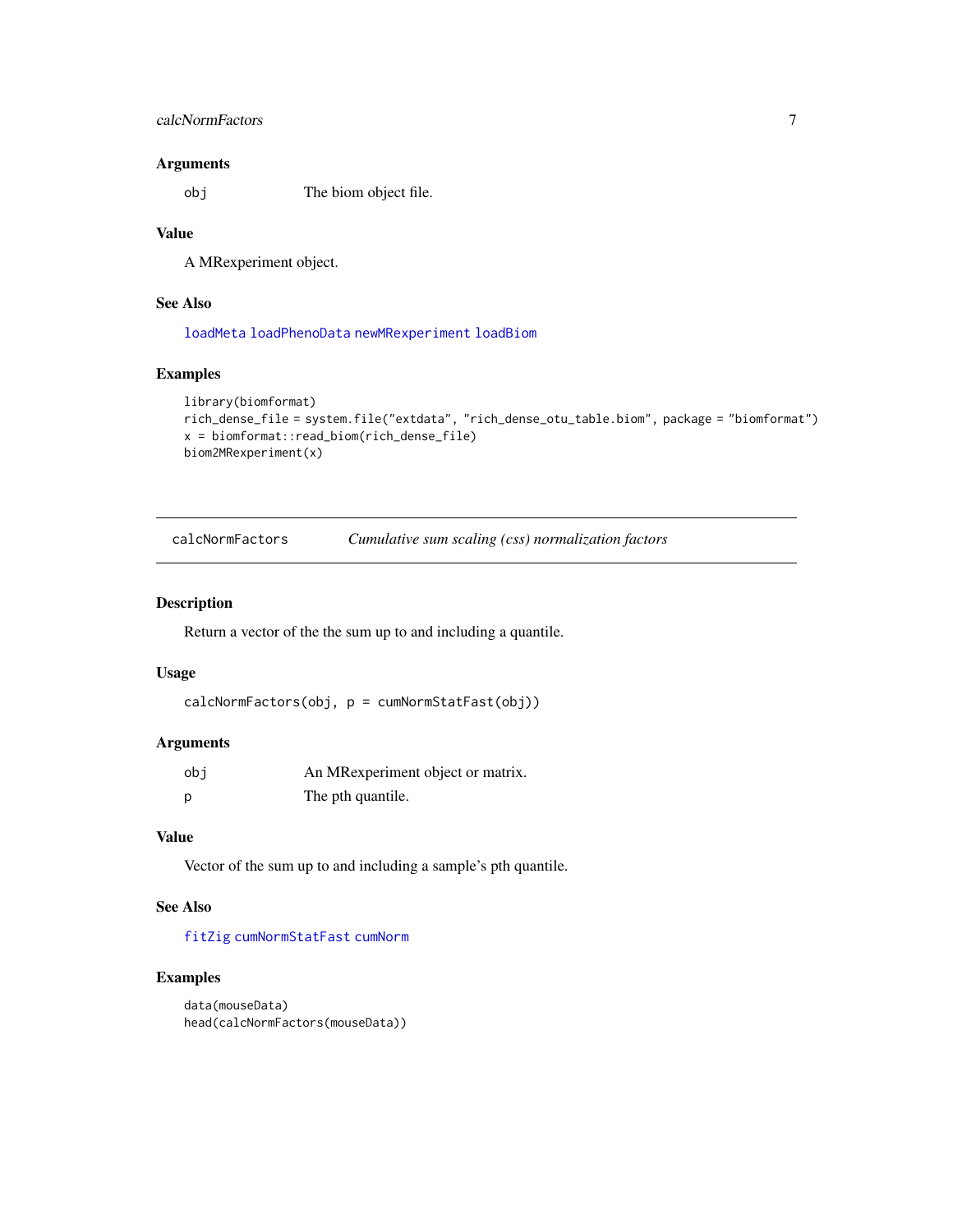### Arguments

| | |
|---|---|
| obj | The biom object file. |

### Value

A MRexperiment object.

### See Also

loadMeta loadPhenoData newMRexperiment loadBiom

### Examples

```
library(biomformat)
rich_dense_file = system.file("extdata", "rich_dense_otu_table.biom", package = "biomformat")
x = biomformat::read_biom(rich_dense_file)
biom2MRexperiment(x)
```

---

## calcNormFactors *Cumulative sum scaling (css) normalization factors*

---

### Description

Return a vector of the the sum up to and including a quantile.

### Usage

```
calcNormFactors(obj, p = cumNormStatFast(obj))
```

### Arguments

| | |
|---|---|
| obj | An MRexperiment object or matrix. |
| p | The pth quantile. |

### Value

Vector of the sum up to and including a sample's pth quantile.

### See Also

fitZig cumNormStatFast cumNorm

### Examples

```
data(mouseData)
head(calcNormFactors(mouseData))
```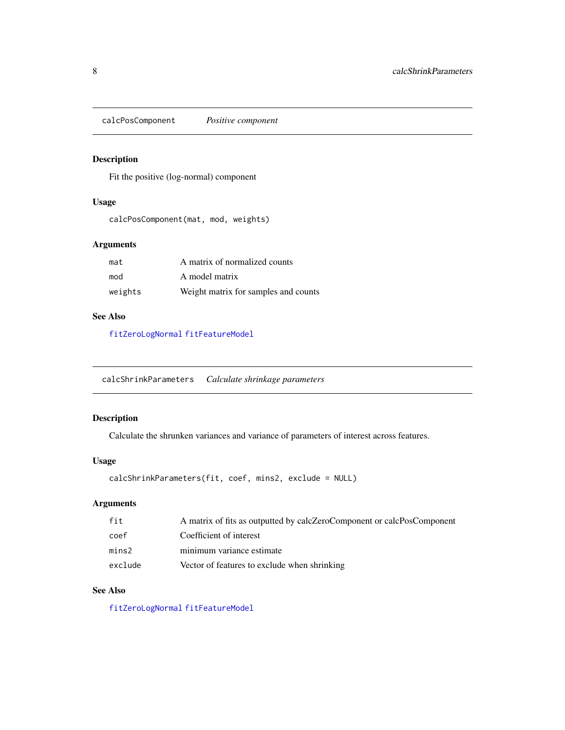## calcPosComponent *Positive component*

### Description

Fit the positive (log-normal) component

### Usage

```
calcPosComponent(mat, mod, weights)
```

### Arguments

| | |
|---|---|
| `mat` | A matrix of normalized counts |
| `mod` | A model matrix |
| `weights` | Weight matrix for samples and counts |

### See Also

`fitZeroLogNormal` `fitFeatureModel`

## calcShrinkParameters *Calculate shrinkage parameters*

### Description

Calculate the shrunken variances and variance of parameters of interest across features.

### Usage

```
calcShrinkParameters(fit, coef, mins2, exclude = NULL)
```

### Arguments

| | |
|---|---|
| `fit` | A matrix of fits as outputted by calcZeroComponent or calcPosComponent |
| `coef` | Coefficient of interest |
| `mins2` | minimum variance estimate |
| `exclude` | Vector of features to exclude when shrinking |

### See Also

`fitZeroLogNormal` `fitFeatureModel`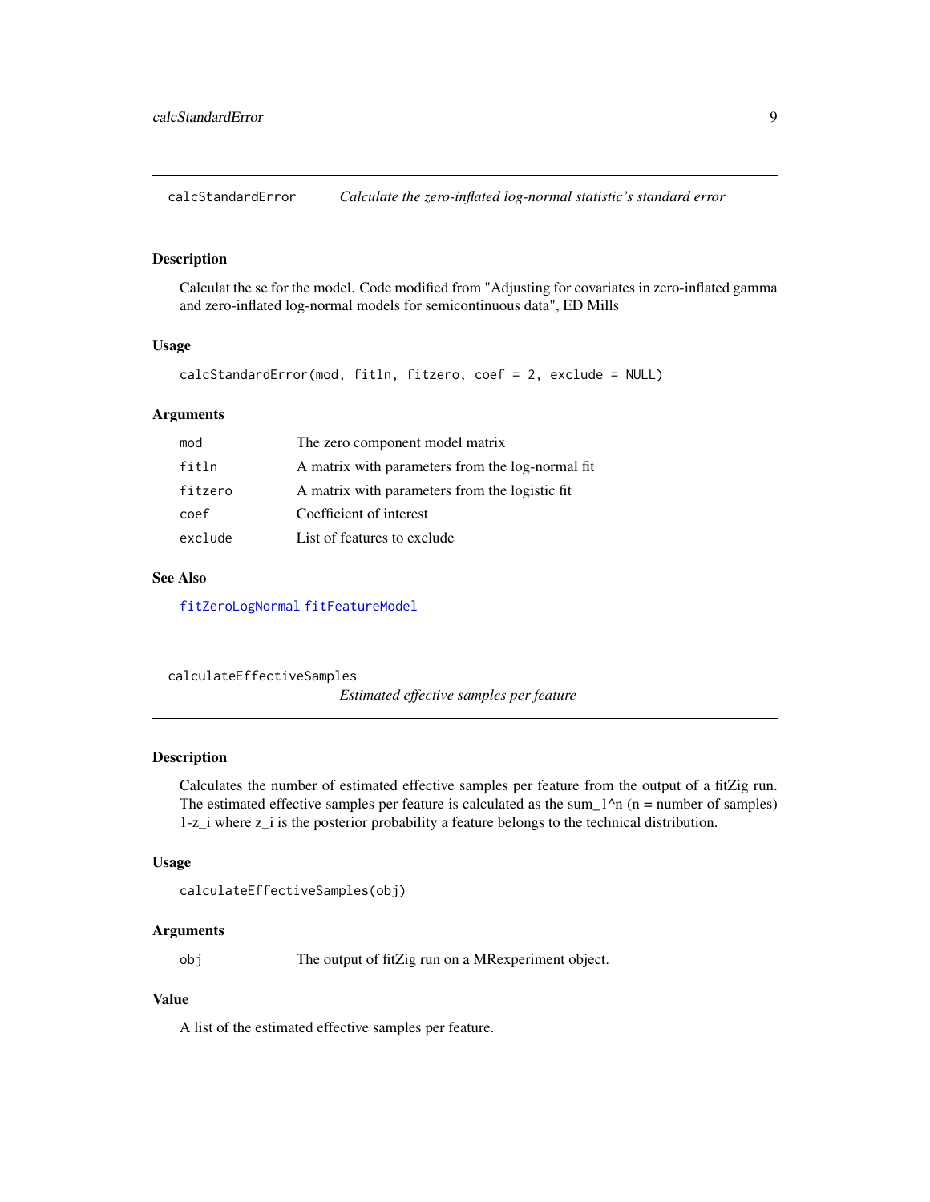## calcStandardError — *Calculate the zero-inflated log-normal statistic's standard error*

### Description

Calculat the se for the model. Code modified from "Adjusting for covariates in zero-inflated gamma and zero-inflated log-normal models for semicontinuous data", ED Mills

### Usage

```
calcStandardError(mod, fitln, fitzero, coef = 2, exclude = NULL)
```

### Arguments

| | |
|---|---|
| mod | The zero component model matrix |
| fitln | A matrix with parameters from the log-normal fit |
| fitzero | A matrix with parameters from the logistic fit |
| coef | Coefficient of interest |
| exclude | List of features to exclude |

### See Also

fitZeroLogNormal fitFeatureModel

## calculateEffectiveSamples — *Estimated effective samples per feature*

### Description

Calculates the number of estimated effective samples per feature from the output of a fitZig run. The estimated effective samples per feature is calculated as the sum_1^n (n = number of samples) 1-z_i where z_i is the posterior probability a feature belongs to the technical distribution.

### Usage

```
calculateEffectiveSamples(obj)
```

### Arguments

| | |
|---|---|
| obj | The output of fitZig run on a MRexperiment object. |

### Value

A list of the estimated effective samples per feature.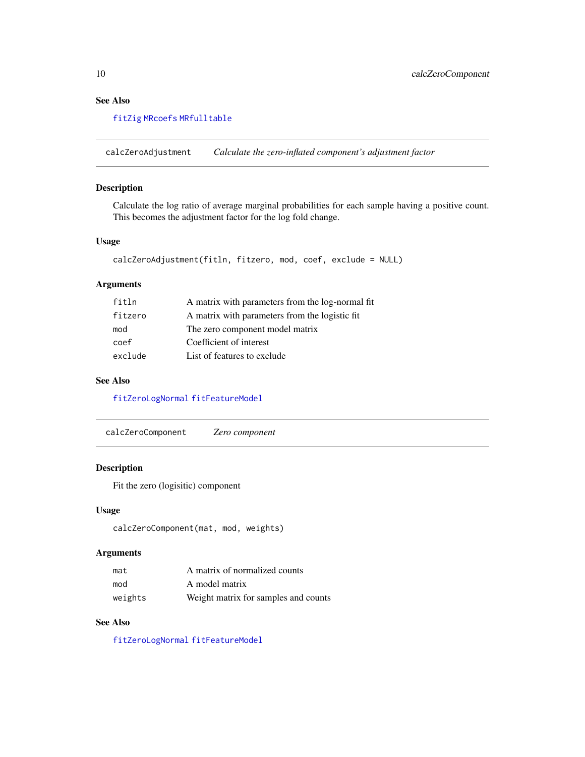### See Also

fitZig MRcoefs MRfulltable

---

## calcZeroAdjustment — *Calculate the zero-inflated component's adjustment factor*

### Description

Calculate the log ratio of average marginal probabilities for each sample having a positive count. This becomes the adjustment factor for the log fold change.

### Usage

```
calcZeroAdjustment(fitln, fitzero, mod, coef, exclude = NULL)
```

### Arguments

| | |
|---|---|
| fitln | A matrix with parameters from the log-normal fit |
| fitzero | A matrix with parameters from the logistic fit |
| mod | The zero component model matrix |
| coef | Coefficient of interest |
| exclude | List of features to exclude |

### See Also

fitZeroLogNormal fitFeatureModel

---

## calcZeroComponent — *Zero component*

### Description

Fit the zero (logisitic) component

### Usage

```
calcZeroComponent(mat, mod, weights)
```

### Arguments

| | |
|---|---|
| mat | A matrix of normalized counts |
| mod | A model matrix |
| weights | Weight matrix for samples and counts |

### See Also

fitZeroLogNormal fitFeatureModel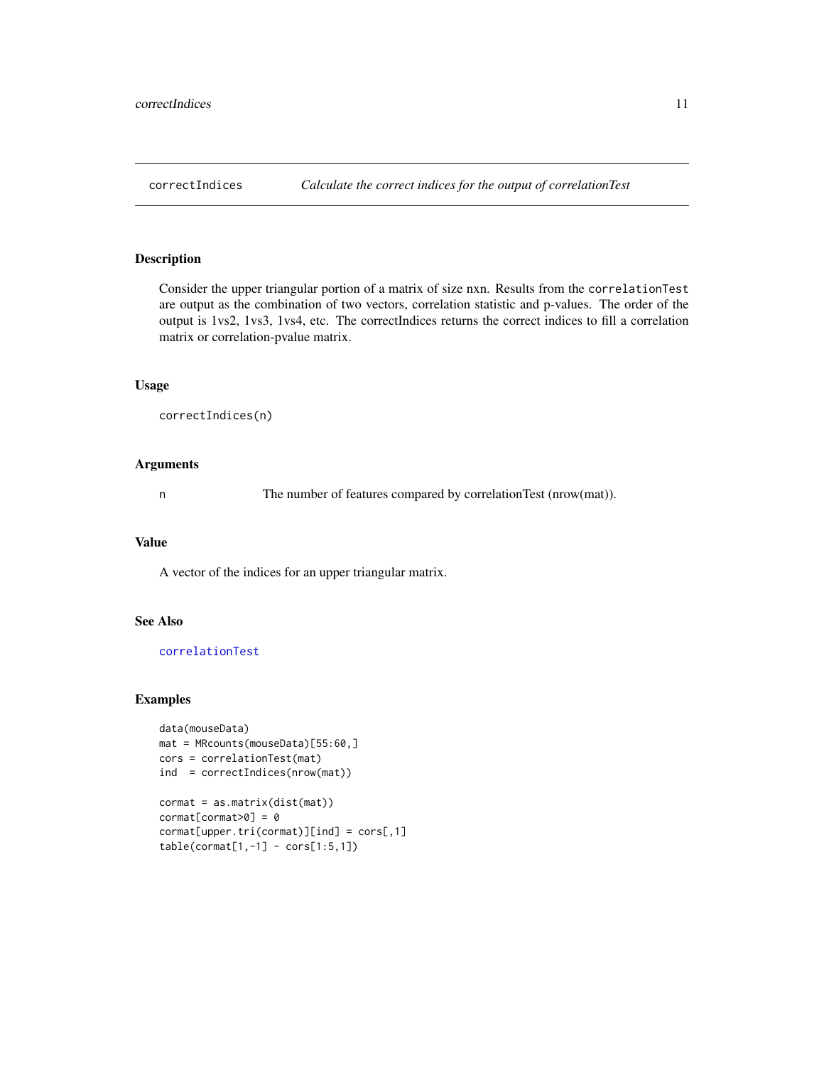## correctIndices *Calculate the correct indices for the output of correlationTest*

### Description

Consider the upper triangular portion of a matrix of size nxn. Results from the `correlationTest` are output as the combination of two vectors, correlation statistic and p-values. The order of the output is 1vs2, 1vs3, 1vs4, etc. The correctIndices returns the correct indices to fill a correlation matrix or correlation-pvalue matrix.

### Usage

```
correctIndices(n)
```

### Arguments

| | |
|---|---|
| n | The number of features compared by correlationTest (nrow(mat)). |

### Value

A vector of the indices for an upper triangular matrix.

### See Also

correlationTest

### Examples

```
data(mouseData)
mat = MRcounts(mouseData)[55:60,]
cors = correlationTest(mat)
ind  = correctIndices(nrow(mat))

cormat = as.matrix(dist(mat))
cormat[cormat>0] = 0
cormat[upper.tri(cormat)][ind] = cors[,1]
table(cormat[1,-1] - cors[1:5,1])
```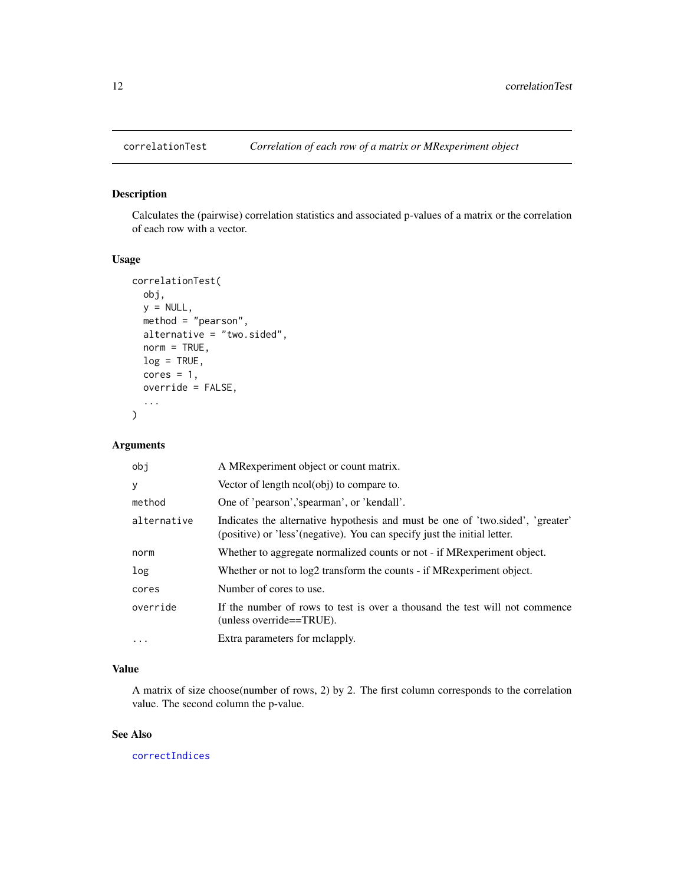## correlationTest — *Correlation of each row of a matrix or MRexperiment object*

### Description

Calculates the (pairwise) correlation statistics and associated p-values of a matrix or the correlation of each row with a vector.

### Usage

```
correlationTest(
  obj,
  y = NULL,
  method = "pearson",
  alternative = "two.sided",
  norm = TRUE,
  log = TRUE,
  cores = 1,
  override = FALSE,
  ...
)
```

### Arguments

| | |
|---|---|
| `obj` | A MRexperiment object or count matrix. |
| `y` | Vector of length ncol(obj) to compare to. |
| `method` | One of 'pearson','spearman', or 'kendall'. |
| `alternative` | Indicates the alternative hypothesis and must be one of 'two.sided', 'greater' (positive) or 'less'(negative). You can specify just the initial letter. |
| `norm` | Whether to aggregate normalized counts or not - if MRexperiment object. |
| `log` | Whether or not to log2 transform the counts - if MRexperiment object. |
| `cores` | Number of cores to use. |
| `override` | If the number of rows to test is over a thousand the test will not commence (unless override==TRUE). |
| `...` | Extra parameters for mclapply. |

### Value

A matrix of size choose(number of rows, 2) by 2. The first column corresponds to the correlation value. The second column the p-value.

### See Also

`correctIndices`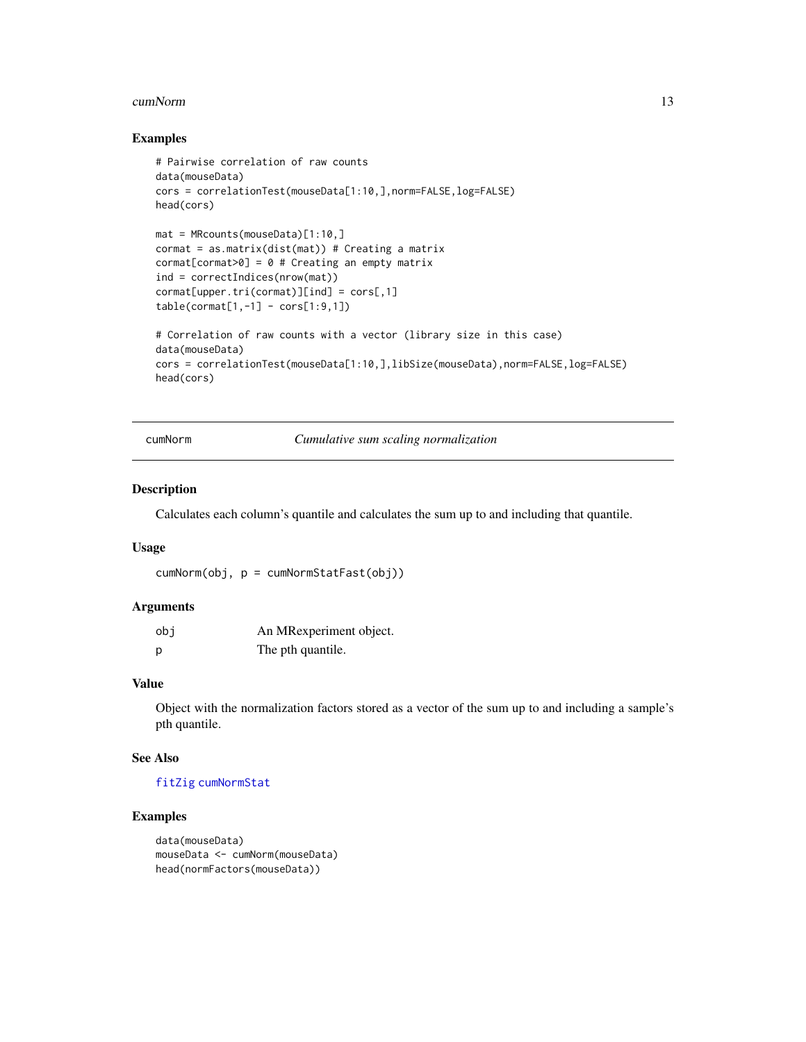## Examples

```
# Pairwise correlation of raw counts
data(mouseData)
cors = correlationTest(mouseData[1:10,],norm=FALSE,log=FALSE)
head(cors)

mat = MRcounts(mouseData)[1:10,]
cormat = as.matrix(dist(mat)) # Creating a matrix
cormat[cormat>0] = 0 # Creating an empty matrix
ind = correctIndices(nrow(mat))
cormat[upper.tri(cormat)][ind] = cors[,1]
table(cormat[1,-1] - cors[1:9,1])

# Correlation of raw counts with a vector (library size in this case)
data(mouseData)
cors = correlationTest(mouseData[1:10,],libSize(mouseData),norm=FALSE,log=FALSE)
head(cors)
```

---

# cumNorm *Cumulative sum scaling normalization*

## Description

Calculates each column's quantile and calculates the sum up to and including that quantile.

## Usage

```
cumNorm(obj, p = cumNormStatFast(obj))
```

## Arguments

| | |
|---|---|
| obj | An MRexperiment object. |
| p | The pth quantile. |

## Value

Object with the normalization factors stored as a vector of the sum up to and including a sample's pth quantile.

## See Also

fitZig cumNormStat

## Examples

```
data(mouseData)
mouseData <- cumNorm(mouseData)
head(normFactors(mouseData))
```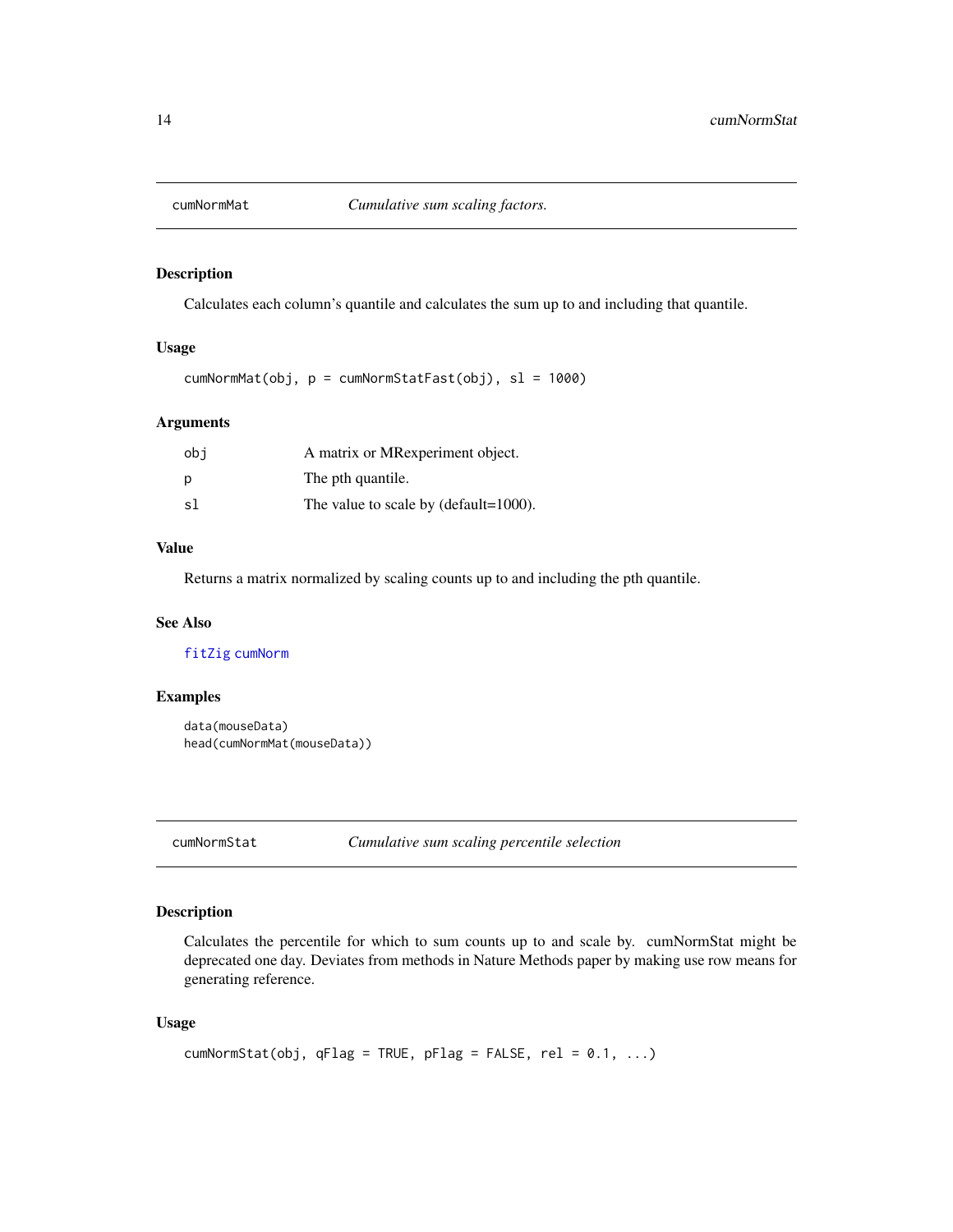## cumNormMat — *Cumulative sum scaling factors.*

### Description

Calculates each column's quantile and calculates the sum up to and including that quantile.

### Usage

```
cumNormMat(obj, p = cumNormStatFast(obj), sl = 1000)
```

### Arguments

| | |
|---|---|
| obj | A matrix or MRexperiment object. |
| p | The pth quantile. |
| sl | The value to scale by (default=1000). |

### Value

Returns a matrix normalized by scaling counts up to and including the pth quantile.

### See Also

fitZig cumNorm

### Examples

```
data(mouseData)
head(cumNormMat(mouseData))
```

## cumNormStat — *Cumulative sum scaling percentile selection*

### Description

Calculates the percentile for which to sum counts up to and scale by. cumNormStat might be deprecated one day. Deviates from methods in Nature Methods paper by making use row means for generating reference.

### Usage

```
cumNormStat(obj, qFlag = TRUE, pFlag = FALSE, rel = 0.1, ...)
```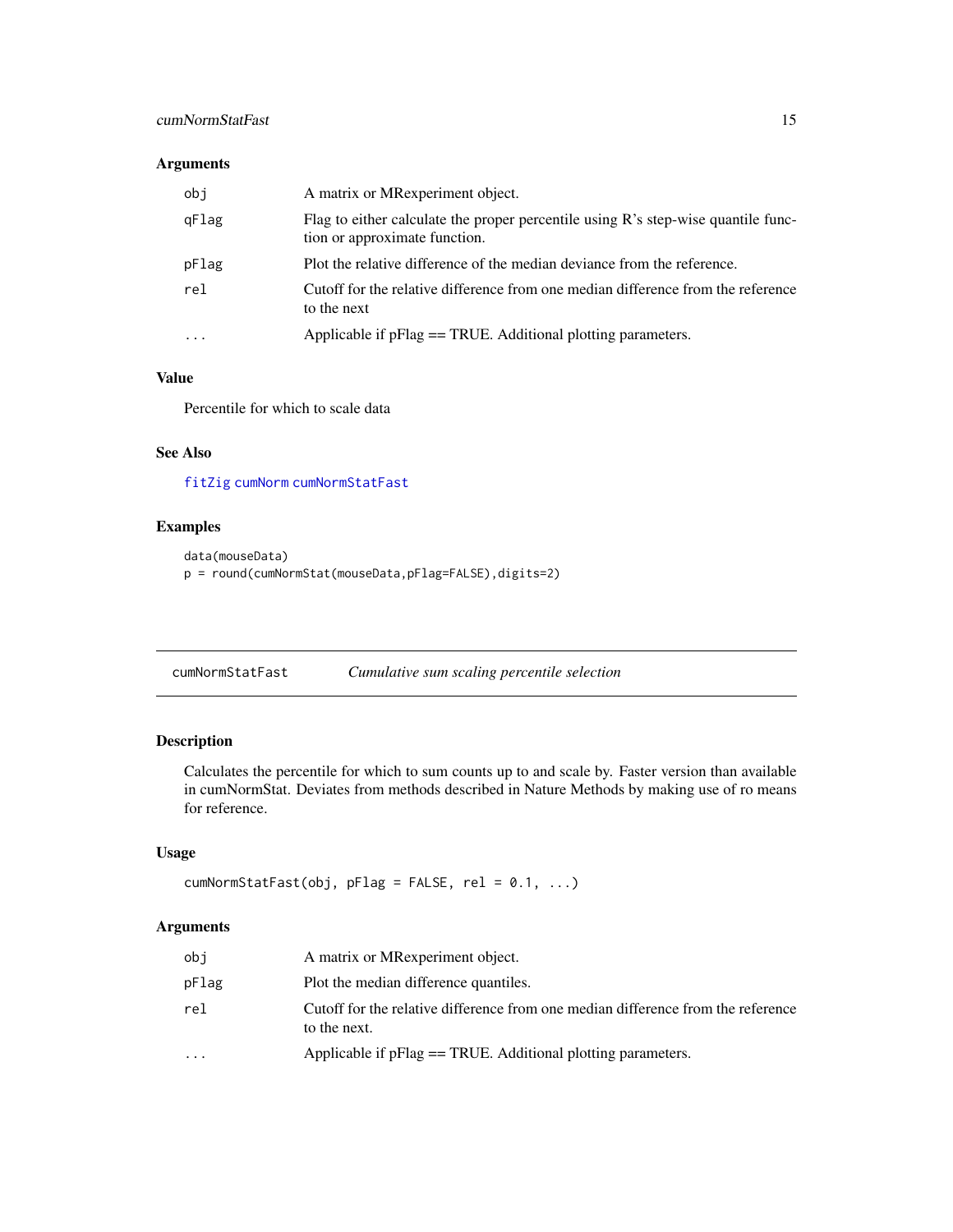## Arguments

| | |
|---|---|
| obj | A matrix or MRexperiment object. |
| qFlag | Flag to either calculate the proper percentile using R's step-wise quantile function or approximate function. |
| pFlag | Plot the relative difference of the median deviance from the reference. |
| rel | Cutoff for the relative difference from one median difference from the reference to the next |
| ... | Applicable if pFlag == TRUE. Additional plotting parameters. |

## Value

Percentile for which to scale data

## See Also

fitZig cumNorm cumNormStatFast

## Examples

```
data(mouseData)
p = round(cumNormStat(mouseData,pFlag=FALSE),digits=2)
```

---

# cumNormStatFast *Cumulative sum scaling percentile selection*

## Description

Calculates the percentile for which to sum counts up to and scale by. Faster version than available in cumNormStat. Deviates from methods described in Nature Methods by making use of ro means for reference.

## Usage

```
cumNormStatFast(obj, pFlag = FALSE, rel = 0.1, ...)
```

## Arguments

| | |
|---|---|
| obj | A matrix or MRexperiment object. |
| pFlag | Plot the median difference quantiles. |
| rel | Cutoff for the relative difference from one median difference from the reference to the next. |
| ... | Applicable if pFlag == TRUE. Additional plotting parameters. |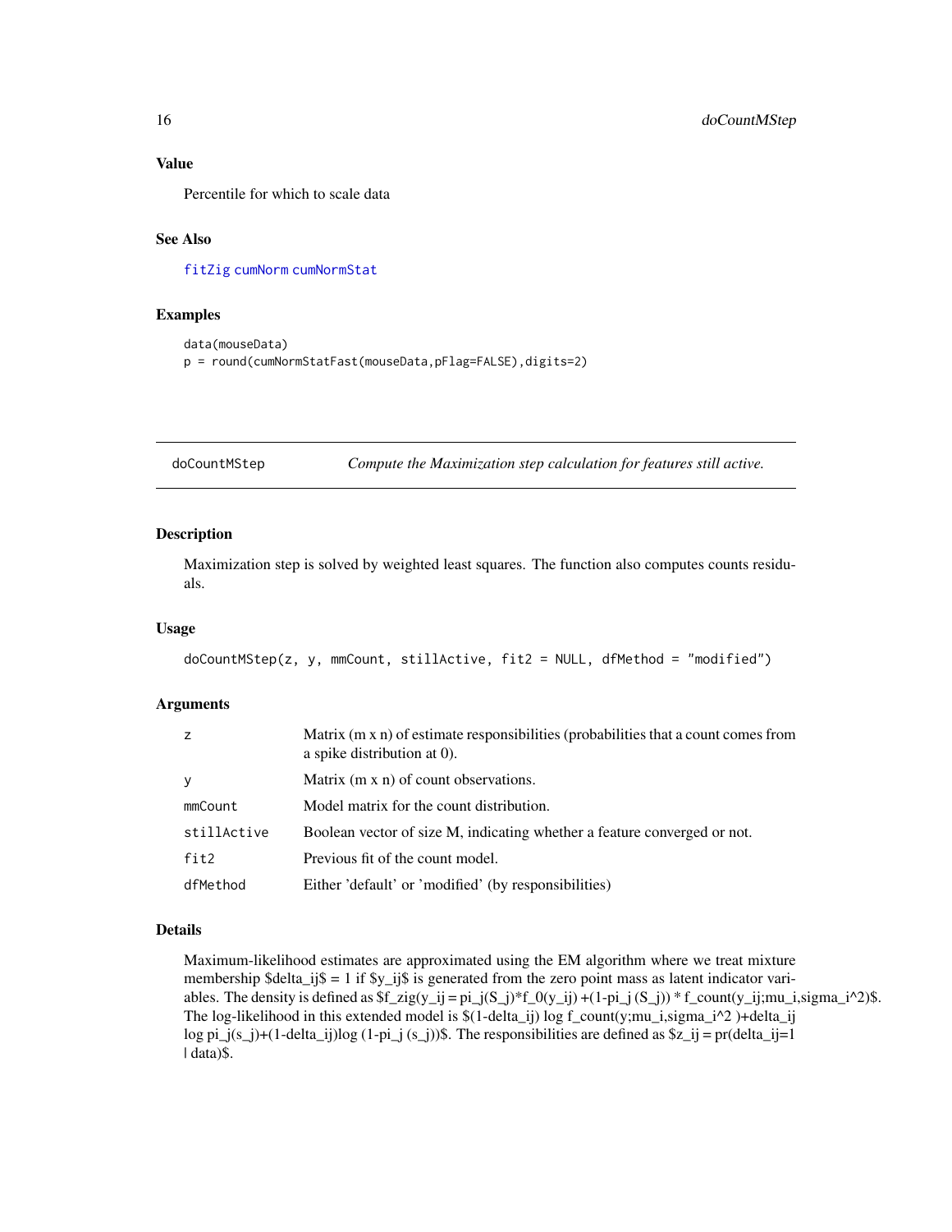### Value

Percentile for which to scale data

### See Also

fitZig cumNorm cumNormStat

### Examples

```
data(mouseData)
p = round(cumNormStatFast(mouseData,pFlag=FALSE),digits=2)
```

---

## doCountMStep — *Compute the Maximization step calculation for features still active.*

---

### Description

Maximization step is solved by weighted least squares. The function also computes counts residuals.

### Usage

```
doCountMStep(z, y, mmCount, stillActive, fit2 = NULL, dfMethod = "modified")
```

### Arguments

| | |
|---|---|
| z | Matrix (m x n) of estimate responsibilities (probabilities that a count comes from a spike distribution at 0). |
| y | Matrix (m x n) of count observations. |
| mmCount | Model matrix for the count distribution. |
| stillActive | Boolean vector of size M, indicating whether a feature converged or not. |
| fit2 | Previous fit of the count model. |
| dfMethod | Either 'default' or 'modified' (by responsibilities) |

### Details

Maximum-likelihood estimates are approximated using the EM algorithm where we treat mixture membership $delta_ij$ = 1 if $y_ij$ is generated from the zero point mass as latent indicator variables. The density is defined as $f_zig(y_ij = pi_j(S_j)*f_0(y_ij) +(1-pi_j (S_j)) * f_count(y_ij;mu_i,sigma_i^2)$. The log-likelihood in this extended model is $(1-delta_ij) log f_count(y;mu_i,sigma_i^2 )+delta_ij log pi_j(s_j)+(1-delta_ij)log (1-pi_j (s_j))$. The responsibilities are defined as $z_ij = pr(delta_ij=1 | data)$.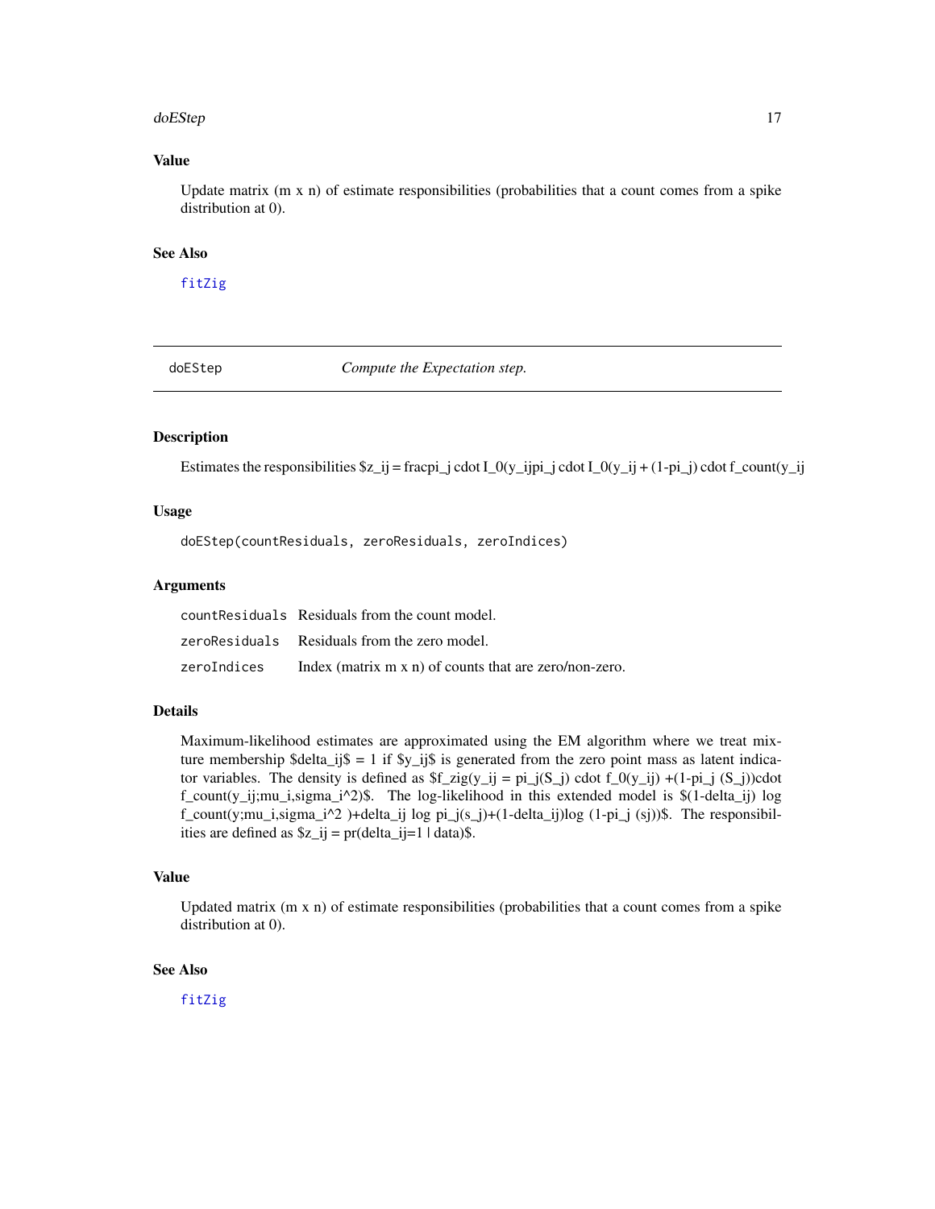### Value

Update matrix (m x n) of estimate responsibilities (probabilities that a count comes from a spike distribution at 0).

### See Also

fitZig

---

## doEStep — *Compute the Expectation step.*

### Description

Estimates the responsibilities $z_ij = fracpi_j cdot I_0(y_ijpi_j cdot I_0(y_ij + (1-pi_j) cdot f_count(y_ij

### Usage

```
doEStep(countResiduals, zeroResiduals, zeroIndices)
```

### Arguments

| | |
|---|---|
| countResiduals | Residuals from the count model. |
| zeroResiduals | Residuals from the zero model. |
| zeroIndices | Index (matrix m x n) of counts that are zero/non-zero. |

### Details

Maximum-likelihood estimates are approximated using the EM algorithm where we treat mixture membership $delta_ij$ = 1 if $y_ij$ is generated from the zero point mass as latent indicator variables. The density is defined as $f_zig(y_ij = pi_j(S_j) cdot f_0(y_ij) +(1-pi_j (S_j))cdot f_count(y_ij;mu_i,sigma_i^2)$. The log-likelihood in this extended model is $(1-delta_ij) log f_count(y;mu_i,sigma_i^2 )+delta_ij log pi_j(s_j)+(1-delta_ij)log (1-pi_j (sj))$. The responsibilities are defined as $z_ij = pr(delta_ij=1 | data)$.

### Value

Updated matrix (m x n) of estimate responsibilities (probabilities that a count comes from a spike distribution at 0).

### See Also

fitZig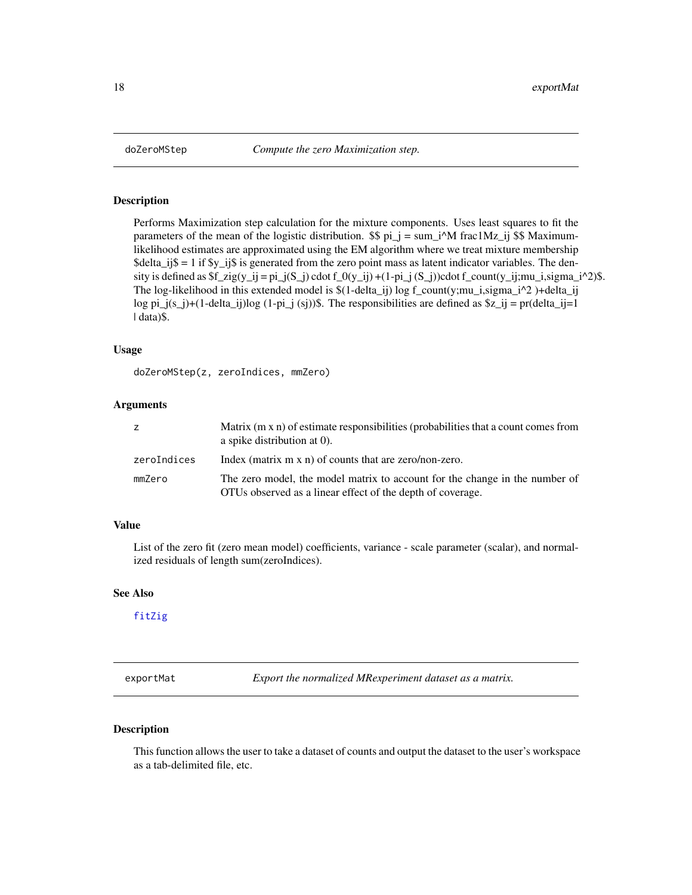## doZeroMStep — *Compute the zero Maximization step.*

### Description

Performs Maximization step calculation for the mixture components. Uses least squares to fit the parameters of the mean of the logistic distribution. $$ pi_j = sum_i^M frac1Mz_ij $$ Maximum-likelihood estimates are approximated using the EM algorithm where we treat mixture membership $delta_ij$ = 1 if $y_ij$ is generated from the zero point mass as latent indicator variables. The density is defined as $f_zig(y_ij = pi_j(S_j) cdot f_0(y_ij) +(1-pi_j (S_j))cdot f_count(y_ij;mu_i,sigma_i^2)$. The log-likelihood in this extended model is $(1-delta_ij) log f_count(y;mu_i,sigma_i^2 )+delta_ij log pi_j(s_j)+(1-delta_ij)log (1-pi_j (sj))$. The responsibilities are defined as $z_ij = pr(delta_ij=1 | data)$.

### Usage

```
doZeroMStep(z, zeroIndices, mmZero)
```

### Arguments

| | |
|---|---|
| `z` | Matrix (m x n) of estimate responsibilities (probabilities that a count comes from a spike distribution at 0). |
| `zeroIndices` | Index (matrix m x n) of counts that are zero/non-zero. |
| `mmZero` | The zero model, the model matrix to account for the change in the number of OTUs observed as a linear effect of the depth of coverage. |

### Value

List of the zero fit (zero mean model) coefficients, variance - scale parameter (scalar), and normalized residuals of length sum(zeroIndices).

### See Also

fitZig

## exportMat — *Export the normalized MRexperiment dataset as a matrix.*

### Description

This function allows the user to take a dataset of counts and output the dataset to the user's workspace as a tab-delimited file, etc.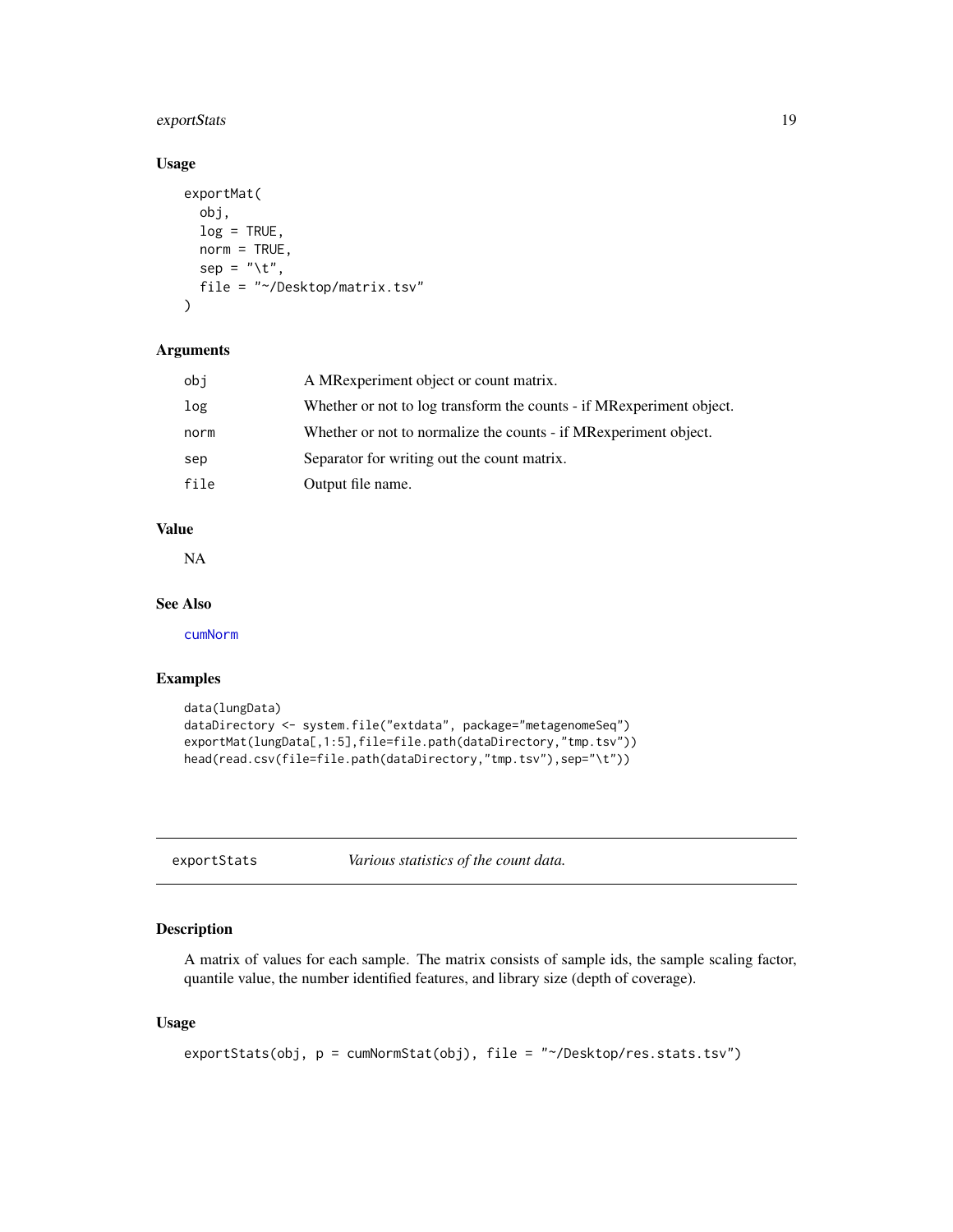### Usage

```
exportMat(
  obj,
  log = TRUE,
  norm = TRUE,
  sep = "\t",
  file = "~/Desktop/matrix.tsv"
)
```

### Arguments

| | |
|---|---|
| obj | A MRexperiment object or count matrix. |
| log | Whether or not to log transform the counts - if MRexperiment object. |
| norm | Whether or not to normalize the counts - if MRexperiment object. |
| sep | Separator for writing out the count matrix. |
| file | Output file name. |

### Value

NA

### See Also

cumNorm

### Examples

```
data(lungData)
dataDirectory <- system.file("extdata", package="metagenomeSeq")
exportMat(lungData[,1:5],file=file.path(dataDirectory,"tmp.tsv"))
head(read.csv(file=file.path(dataDirectory,"tmp.tsv"),sep="\t"))
```

---

## exportStats &nbsp;&nbsp;&nbsp; *Various statistics of the count data.*

---

### Description

A matrix of values for each sample. The matrix consists of sample ids, the sample scaling factor, quantile value, the number identified features, and library size (depth of coverage).

### Usage

```
exportStats(obj, p = cumNormStat(obj), file = "~/Desktop/res.stats.tsv")
```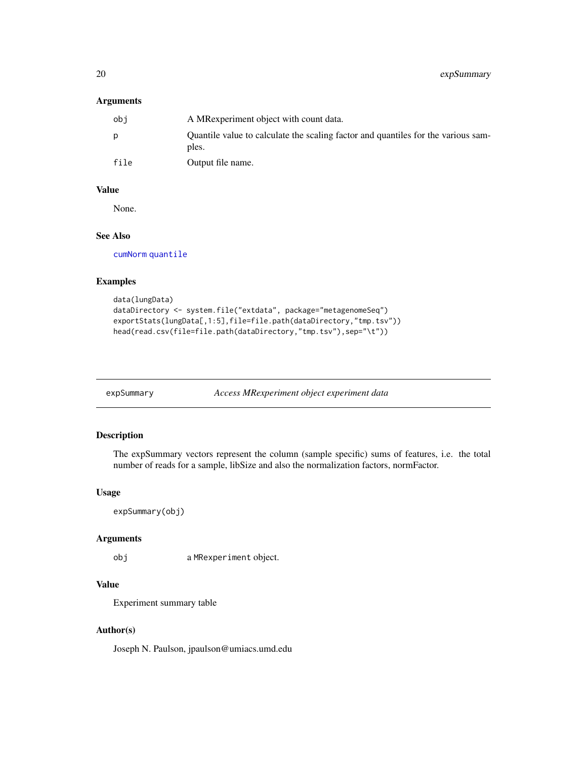### Arguments

| | |
|---|---|
| obj | A MRexperiment object with count data. |
| p | Quantile value to calculate the scaling factor and quantiles for the various samples. |
| file | Output file name. |

### Value

None.

### See Also

cumNorm quantile

### Examples

```
data(lungData)
dataDirectory <- system.file("extdata", package="metagenomeSeq")
exportStats(lungData[,1:5],file=file.path(dataDirectory,"tmp.tsv"))
head(read.csv(file=file.path(dataDirectory,"tmp.tsv"),sep="\t"))
```

---

## expSummary — *Access MRexperiment object experiment data*

### Description

The expSummary vectors represent the column (sample specific) sums of features, i.e. the total number of reads for a sample, libSize and also the normalization factors, normFactor.

### Usage

```
expSummary(obj)
```

### Arguments

| | |
|---|---|
| obj | a MRexperiment object. |

### Value

Experiment summary table

### Author(s)

Joseph N. Paulson, jpaulson@umiacs.umd.edu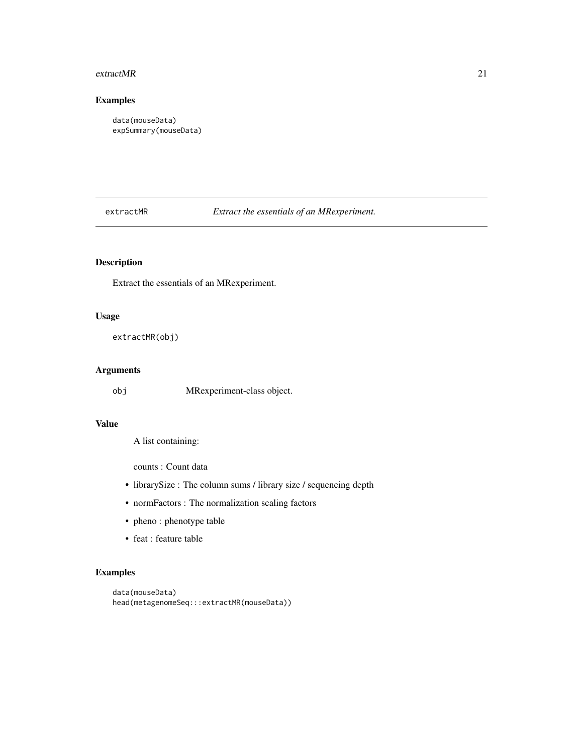## Examples

```
data(mouseData)
expSummary(mouseData)
```

---

## extractMR — *Extract the essentials of an MRexperiment.*

---

### Description

Extract the essentials of an MRexperiment.

### Usage

```
extractMR(obj)
```

### Arguments

| | |
|---|---|
| obj | MRexperiment-class object. |

### Value

A list containing:

counts : Count data

- librarySize : The column sums / library size / sequencing depth
- normFactors : The normalization scaling factors
- pheno : phenotype table
- feat : feature table

### Examples

```
data(mouseData)
head(metagenomeSeq:::extractMR(mouseData))
```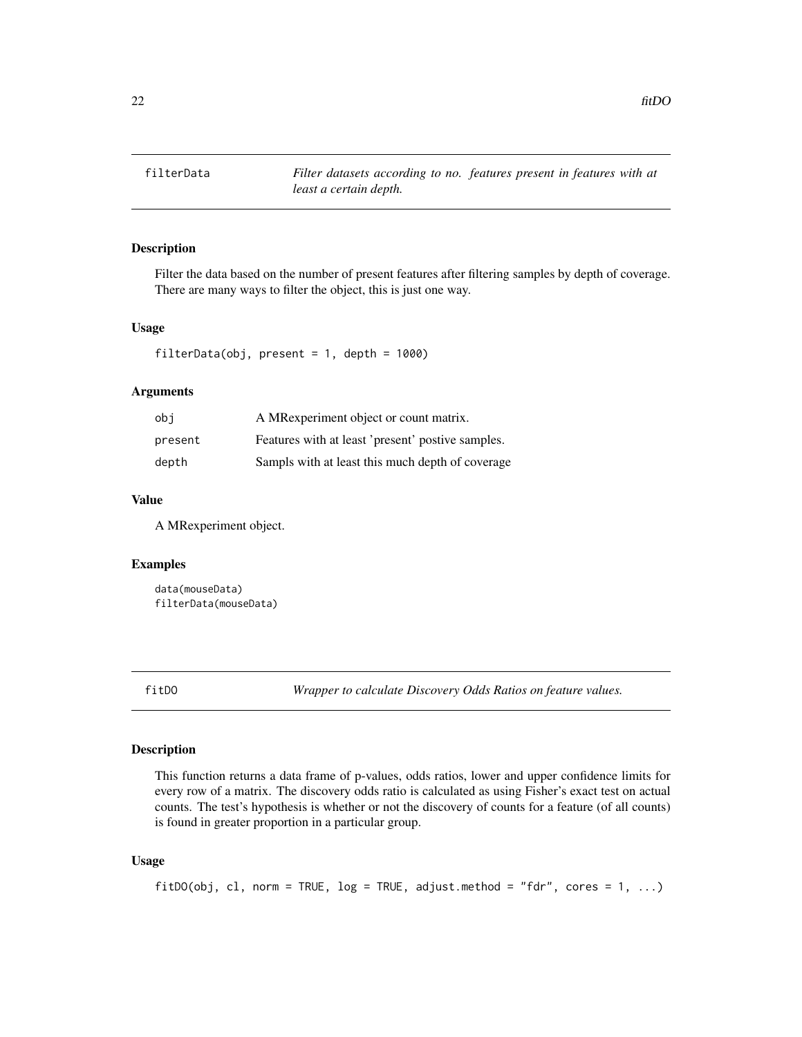## filterData — *Filter datasets according to no. features present in features with at least a certain depth.*

### Description

Filter the data based on the number of present features after filtering samples by depth of coverage. There are many ways to filter the object, this is just one way.

### Usage

```
filterData(obj, present = 1, depth = 1000)
```

### Arguments

| | |
|---|---|
| obj | A MRexperiment object or count matrix. |
| present | Features with at least 'present' postive samples. |
| depth | Sampls with at least this much depth of coverage |

### Value

A MRexperiment object.

### Examples

```
data(mouseData)
filterData(mouseData)
```

## fitDO — *Wrapper to calculate Discovery Odds Ratios on feature values.*

### Description

This function returns a data frame of p-values, odds ratios, lower and upper confidence limits for every row of a matrix. The discovery odds ratio is calculated as using Fisher's exact test on actual counts. The test's hypothesis is whether or not the discovery of counts for a feature (of all counts) is found in greater proportion in a particular group.

### Usage

```
fitDO(obj, cl, norm = TRUE, log = TRUE, adjust.method = "fdr", cores = 1, ...)
```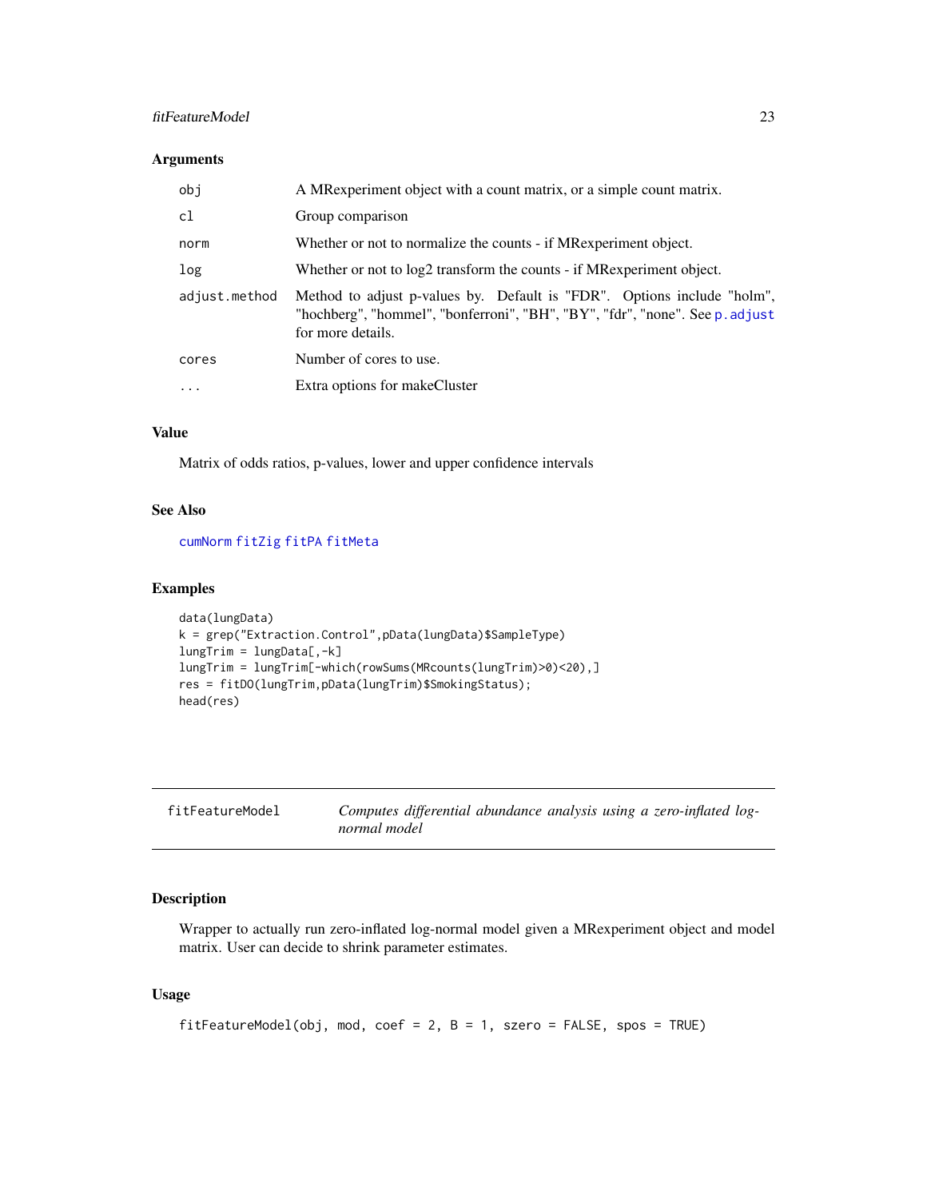### Arguments

| | |
|---|---|
| obj | A MRexperiment object with a count matrix, or a simple count matrix. |
| cl | Group comparison |
| norm | Whether or not to normalize the counts - if MRexperiment object. |
| log | Whether or not to log2 transform the counts - if MRexperiment object. |
| adjust.method | Method to adjust p-values by. Default is "FDR". Options include "holm", "hochberg", "hommel", "bonferroni", "BH", "BY", "fdr", "none". See p.adjust for more details. |
| cores | Number of cores to use. |
| ... | Extra options for makeCluster |

### Value

Matrix of odds ratios, p-values, lower and upper confidence intervals

### See Also

cumNorm fitZig fitPA fitMeta

### Examples

```
data(lungData)
k = grep("Extraction.Control",pData(lungData)$SampleType)
lungTrim = lungData[,-k]
lungTrim = lungTrim[-which(rowSums(MRcounts(lungTrim)>0)<20),]
res = fitDO(lungTrim,pData(lungTrim)$SmokingStatus);
head(res)
```

---

## fitFeatureModel — *Computes differential abundance analysis using a zero-inflated log-normal model*

### Description

Wrapper to actually run zero-inflated log-normal model given a MRexperiment object and model matrix. User can decide to shrink parameter estimates.

### Usage

```
fitFeatureModel(obj, mod, coef = 2, B = 1, szero = FALSE, spos = TRUE)
```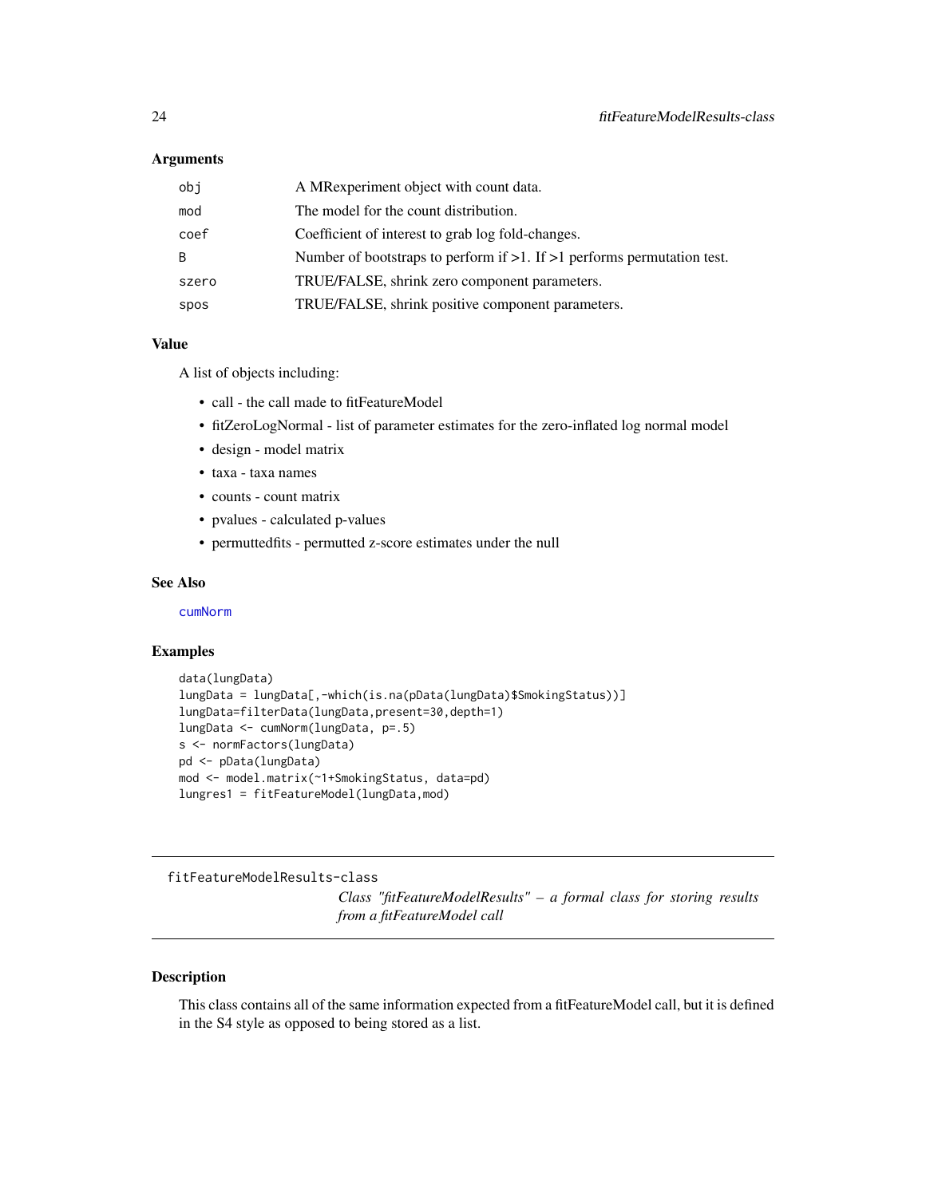### Arguments

| | |
|---|---|
| obj | A MRexperiment object with count data. |
| mod | The model for the count distribution. |
| coef | Coefficient of interest to grab log fold-changes. |
| B | Number of bootstraps to perform if >1. If >1 performs permutation test. |
| szero | TRUE/FALSE, shrink zero component parameters. |
| spos | TRUE/FALSE, shrink positive component parameters. |

### Value

A list of objects including:

- call - the call made to fitFeatureModel
- fitZeroLogNormal - list of parameter estimates for the zero-inflated log normal model
- design - model matrix
- taxa - taxa names
- counts - count matrix
- pvalues - calculated p-values
- permuttedfits - permutted z-score estimates under the null

### See Also

cumNorm

### Examples

```
data(lungData)
lungData = lungData[,-which(is.na(pData(lungData)$SmokingStatus))]
lungData=filterData(lungData,present=30,depth=1)
lungData <- cumNorm(lungData, p=.5)
s <- normFactors(lungData)
pd <- pData(lungData)
mod <- model.matrix(~1+SmokingStatus, data=pd)
lungres1 = fitFeatureModel(lungData,mod)
```

---

## fitFeatureModelResults-class

*Class "fitFeatureModelResults" – a formal class for storing results from a fitFeatureModel call*

### Description

This class contains all of the same information expected from a fitFeatureModel call, but it is defined in the S4 style as opposed to being stored as a list.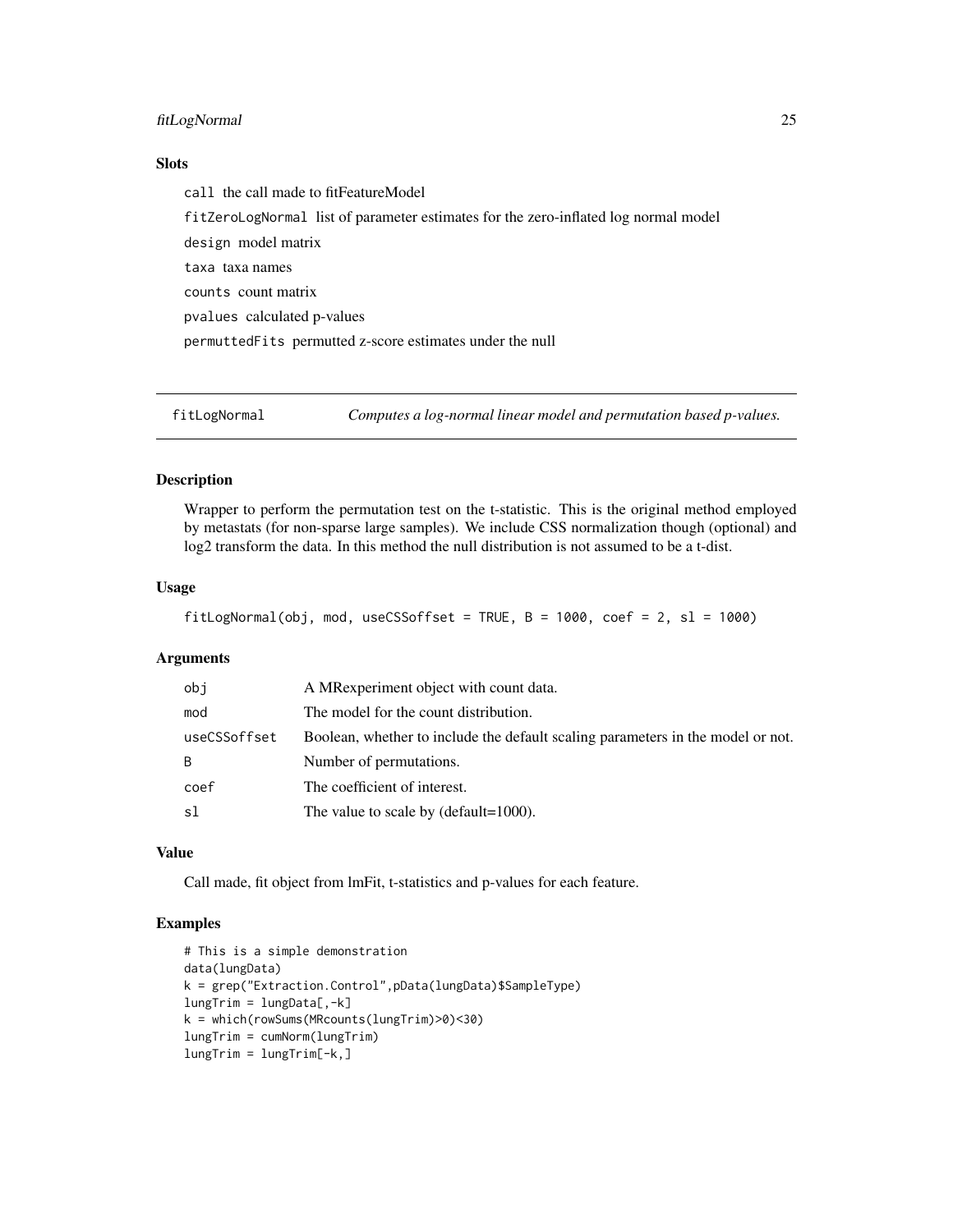### Slots

`call` the call made to fitFeatureModel

`fitZeroLogNormal` list of parameter estimates for the zero-inflated log normal model

`design` model matrix

`taxa` taxa names

`counts` count matrix

`pvalues` calculated p-values

`permuttedFits` permutted z-score estimates under the null

---

## fitLogNormal — *Computes a log-normal linear model and permutation based p-values.*

### Description

Wrapper to perform the permutation test on the t-statistic. This is the original method employed by metastats (for non-sparse large samples). We include CSS normalization though (optional) and log2 transform the data. In this method the null distribution is not assumed to be a t-dist.

### Usage

```
fitLogNormal(obj, mod, useCSSoffset = TRUE, B = 1000, coef = 2, sl = 1000)
```

### Arguments

| | |
|---|---|
| obj | A MRexperiment object with count data. |
| mod | The model for the count distribution. |
| useCSSoffset | Boolean, whether to include the default scaling parameters in the model or not. |
| B | Number of permutations. |
| coef | The coefficient of interest. |
| sl | The value to scale by (default=1000). |

### Value

Call made, fit object from lmFit, t-statistics and p-values for each feature.

### Examples

```
# This is a simple demonstration
data(lungData)
k = grep("Extraction.Control",pData(lungData)$SampleType)
lungTrim = lungData[,-k]
k = which(rowSums(MRcounts(lungTrim)>0)<30)
lungTrim = cumNorm(lungTrim)
lungTrim = lungTrim[-k,]
```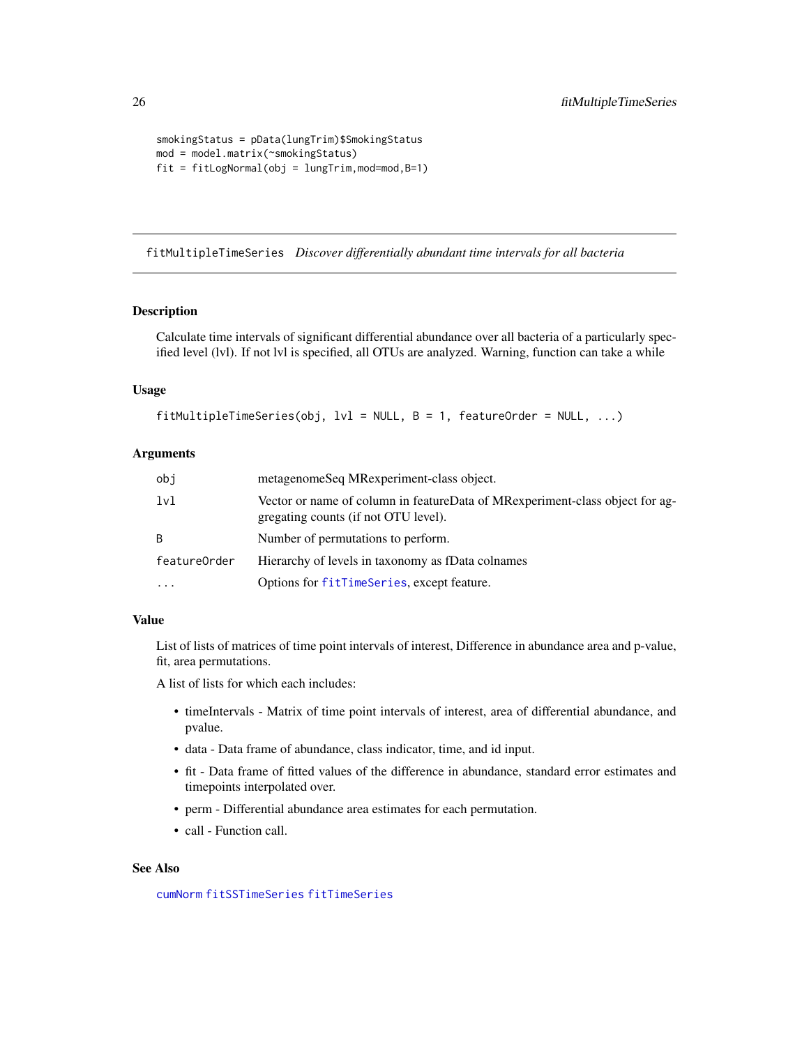```
smokingStatus = pData(lungTrim)$SmokingStatus
mod = model.matrix(~smokingStatus)
fit = fitLogNormal(obj = lungTrim,mod=mod,B=1)
```

---

## fitMultipleTimeSeries *Discover differentially abundant time intervals for all bacteria*

---

### Description

Calculate time intervals of significant differential abundance over all bacteria of a particularly specified level (lvl). If not lvl is specified, all OTUs are analyzed. Warning, function can take a while

### Usage

```
fitMultipleTimeSeries(obj, lvl = NULL, B = 1, featureOrder = NULL, ...)
```

### Arguments

| | |
|---|---|
| `obj` | metagenomeSeq MRexperiment-class object. |
| `lvl` | Vector or name of column in featureData of MRexperiment-class object for aggregating counts (if not OTU level). |
| `B` | Number of permutations to perform. |
| `featureOrder` | Hierarchy of levels in taxonomy as fData colnames |
| `...` | Options for `fitTimeSeries`, except feature. |

### Value

List of lists of matrices of time point intervals of interest, Difference in abundance area and p-value, fit, area permutations.

A list of lists for which each includes:

- timeIntervals - Matrix of time point intervals of interest, area of differential abundance, and pvalue.
- data - Data frame of abundance, class indicator, time, and id input.
- fit - Data frame of fitted values of the difference in abundance, standard error estimates and timepoints interpolated over.
- perm - Differential abundance area estimates for each permutation.
- call - Function call.

### See Also

`cumNorm` `fitSSTimeSeries` `fitTimeSeries`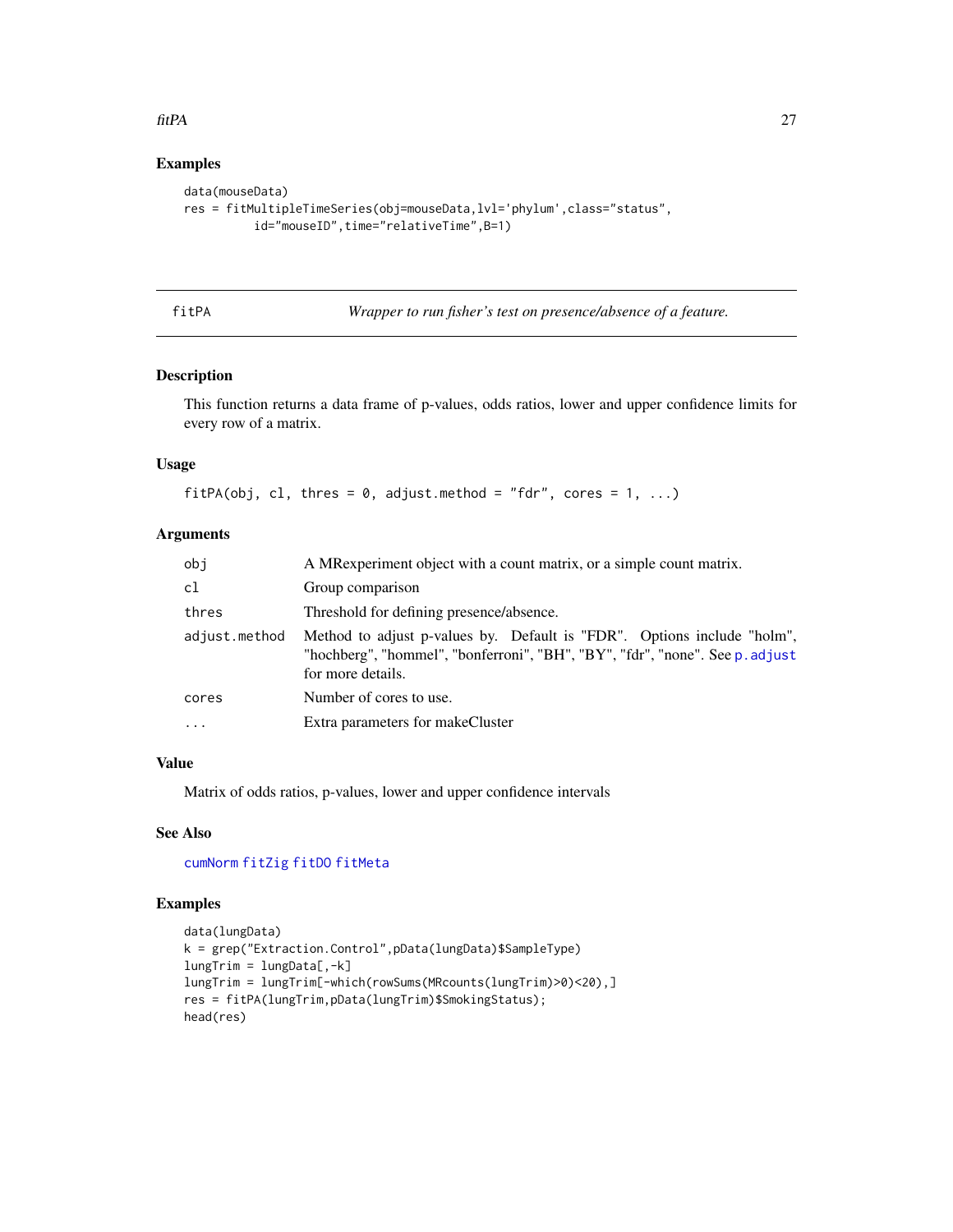## Examples

```
data(mouseData)
res = fitMultipleTimeSeries(obj=mouseData,lvl='phylum',class="status",
          id="mouseID",time="relativeTime",B=1)
```

---

# fitPA — *Wrapper to run fisher's test on presence/absence of a feature.*

---

## Description

This function returns a data frame of p-values, odds ratios, lower and upper confidence limits for every row of a matrix.

## Usage

```
fitPA(obj, cl, thres = 0, adjust.method = "fdr", cores = 1, ...)
```

## Arguments

| | |
|---|---|
| obj | A MRexperiment object with a count matrix, or a simple count matrix. |
| cl | Group comparison |
| thres | Threshold for defining presence/absence. |
| adjust.method | Method to adjust p-values by. Default is "FDR". Options include "holm", "hochberg", "hommel", "bonferroni", "BH", "BY", "fdr", "none". See p.adjust for more details. |
| cores | Number of cores to use. |
| ... | Extra parameters for makeCluster |

## Value

Matrix of odds ratios, p-values, lower and upper confidence intervals

## See Also

cumNorm fitZig fitDO fitMeta

## Examples

```
data(lungData)
k = grep("Extraction.Control",pData(lungData)$SampleType)
lungTrim = lungData[,-k]
lungTrim = lungTrim[-which(rowSums(MRcounts(lungTrim)>0)<20),]
res = fitPA(lungTrim,pData(lungTrim)$SmokingStatus);
head(res)
```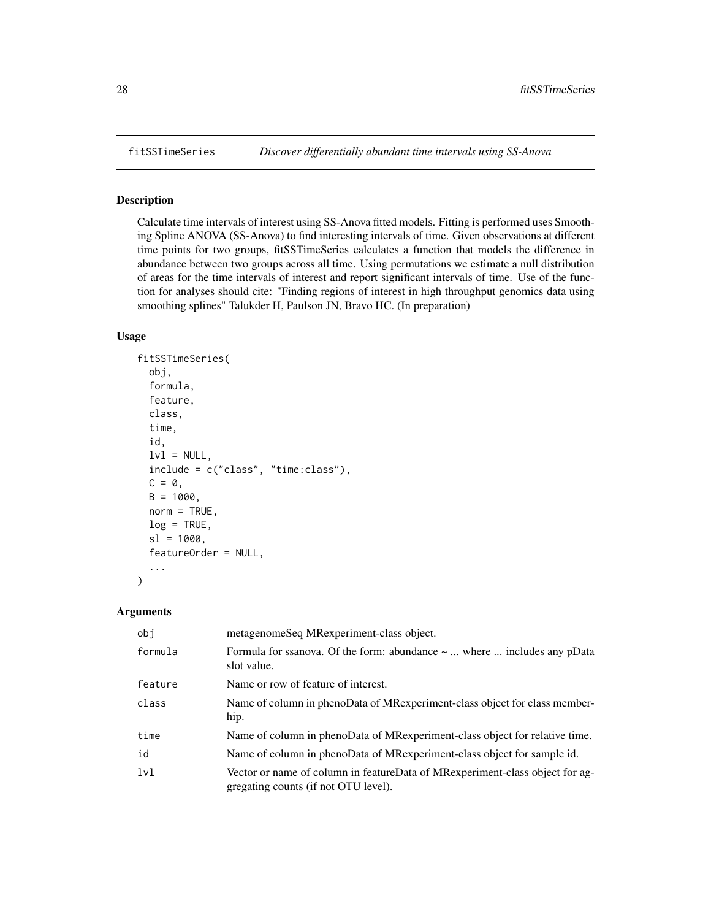# fitSSTimeSeries — *Discover differentially abundant time intervals using SS-Anova*

## Description

Calculate time intervals of interest using SS-Anova fitted models. Fitting is performed uses Smoothing Spline ANOVA (SS-Anova) to find interesting intervals of time. Given observations at different time points for two groups, fitSSTimeSeries calculates a function that models the difference in abundance between two groups across all time. Using permutations we estimate a null distribution of areas for the time intervals of interest and report significant intervals of time. Use of the function for analyses should cite: "Finding regions of interest in high throughput genomics data using smoothing splines" Talukder H, Paulson JN, Bravo HC. (In preparation)

## Usage

```
fitSSTimeSeries(
  obj,
  formula,
  feature,
  class,
  time,
  id,
  lvl = NULL,
  include = c("class", "time:class"),
  C = 0,
  B = 1000,
  norm = TRUE,
  log = TRUE,
  sl = 1000,
  featureOrder = NULL,
  ...
)
```

## Arguments

| | |
|---|---|
| obj | metagenomeSeq MRexperiment-class object. |
| formula | Formula for ssanova. Of the form: abundance ~ ... where ... includes any pData slot value. |
| feature | Name or row of feature of interest. |
| class | Name of column in phenoData of MRexperiment-class object for class membership. |
| time | Name of column in phenoData of MRexperiment-class object for relative time. |
| id | Name of column in phenoData of MRexperiment-class object for sample id. |
| lvl | Vector or name of column in featureData of MRexperiment-class object for aggregating counts (if not OTU level). |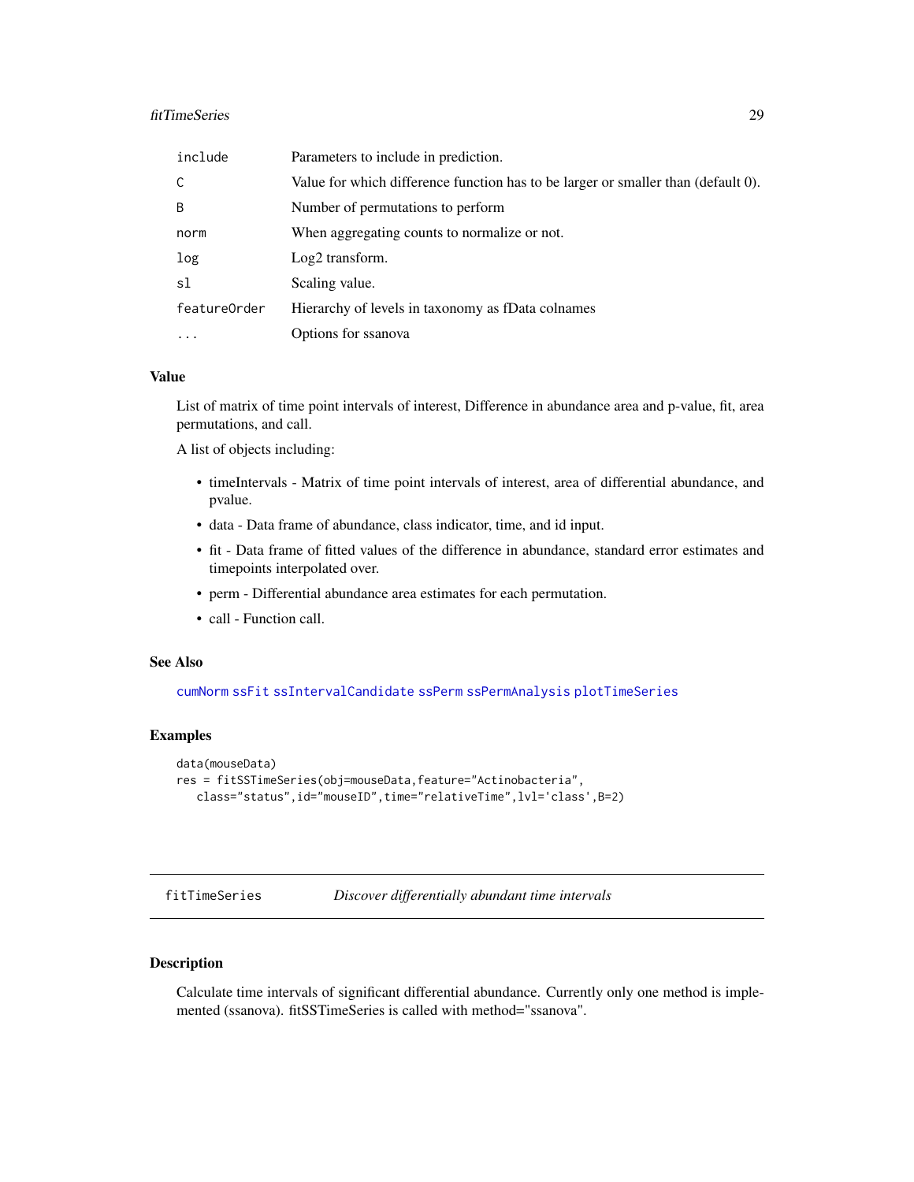| | |
|---|---|
| include | Parameters to include in prediction. |
| C | Value for which difference function has to be larger or smaller than (default 0). |
| B | Number of permutations to perform |
| norm | When aggregating counts to normalize or not. |
| log | Log2 transform. |
| sl | Scaling value. |
| featureOrder | Hierarchy of levels in taxonomy as fData colnames |
| ... | Options for ssanova |

### Value

List of matrix of time point intervals of interest, Difference in abundance area and p-value, fit, area permutations, and call.

A list of objects including:

- timeIntervals - Matrix of time point intervals of interest, area of differential abundance, and pvalue.
- data - Data frame of abundance, class indicator, time, and id input.
- fit - Data frame of fitted values of the difference in abundance, standard error estimates and timepoints interpolated over.
- perm - Differential abundance area estimates for each permutation.
- call - Function call.

### See Also

cumNorm ssFit ssIntervalCandidate ssPerm ssPermAnalysis plotTimeSeries

### Examples

```
data(mouseData)
res = fitSSTimeSeries(obj=mouseData,feature="Actinobacteria",
   class="status",id="mouseID",time="relativeTime",lvl='class',B=2)
```

---

## fitTimeSeries *Discover differentially abundant time intervals*

---

### Description

Calculate time intervals of significant differential abundance. Currently only one method is implemented (ssanova). fitSSTimeSeries is called with method="ssanova".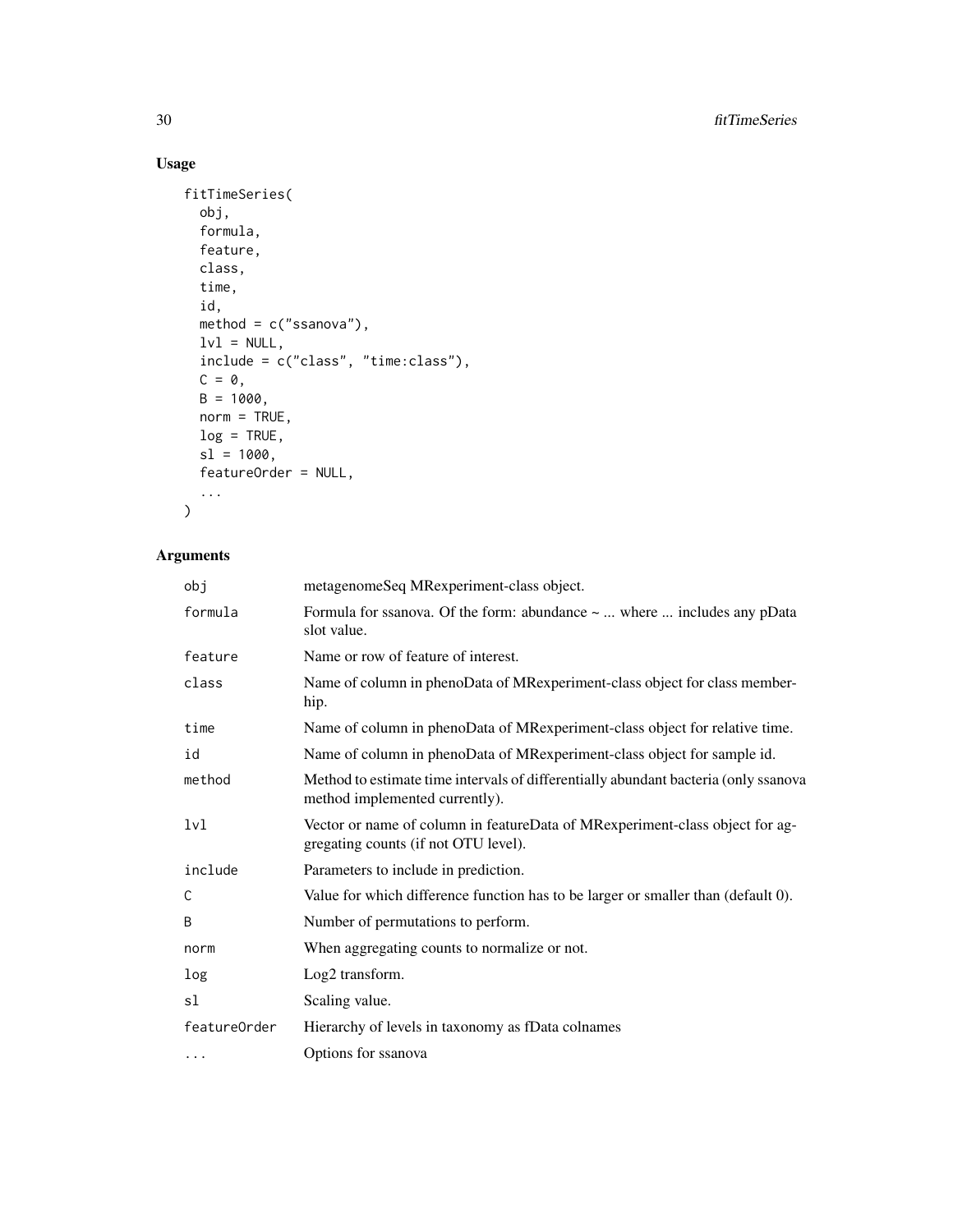## Usage

```
fitTimeSeries(
  obj,
  formula,
  feature,
  class,
  time,
  id,
  method = c("ssanova"),
  lvl = NULL,
  include = c("class", "time:class"),
  C = 0,
  B = 1000,
  norm = TRUE,
  log = TRUE,
  sl = 1000,
  featureOrder = NULL,
  ...
)
```

## Arguments

| | |
|---|---|
| obj | metagenomeSeq MRexperiment-class object. |
| formula | Formula for ssanova. Of the form: abundance ~ ... where ... includes any pData slot value. |
| feature | Name or row of feature of interest. |
| class | Name of column in phenoData of MRexperiment-class object for class membership. |
| time | Name of column in phenoData of MRexperiment-class object for relative time. |
| id | Name of column in phenoData of MRexperiment-class object for sample id. |
| method | Method to estimate time intervals of differentially abundant bacteria (only ssanova method implemented currently). |
| lvl | Vector or name of column in featureData of MRexperiment-class object for aggregating counts (if not OTU level). |
| include | Parameters to include in prediction. |
| C | Value for which difference function has to be larger or smaller than (default 0). |
| B | Number of permutations to perform. |
| norm | When aggregating counts to normalize or not. |
| log | Log2 transform. |
| sl | Scaling value. |
| featureOrder | Hierarchy of levels in taxonomy as fData colnames |
| ... | Options for ssanova |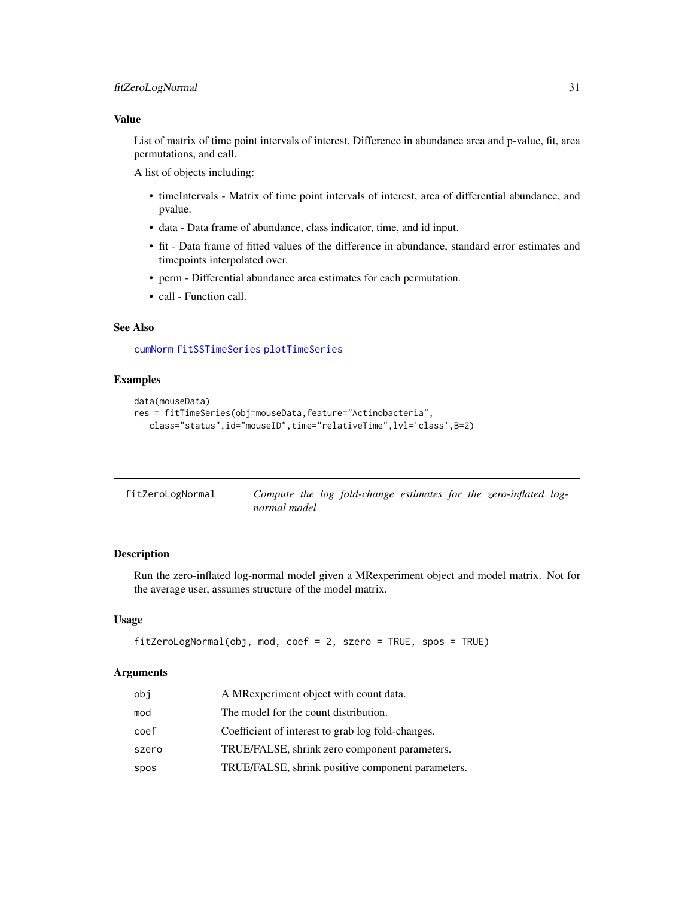### Value

List of matrix of time point intervals of interest, Difference in abundance area and p-value, fit, area permutations, and call.

A list of objects including:

- timeIntervals - Matrix of time point intervals of interest, area of differential abundance, and pvalue.
- data - Data frame of abundance, class indicator, time, and id input.
- fit - Data frame of fitted values of the difference in abundance, standard error estimates and timepoints interpolated over.
- perm - Differential abundance area estimates for each permutation.
- call - Function call.

### See Also

cumNorm fitSSTimeSeries plotTimeSeries

### Examples

```
data(mouseData)
res = fitTimeSeries(obj=mouseData,feature="Actinobacteria",
   class="status",id="mouseID",time="relativeTime",lvl='class',B=2)
```

---

## fitZeroLogNormal — *Compute the log fold-change estimates for the zero-inflated log-normal model*

---

### Description

Run the zero-inflated log-normal model given a MRexperiment object and model matrix. Not for the average user, assumes structure of the model matrix.

### Usage

```
fitZeroLogNormal(obj, mod, coef = 2, szero = TRUE, spos = TRUE)
```

### Arguments

| | |
|---|---|
| obj | A MRexperiment object with count data. |
| mod | The model for the count distribution. |
| coef | Coefficient of interest to grab log fold-changes. |
| szero | TRUE/FALSE, shrink zero component parameters. |
| spos | TRUE/FALSE, shrink positive component parameters. |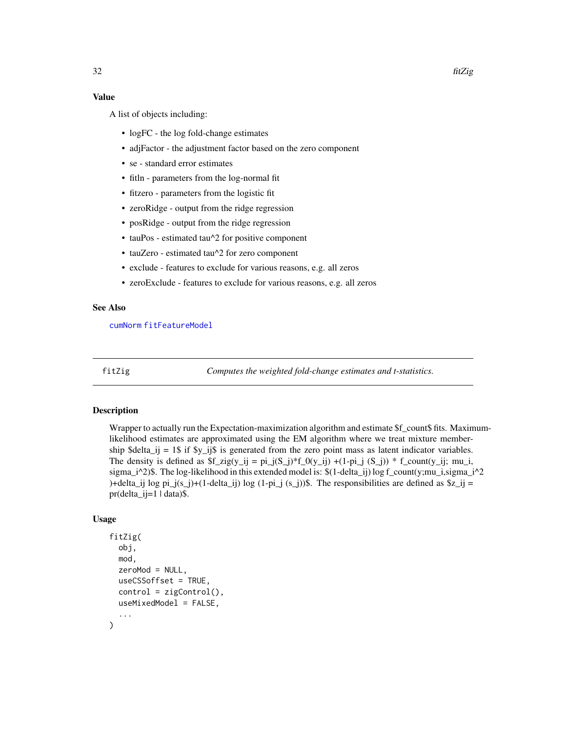## Value

A list of objects including:

- logFC - the log fold-change estimates
- adjFactor - the adjustment factor based on the zero component
- se - standard error estimates
- fitln - parameters from the log-normal fit
- fitzero - parameters from the logistic fit
- zeroRidge - output from the ridge regression
- posRidge - output from the ridge regression
- tauPos - estimated tau^2 for positive component
- tauZero - estimated tau^2 for zero component
- exclude - features to exclude for various reasons, e.g. all zeros
- zeroExclude - features to exclude for various reasons, e.g. all zeros

## See Also

`cumNorm` `fitFeatureModel`

---

# fitZig — *Computes the weighted fold-change estimates and t-statistics.*

## Description

Wrapper to actually run the Expectation-maximization algorithm and estimate $f_count$ fits. Maximum-likelihood estimates are approximated using the EM algorithm where we treat mixture membership $delta_ij = 1$ if $y_ij$ is generated from the zero point mass as latent indicator variables. The density is defined as $f_zig(y_ij = pi_j(S_j)*f_0(y_ij) +(1-pi_j (S_j)) * f_count(y_ij; mu_i, sigma_i^2)$. The log-likelihood in this extended model is: $(1-delta_ij) log f_count(y;mu_i,sigma_i^2 )+delta_ij log pi_j(s_j)+(1-delta_ij) log (1-pi_j (s_j))$. The responsibilities are defined as $z_ij = pr(delta_ij=1 | data)$.

## Usage

```
fitZig(
  obj,
  mod,
  zeroMod = NULL,
  useCSSoffset = TRUE,
  control = zigControl(),
  useMixedModel = FALSE,
  ...
)
```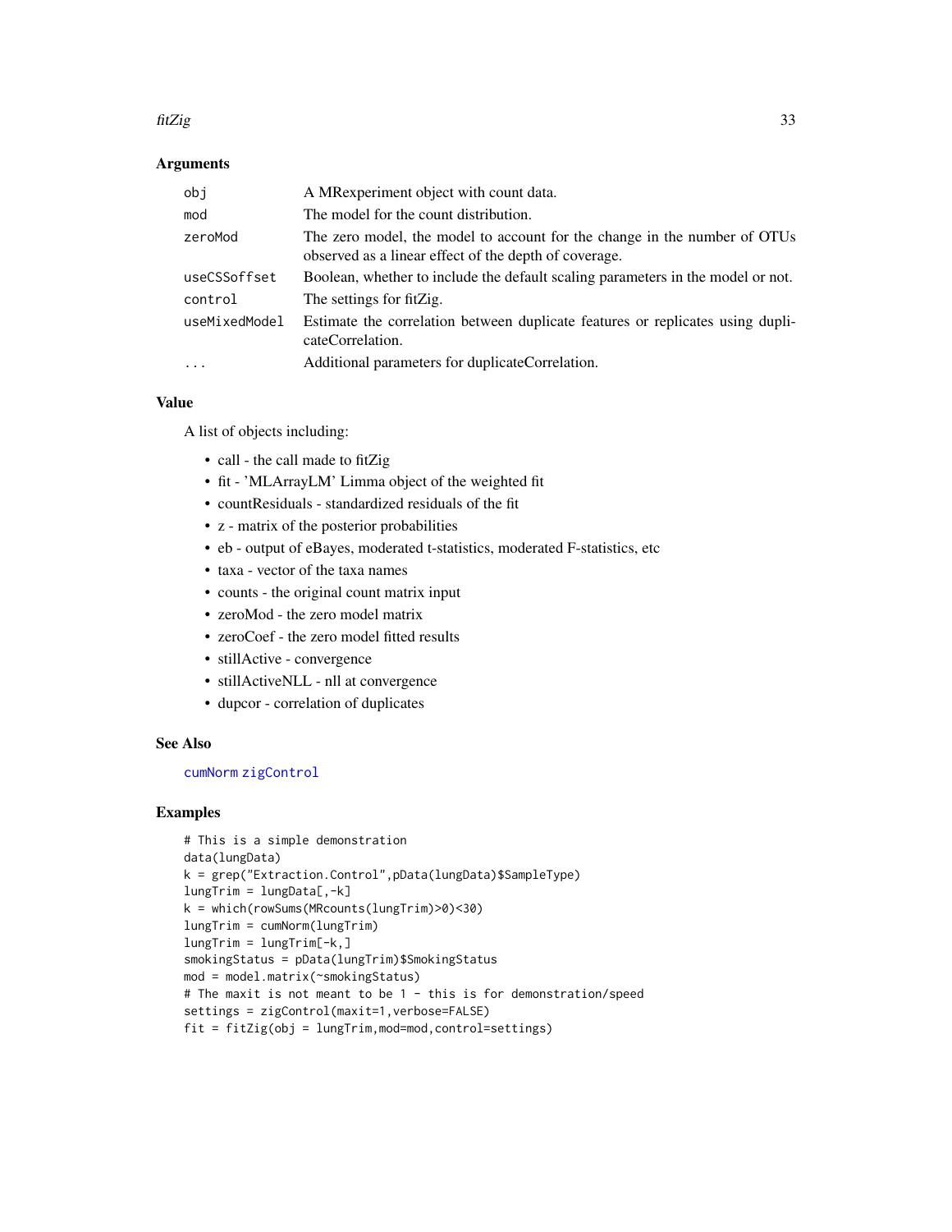### Arguments

| | |
|---|---|
| `obj` | A MRexperiment object with count data. |
| `mod` | The model for the count distribution. |
| `zeroMod` | The zero model, the model to account for the change in the number of OTUs observed as a linear effect of the depth of coverage. |
| `useCSSoffset` | Boolean, whether to include the default scaling parameters in the model or not. |
| `control` | The settings for fitZig. |
| `useMixedModel` | Estimate the correlation between duplicate features or replicates using duplicateCorrelation. |
| `...` | Additional parameters for duplicateCorrelation. |

### Value

A list of objects including:

- call - the call made to fitZig
- fit - 'MLArrayLM' Limma object of the weighted fit
- countResiduals - standardized residuals of the fit
- z - matrix of the posterior probabilities
- eb - output of eBayes, moderated t-statistics, moderated F-statistics, etc
- taxa - vector of the taxa names
- counts - the original count matrix input
- zeroMod - the zero model matrix
- zeroCoef - the zero model fitted results
- stillActive - convergence
- stillActiveNLL - nll at convergence
- dupcor - correlation of duplicates

### See Also

`cumNorm` `zigControl`

### Examples

```
# This is a simple demonstration
data(lungData)
k = grep("Extraction.Control",pData(lungData)$SampleType)
lungTrim = lungData[,-k]
k = which(rowSums(MRcounts(lungTrim)>0)<30)
lungTrim = cumNorm(lungTrim)
lungTrim = lungTrim[-k,]
smokingStatus = pData(lungTrim)$SmokingStatus
mod = model.matrix(~smokingStatus)
# The maxit is not meant to be 1 - this is for demonstration/speed
settings = zigControl(maxit=1,verbose=FALSE)
fit = fitZig(obj = lungTrim,mod=mod,control=settings)
```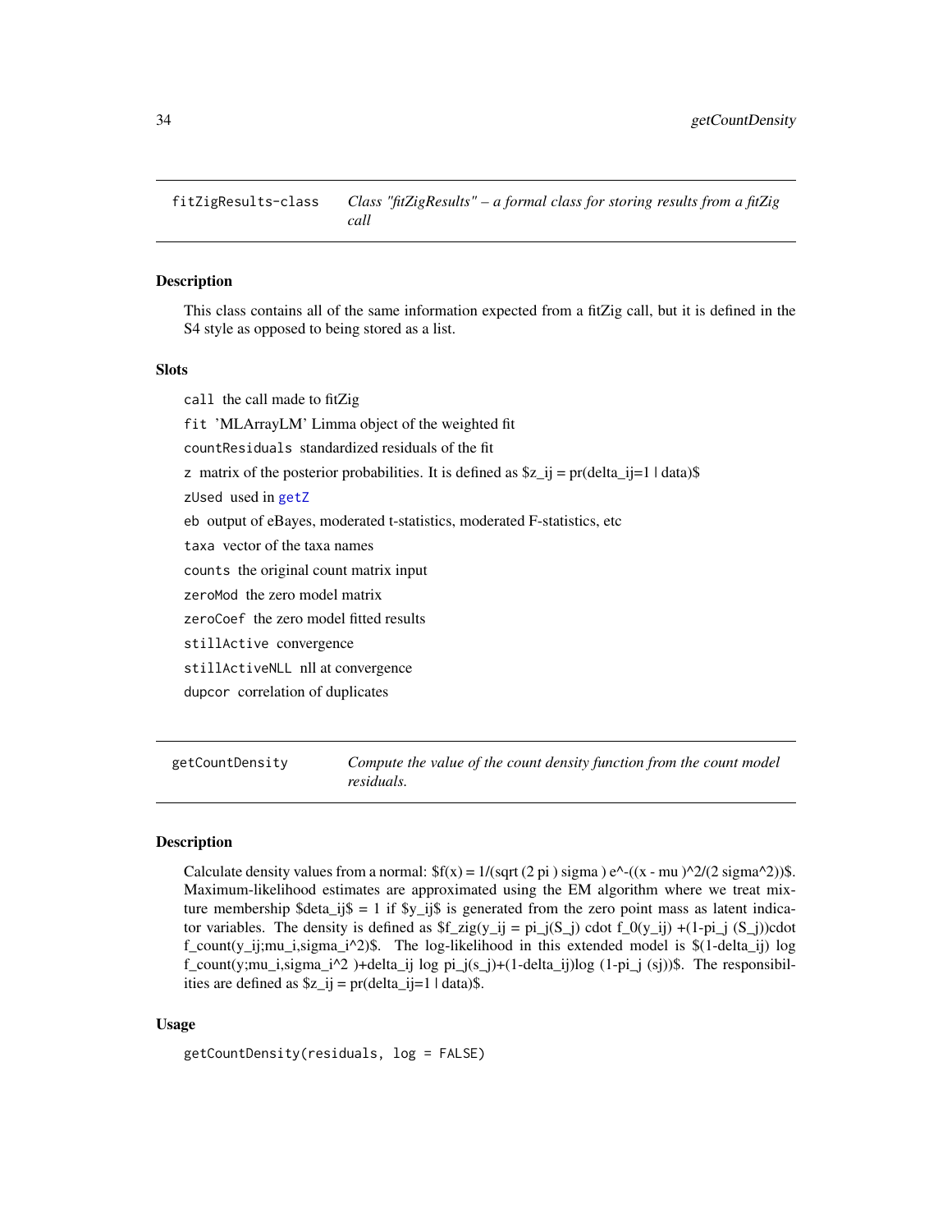## fitZigResults-class — *Class "fitZigResults" – a formal class for storing results from a fitZig call*

### Description

This class contains all of the same information expected from a fitZig call, but it is defined in the S4 style as opposed to being stored as a list.

### Slots

- `call` the call made to fitZig
- `fit` 'MLArrayLM' Limma object of the weighted fit
- `countResiduals` standardized residuals of the fit
- `z` matrix of the posterior probabilities. It is defined as $z_ij = pr(delta_ij=1 | data)$
- `zUsed` used in `getZ`
- `eb` output of eBayes, moderated t-statistics, moderated F-statistics, etc
- `taxa` vector of the taxa names
- `counts` the original count matrix input
- `zeroMod` the zero model matrix
- `zeroCoef` the zero model fitted results
- `stillActive` convergence
- `stillActiveNLL` nll at convergence
- `dupcor` correlation of duplicates

---

## getCountDensity — *Compute the value of the count density function from the count model residuals.*

### Description

Calculate density values from a normal: $f(x) = 1/(sqrt (2 pi ) sigma ) e^-((x - mu )^2/(2 sigma^2))$. Maximum-likelihood estimates are approximated using the EM algorithm where we treat mixture membership $deta_ij$ = 1 if $y_ij$ is generated from the zero point mass as latent indicator variables. The density is defined as $f_zig(y_ij = pi_j(S_j) cdot f_0(y_ij) +(1-pi_j (S_j))cdot f_count(y_ij;mu_i,sigma_i^2)$. The log-likelihood in this extended model is $(1-delta_ij) log f_count(y;mu_i,sigma_i^2 )+delta_ij log pi_j(s_j)+(1-delta_ij)log (1-pi_j (sj))$. The responsibilities are defined as $z_ij = pr(delta_ij=1 | data)$.

### Usage

```
getCountDensity(residuals, log = FALSE)
```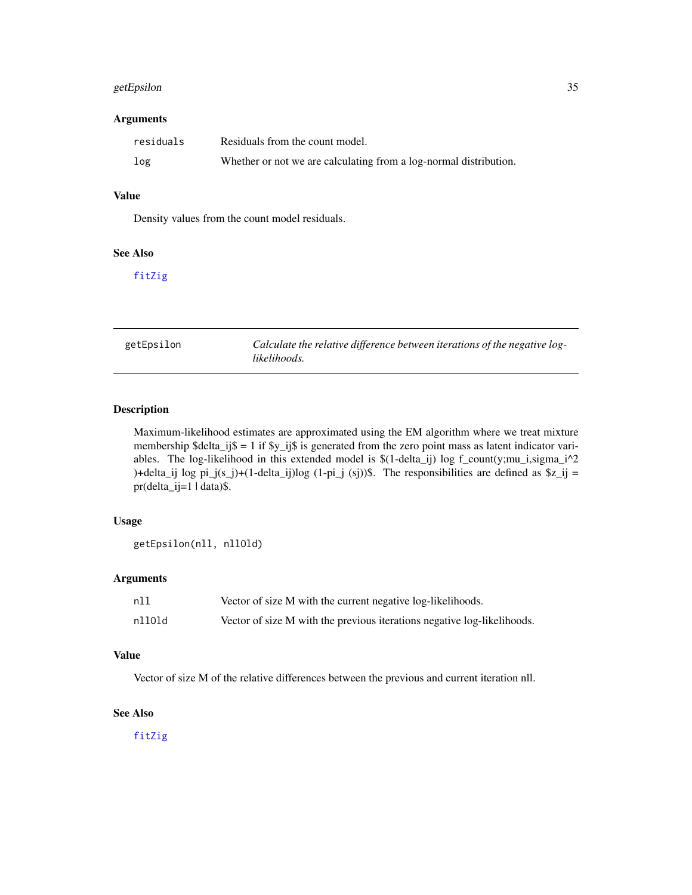### Arguments

| | |
|---|---|
| `residuals` | Residuals from the count model. |
| `log` | Whether or not we are calculating from a log-normal distribution. |

### Value

Density values from the count model residuals.

### See Also

fitZig

---

## getEpsilon — *Calculate the relative difference between iterations of the negative log-likelihoods.*

---

### Description

Maximum-likelihood estimates are approximated using the EM algorithm where we treat mixture membership $delta_ij$ = 1 if $y_ij$ is generated from the zero point mass as latent indicator variables. The log-likelihood in this extended model is $(1-delta_ij) log f_count(y;mu_i,sigma_i^2 )+delta_ij log pi_j(s_j)+(1-delta_ij)log (1-pi_j (sj))$. The responsibilities are defined as $z_ij = pr(delta_ij=1 | data)$.

### Usage

```
getEpsilon(nll, nllOld)
```

### Arguments

| | |
|---|---|
| `nll` | Vector of size M with the current negative log-likelihoods. |
| `nllOld` | Vector of size M with the previous iterations negative log-likelihoods. |

### Value

Vector of size M of the relative differences between the previous and current iteration nll.

### See Also

fitZig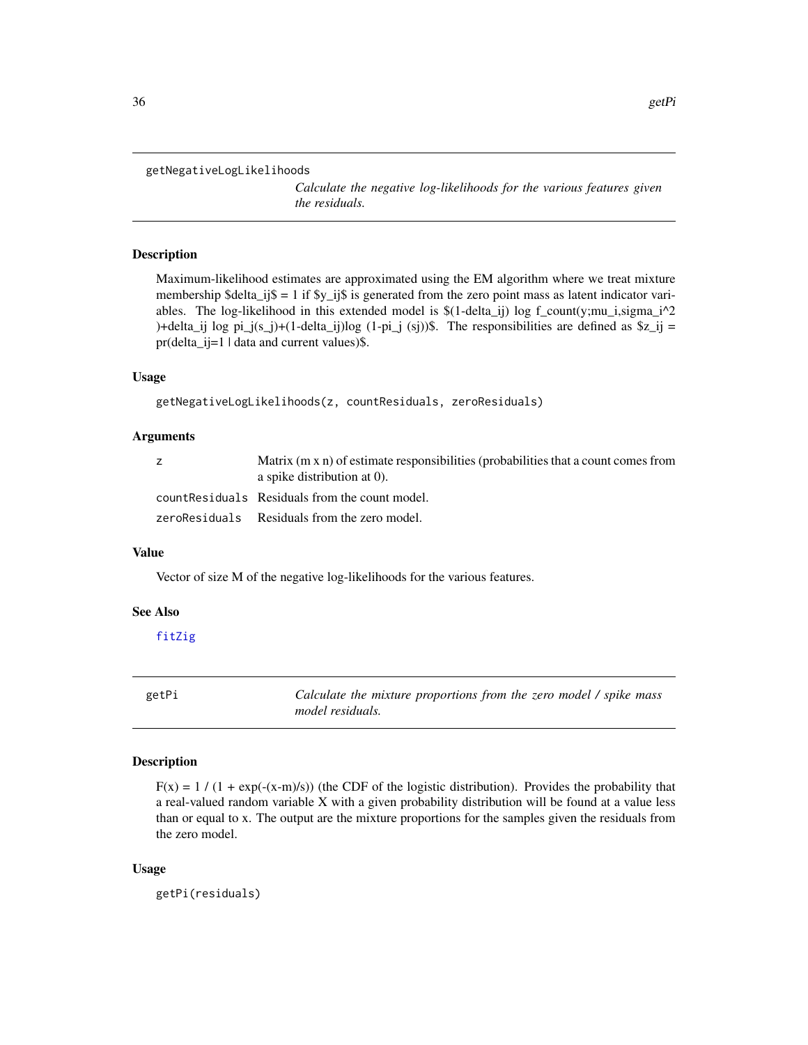## getNegativeLogLikelihoods

*Calculate the negative log-likelihoods for the various features given the residuals.*

### Description

Maximum-likelihood estimates are approximated using the EM algorithm where we treat mixture membership $delta_ij$ = 1 if $y_ij$ is generated from the zero point mass as latent indicator variables. The log-likelihood in this extended model is $(1-delta_ij) log f_count(y;mu_i,sigma_i^2 )+delta_ij log pi_j(s_j)+(1-delta_ij)log (1-pi_j (sj))$. The responsibilities are defined as $z_ij = pr(delta_ij=1 | data and current values)$.

### Usage

```
getNegativeLogLikelihoods(z, countResiduals, zeroResiduals)
```

### Arguments

| | |
|---|---|
| `z` | Matrix (m x n) of estimate responsibilities (probabilities that a count comes from a spike distribution at 0). |
| `countResiduals` | Residuals from the count model. |
| `zeroResiduals` | Residuals from the zero model. |

### Value

Vector of size M of the negative log-likelihoods for the various features.

### See Also

fitZig

## getPi

*Calculate the mixture proportions from the zero model / spike mass model residuals.*

### Description

F(x) = 1 / (1 + exp(-(x-m)/s)) (the CDF of the logistic distribution). Provides the probability that a real-valued random variable X with a given probability distribution will be found at a value less than or equal to x. The output are the mixture proportions for the samples given the residuals from the zero model.

### Usage

```
getPi(residuals)
```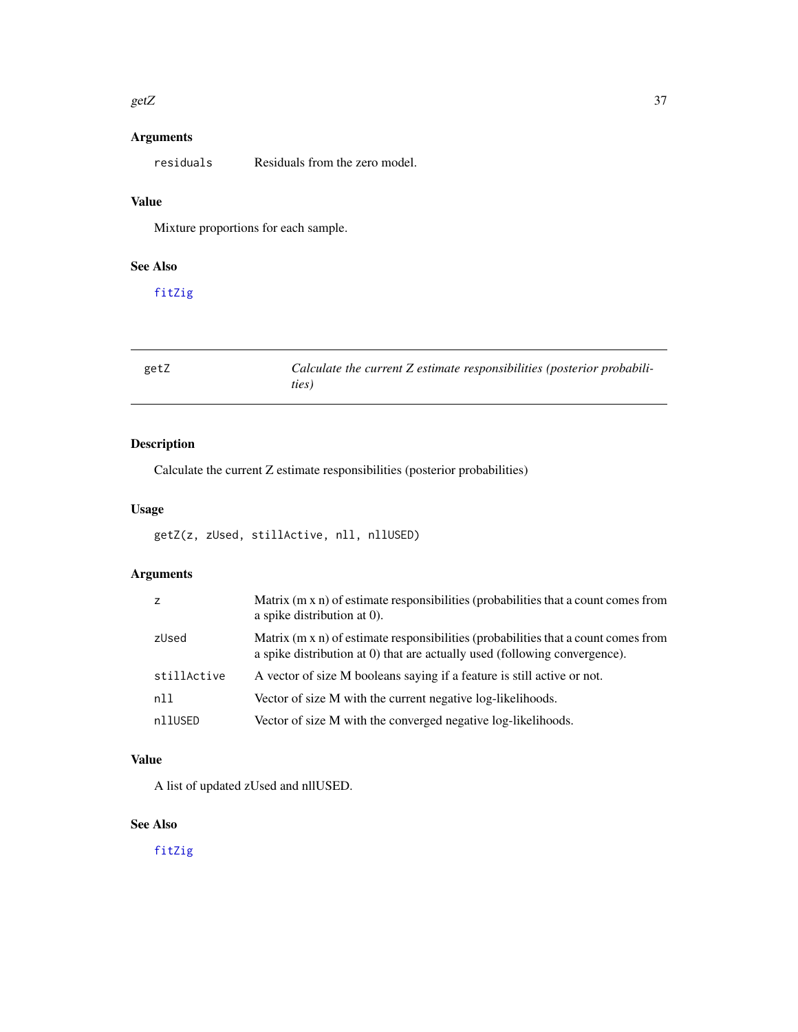### Arguments

| | |
|---|---|
| `residuals` | Residuals from the zero model. |

### Value

Mixture proportions for each sample.

### See Also

`fitZig`

---

## getZ — *Calculate the current Z estimate responsibilities (posterior probabilities)*

---

### Description

Calculate the current Z estimate responsibilities (posterior probabilities)

### Usage

```
getZ(z, zUsed, stillActive, nll, nllUSED)
```

### Arguments

| | |
|---|---|
| `z` | Matrix (m x n) of estimate responsibilities (probabilities that a count comes from a spike distribution at 0). |
| `zUsed` | Matrix (m x n) of estimate responsibilities (probabilities that a count comes from a spike distribution at 0) that are actually used (following convergence). |
| `stillActive` | A vector of size M booleans saying if a feature is still active or not. |
| `nll` | Vector of size M with the current negative log-likelihoods. |
| `nllUSED` | Vector of size M with the converged negative log-likelihoods. |

### Value

A list of updated zUsed and nllUSED.

### See Also

`fitZig`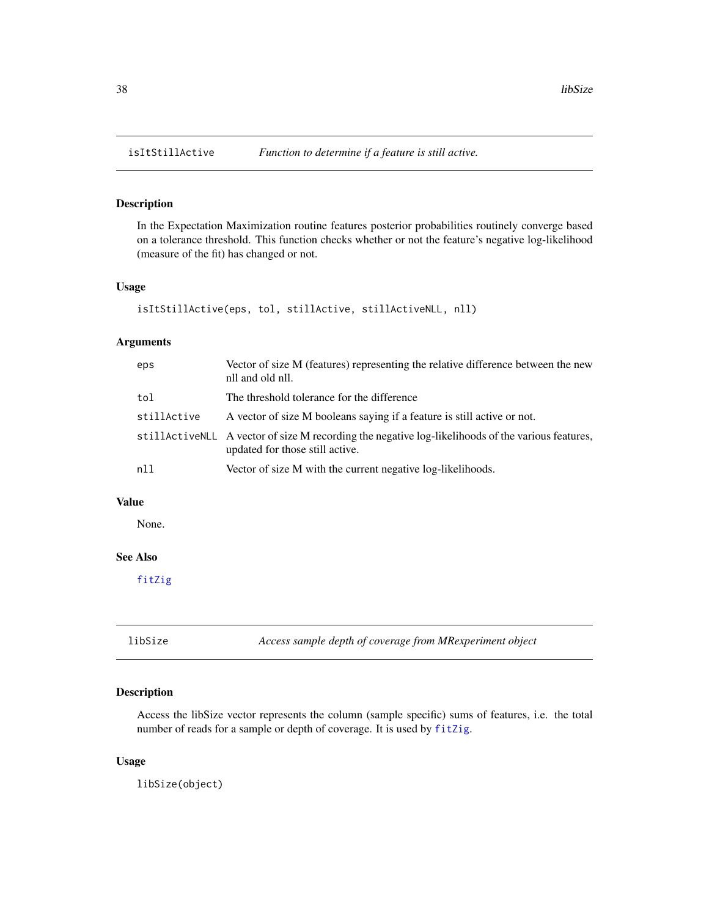## isItStillActive *Function to determine if a feature is still active.*

### Description

In the Expectation Maximization routine features posterior probabilities routinely converge based on a tolerance threshold. This function checks whether or not the feature's negative log-likelihood (measure of the fit) has changed or not.

### Usage

```
isItStillActive(eps, tol, stillActive, stillActiveNLL, nll)
```

### Arguments

| | |
|---|---|
| eps | Vector of size M (features) representing the relative difference between the new nll and old nll. |
| tol | The threshold tolerance for the difference |
| stillActive | A vector of size M booleans saying if a feature is still active or not. |
| stillActiveNLL | A vector of size M recording the negative log-likelihoods of the various features, updated for those still active. |
| nll | Vector of size M with the current negative log-likelihoods. |

### Value

None.

### See Also

fitZig

## libSize *Access sample depth of coverage from MRexperiment object*

### Description

Access the libSize vector represents the column (sample specific) sums of features, i.e. the total number of reads for a sample or depth of coverage. It is used by fitZig.

### Usage

```
libSize(object)
```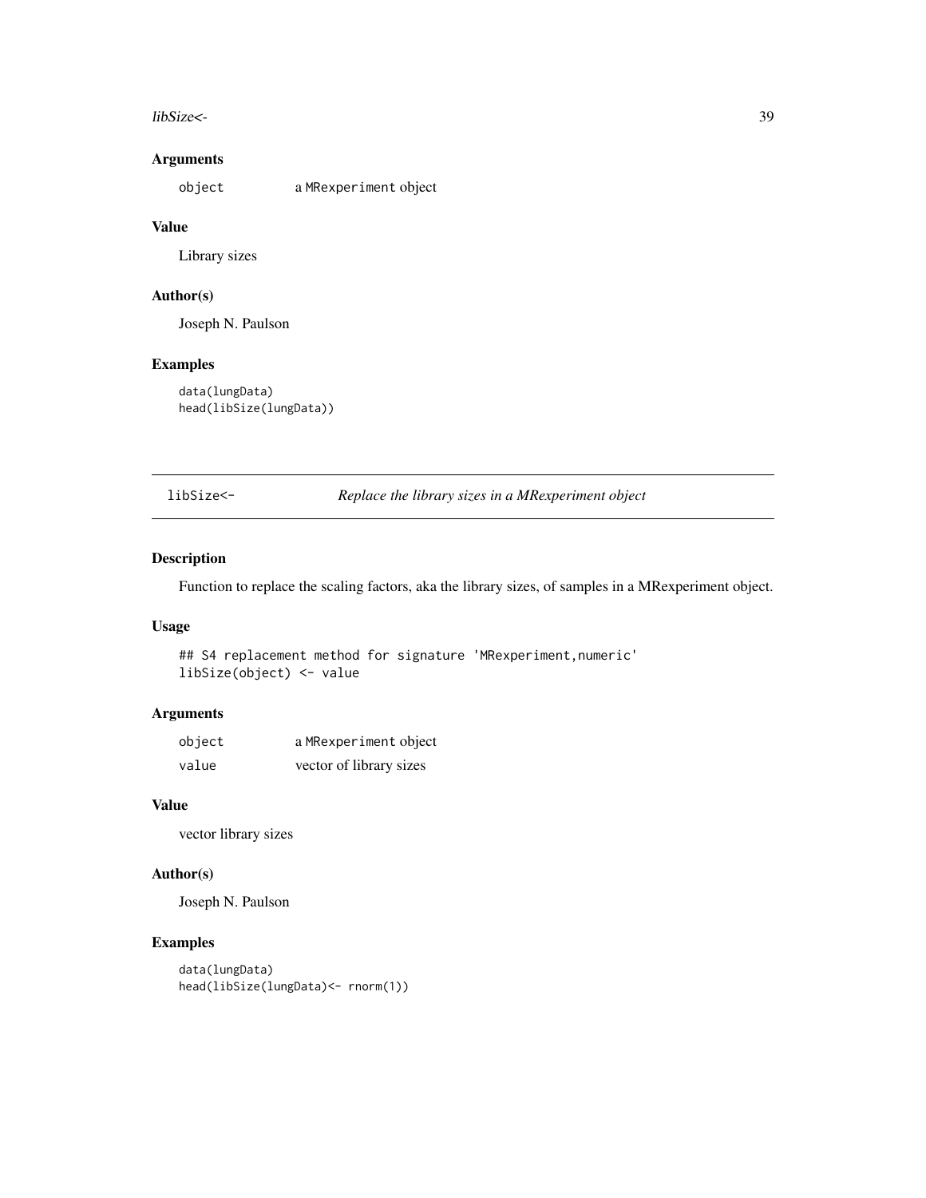## Arguments

| | |
|---|---|
| object | a MRexperiment object |

## Value

Library sizes

## Author(s)

Joseph N. Paulson

## Examples

```
data(lungData)
head(libSize(lungData))
```

---

# libSize<- *Replace the library sizes in a MRexperiment object*

## Description

Function to replace the scaling factors, aka the library sizes, of samples in a MRexperiment object.

## Usage

```
## S4 replacement method for signature 'MRexperiment,numeric'
libSize(object) <- value
```

## Arguments

| | |
|---|---|
| object | a MRexperiment object |
| value | vector of library sizes |

## Value

vector library sizes

## Author(s)

Joseph N. Paulson

## Examples

```
data(lungData)
head(libSize(lungData)<- rnorm(1))
```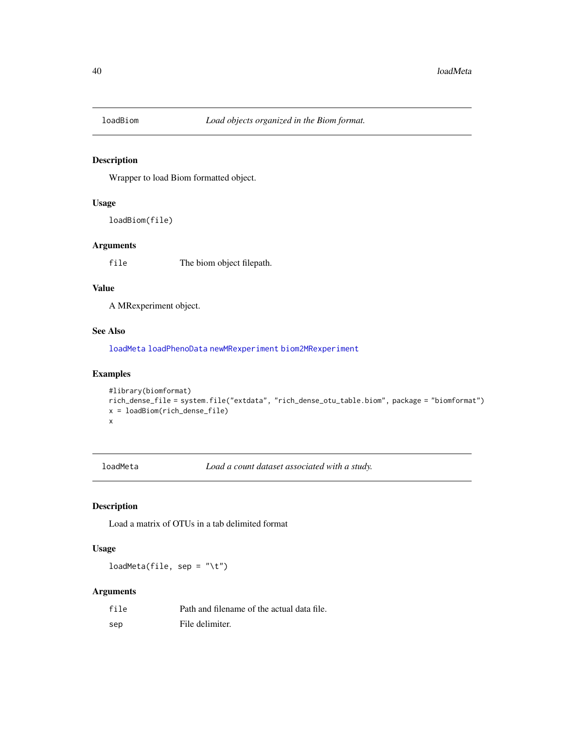## loadBiom *Load objects organized in the Biom format.*

### Description

Wrapper to load Biom formatted object.

### Usage

```
loadBiom(file)
```

### Arguments

| | |
|---|---|
| file | The biom object filepath. |

### Value

A MRexperiment object.

### See Also

loadMeta loadPhenoData newMRexperiment biom2MRexperiment

### Examples

```
#library(biomformat)
rich_dense_file = system.file("extdata", "rich_dense_otu_table.biom", package = "biomformat")
x = loadBiom(rich_dense_file)
x
```

## loadMeta *Load a count dataset associated with a study.*

### Description

Load a matrix of OTUs in a tab delimited format

### Usage

```
loadMeta(file, sep = "\t")
```

### Arguments

| | |
|---|---|
| file | Path and filename of the actual data file. |
| sep | File delimiter. |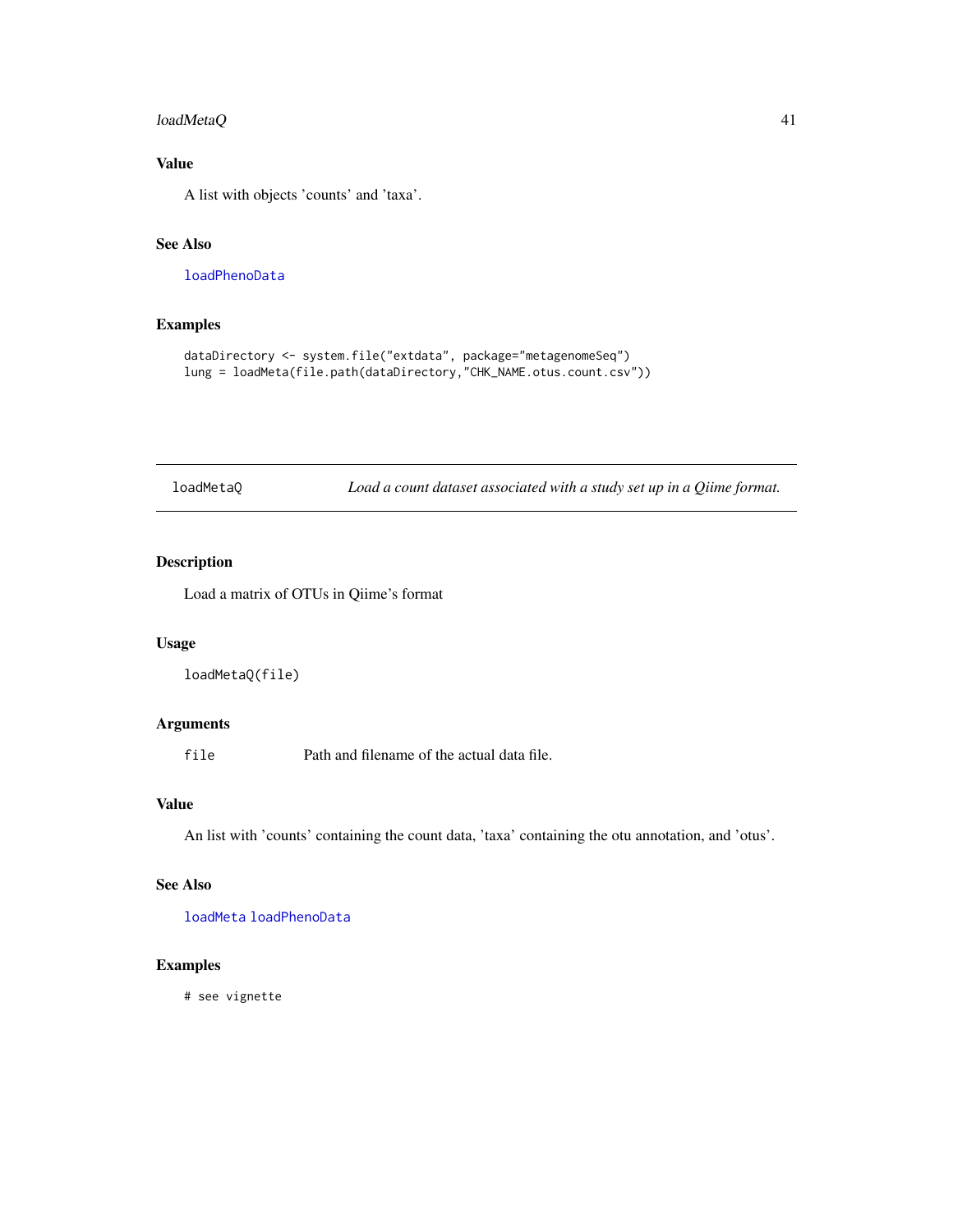## Value

A list with objects 'counts' and 'taxa'.

## See Also

loadPhenoData

## Examples

```
dataDirectory <- system.file("extdata", package="metagenomeSeq")
lung = loadMeta(file.path(dataDirectory,"CHK_NAME.otus.count.csv"))
```

---

# loadMetaQ — *Load a count dataset associated with a study set up in a Qiime format.*

---

## Description

Load a matrix of OTUs in Qiime's format

## Usage

```
loadMetaQ(file)
```

## Arguments

| | |
|---|---|
| file | Path and filename of the actual data file. |

## Value

An list with 'counts' containing the count data, 'taxa' containing the otu annotation, and 'otus'.

## See Also

loadMeta loadPhenoData

## Examples

```
# see vignette
```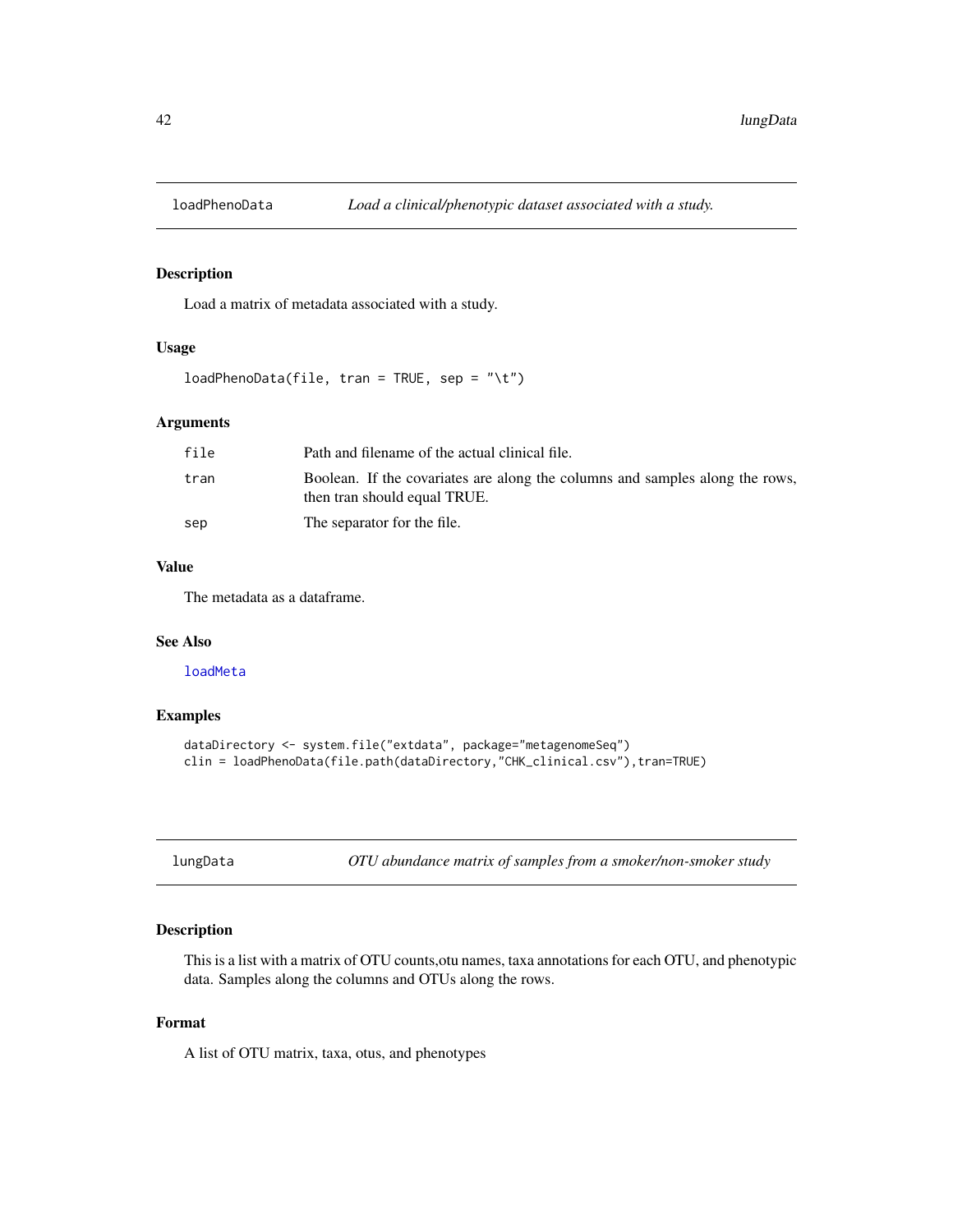## loadPhenoData — *Load a clinical/phenotypic dataset associated with a study.*

### Description

Load a matrix of metadata associated with a study.

### Usage

```
loadPhenoData(file, tran = TRUE, sep = "\t")
```

### Arguments

| | |
|---|---|
| `file` | Path and filename of the actual clinical file. |
| `tran` | Boolean. If the covariates are along the columns and samples along the rows, then tran should equal TRUE. |
| `sep` | The separator for the file. |

### Value

The metadata as a dataframe.

### See Also

loadMeta

### Examples

```
dataDirectory <- system.file("extdata", package="metagenomeSeq")
clin = loadPhenoData(file.path(dataDirectory,"CHK_clinical.csv"),tran=TRUE)
```

## lungData — *OTU abundance matrix of samples from a smoker/non-smoker study*

### Description

This is a list with a matrix of OTU counts,otu names, taxa annotations for each OTU, and phenotypic data. Samples along the columns and OTUs along the rows.

### Format

A list of OTU matrix, taxa, otus, and phenotypes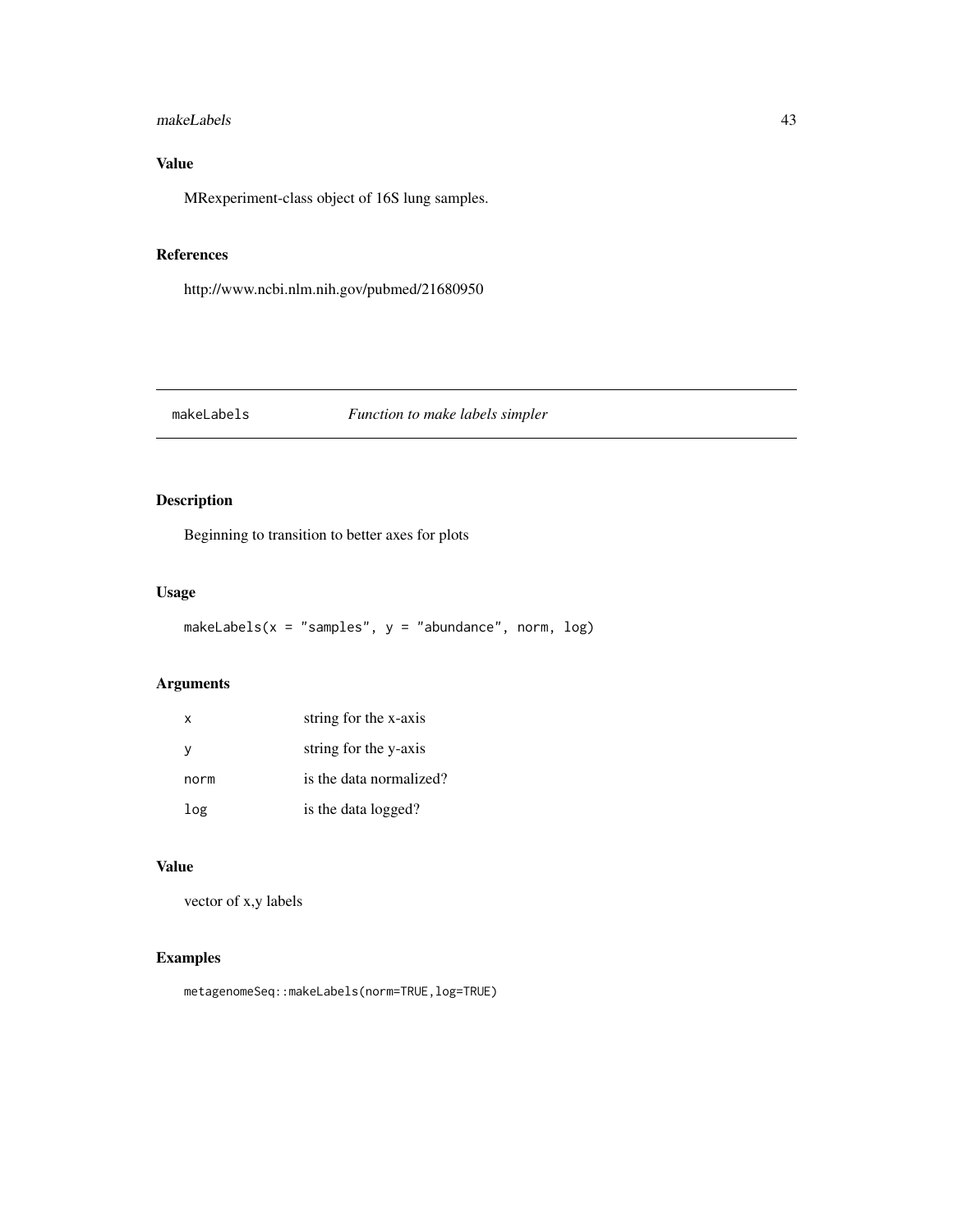## Value

MRexperiment-class object of 16S lung samples.

## References

http://www.ncbi.nlm.nih.gov/pubmed/21680950

---

# makeLabels — *Function to make labels simpler*

---

## Description

Beginning to transition to better axes for plots

## Usage

```
makeLabels(x = "samples", y = "abundance", norm, log)
```

## Arguments

| | |
|---|---|
| `x` | string for the x-axis |
| `y` | string for the y-axis |
| `norm` | is the data normalized? |
| `log` | is the data logged? |

## Value

vector of x,y labels

## Examples

```
metagenomeSeq::makeLabels(norm=TRUE,log=TRUE)
```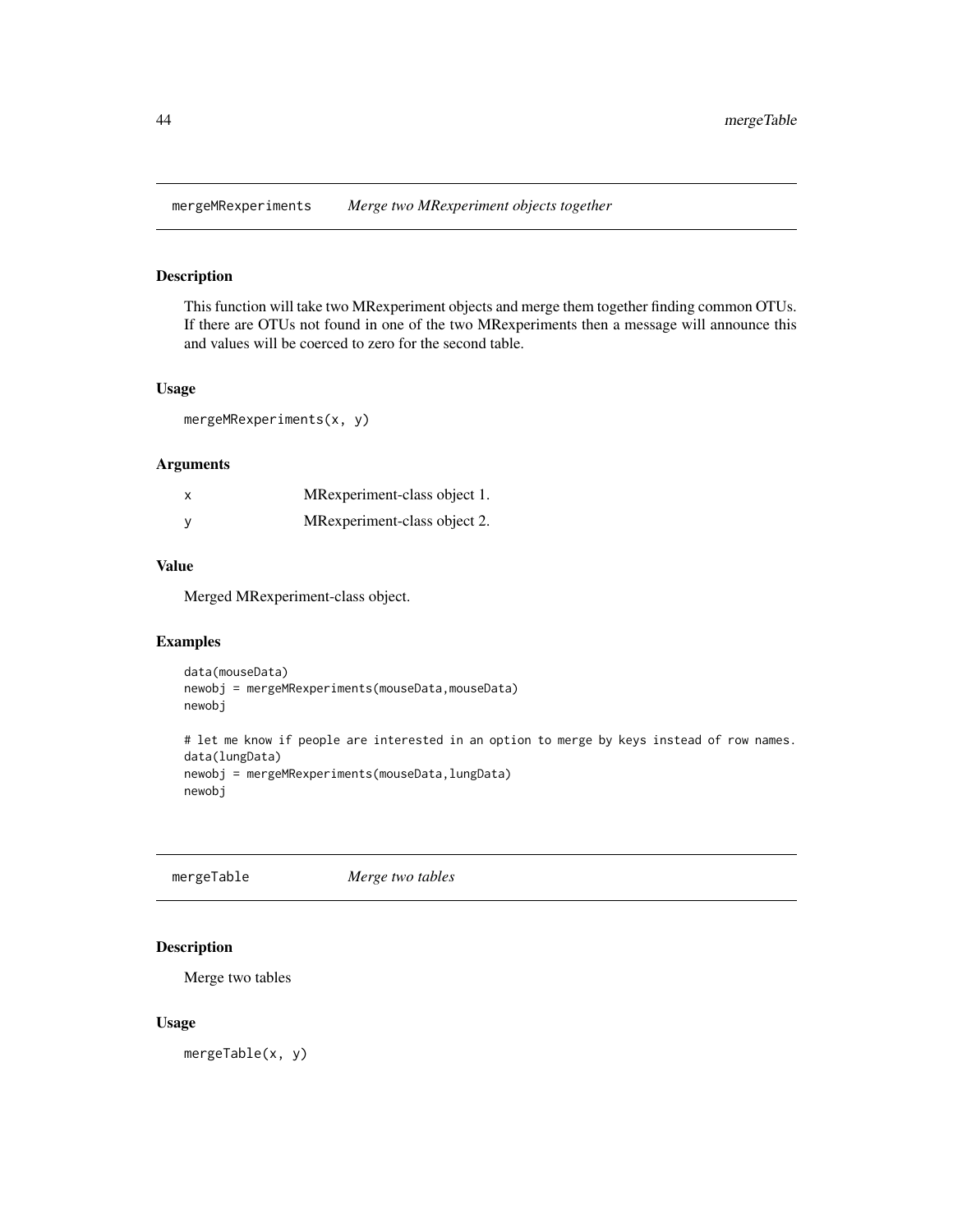## mergeMRexperiments *Merge two MRexperiment objects together*

### Description

This function will take two MRexperiment objects and merge them together finding common OTUs. If there are OTUs not found in one of the two MRexperiments then a message will announce this and values will be coerced to zero for the second table.

### Usage

```
mergeMRexperiments(x, y)
```

### Arguments

| | |
|---|---|
| x | MRexperiment-class object 1. |
| y | MRexperiment-class object 2. |

### Value

Merged MRexperiment-class object.

### Examples

```
data(mouseData)
newobj = mergeMRexperiments(mouseData,mouseData)
newobj

# let me know if people are interested in an option to merge by keys instead of row names.
data(lungData)
newobj = mergeMRexperiments(mouseData,lungData)
newobj
```

## mergeTable *Merge two tables*

### Description

Merge two tables

### Usage

```
mergeTable(x, y)
```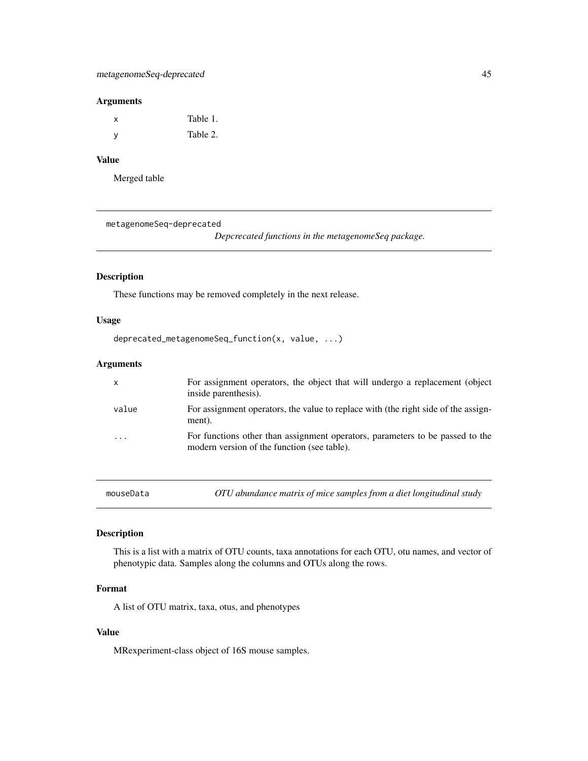### Arguments

| | |
|---|---|
| x | Table 1. |
| y | Table 2. |

### Value

Merged table

---

## metagenomeSeq-deprecated

*Depcrecated functions in the metagenomeSeq package.*

### Description

These functions may be removed completely in the next release.

### Usage

```
deprecated_metagenomeSeq_function(x, value, ...)
```

### Arguments

| | |
|---|---|
| x | For assignment operators, the object that will undergo a replacement (object inside parenthesis). |
| value | For assignment operators, the value to replace with (the right side of the assignment). |
| ... | For functions other than assignment operators, parameters to be passed to the modern version of the function (see table). |

---

## mouseData

*OTU abundance matrix of mice samples from a diet longitudinal study*

### Description

This is a list with a matrix of OTU counts, taxa annotations for each OTU, otu names, and vector of phenotypic data. Samples along the columns and OTUs along the rows.

### Format

A list of OTU matrix, taxa, otus, and phenotypes

### Value

MRexperiment-class object of 16S mouse samples.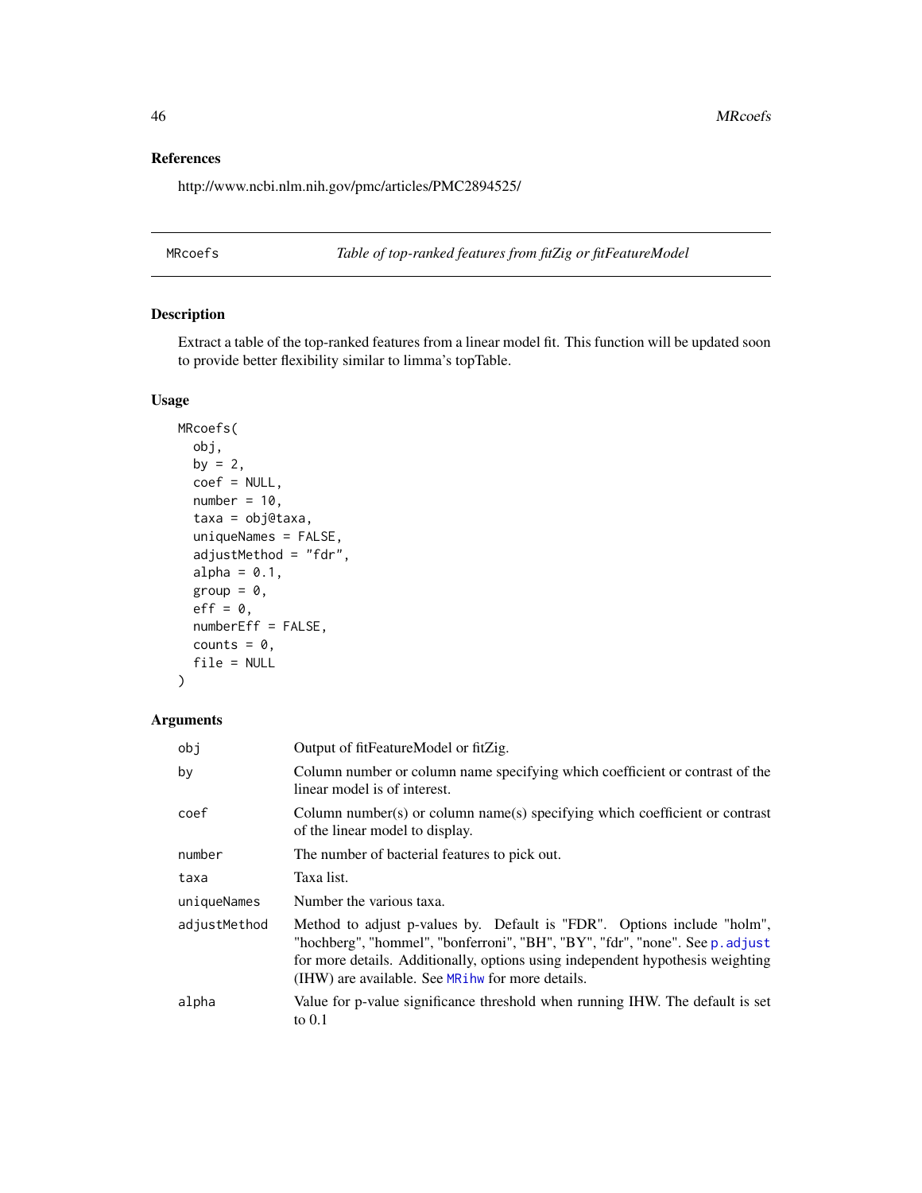## References

http://www.ncbi.nlm.nih.gov/pmc/articles/PMC2894525/

---

# MRcoefs

*Table of top-ranked features from fitZig or fitFeatureModel*

## Description

Extract a table of the top-ranked features from a linear model fit. This function will be updated soon to provide better flexibility similar to limma's topTable.

## Usage

```
MRcoefs(
  obj,
  by = 2,
  coef = NULL,
  number = 10,
  taxa = obj@taxa,
  uniqueNames = FALSE,
  adjustMethod = "fdr",
  alpha = 0.1,
  group = 0,
  eff = 0,
  numberEff = FALSE,
  counts = 0,
  file = NULL
)
```

## Arguments

| | |
|---|---|
| `obj` | Output of fitFeatureModel or fitZig. |
| `by` | Column number or column name specifying which coefficient or contrast of the linear model is of interest. |
| `coef` | Column number(s) or column name(s) specifying which coefficient or contrast of the linear model to display. |
| `number` | The number of bacterial features to pick out. |
| `taxa` | Taxa list. |
| `uniqueNames` | Number the various taxa. |
| `adjustMethod` | Method to adjust p-values by. Default is "FDR". Options include "holm", "hochberg", "hommel", "bonferroni", "BH", "BY", "fdr", "none". See `p.adjust` for more details. Additionally, options using independent hypothesis weighting (IHW) are available. See `MRihw` for more details. |
| `alpha` | Value for p-value significance threshold when running IHW. The default is set to 0.1 |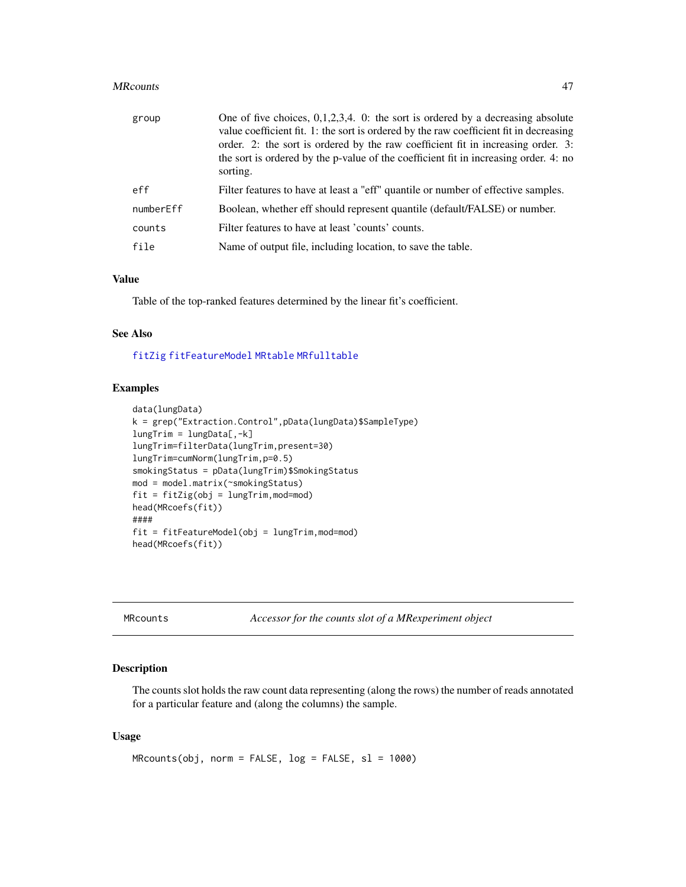| | |
|---|---|
| group | One of five choices, 0,1,2,3,4. 0: the sort is ordered by a decreasing absolute value coefficient fit. 1: the sort is ordered by the raw coefficient fit in decreasing order. 2: the sort is ordered by the raw coefficient fit in increasing order. 3: the sort is ordered by the p-value of the coefficient fit in increasing order. 4: no sorting. |
| eff | Filter features to have at least a "eff" quantile or number of effective samples. |
| numberEff | Boolean, whether eff should represent quantile (default/FALSE) or number. |
| counts | Filter features to have at least 'counts' counts. |
| file | Name of output file, including location, to save the table. |

### Value

Table of the top-ranked features determined by the linear fit's coefficient.

### See Also

fitZig fitFeatureModel MRtable MRfulltable

### Examples

```
data(lungData)
k = grep("Extraction.Control",pData(lungData)$SampleType)
lungTrim = lungData[,-k]
lungTrim=filterData(lungTrim,present=30)
lungTrim=cumNorm(lungTrim,p=0.5)
smokingStatus = pData(lungTrim)$SmokingStatus
mod = model.matrix(~smokingStatus)
fit = fitZig(obj = lungTrim,mod=mod)
head(MRcoefs(fit))
####
fit = fitFeatureModel(obj = lungTrim,mod=mod)
head(MRcoefs(fit))
```

---

## MRcounts — *Accessor for the counts slot of a MRexperiment object*

### Description

The counts slot holds the raw count data representing (along the rows) the number of reads annotated for a particular feature and (along the columns) the sample.

### Usage

```
MRcounts(obj, norm = FALSE, log = FALSE, sl = 1000)
```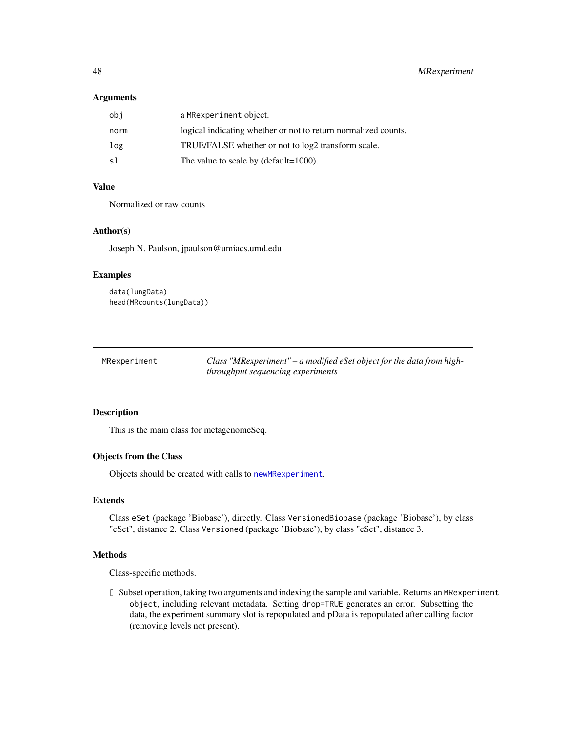### Arguments

| | |
|---|---|
| obj | a `MRexperiment` object. |
| norm | logical indicating whether or not to return normalized counts. |
| log | TRUE/FALSE whether or not to log2 transform scale. |
| sl | The value to scale by (default=1000). |

### Value

Normalized or raw counts

### Author(s)

Joseph N. Paulson, jpaulson@umiacs.umd.edu

### Examples

```
data(lungData)
head(MRcounts(lungData))
```

---

## MRexperiment — *Class "MRexperiment" – a modified eSet object for the data from high-throughput sequencing experiments*

---

### Description

This is the main class for metagenomeSeq.

### Objects from the Class

Objects should be created with calls to `newMRexperiment`.

### Extends

Class `eSet` (package 'Biobase'), directly. Class `VersionedBiobase` (package 'Biobase'), by class "eSet", distance 2. Class `Versioned` (package 'Biobase'), by class "eSet", distance 3.

### Methods

Class-specific methods.

[ Subset operation, taking two arguments and indexing the sample and variable. Returns an `MRexperiment object`, including relevant metadata. Setting `drop=TRUE` generates an error. Subsetting the data, the experiment summary slot is repopulated and pData is repopulated after calling factor (removing levels not present).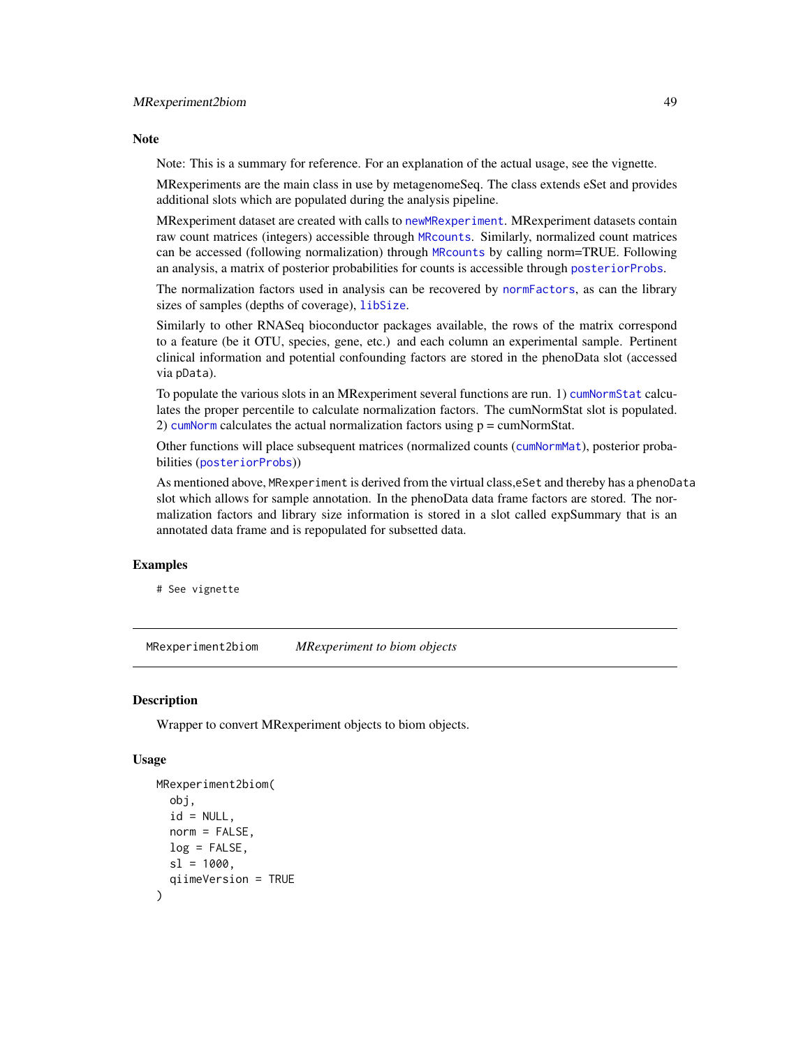### Note

Note: This is a summary for reference. For an explanation of the actual usage, see the vignette.

MRexperiments are the main class in use by metagenomeSeq. The class extends eSet and provides additional slots which are populated during the analysis pipeline.

MRexperiment dataset are created with calls to `newMRexperiment`. MRexperiment datasets contain raw count matrices (integers) accessible through `MRcounts`. Similarly, normalized count matrices can be accessed (following normalization) through `MRcounts` by calling norm=TRUE. Following an analysis, a matrix of posterior probabilities for counts is accessible through `posteriorProbs`.

The normalization factors used in analysis can be recovered by `normFactors`, as can the library sizes of samples (depths of coverage), `libSize`.

Similarly to other RNASeq bioconductor packages available, the rows of the matrix correspond to a feature (be it OTU, species, gene, etc.) and each column an experimental sample. Pertinent clinical information and potential confounding factors are stored in the phenoData slot (accessed via `pData`).

To populate the various slots in an MRexperiment several functions are run. 1) `cumNormStat` calculates the proper percentile to calculate normalization factors. The cumNormStat slot is populated. 2) `cumNorm` calculates the actual normalization factors using p = cumNormStat.

Other functions will place subsequent matrices (normalized counts (`cumNormMat`), posterior probabilities (`posteriorProbs`))

As mentioned above, `MRexperiment` is derived from the virtual class,`eSet` and thereby has a `phenoData` slot which allows for sample annotation. In the phenoData data frame factors are stored. The normalization factors and library size information is stored in a slot called expSummary that is an annotated data frame and is repopulated for subsetted data.

### Examples

```
# See vignette
```

---

## MRexperiment2biom    *MRexperiment to biom objects*

### Description

Wrapper to convert MRexperiment objects to biom objects.

### Usage

```
MRexperiment2biom(
  obj,
  id = NULL,
  norm = FALSE,
  log = FALSE,
  sl = 1000,
  qiimeVersion = TRUE
)
```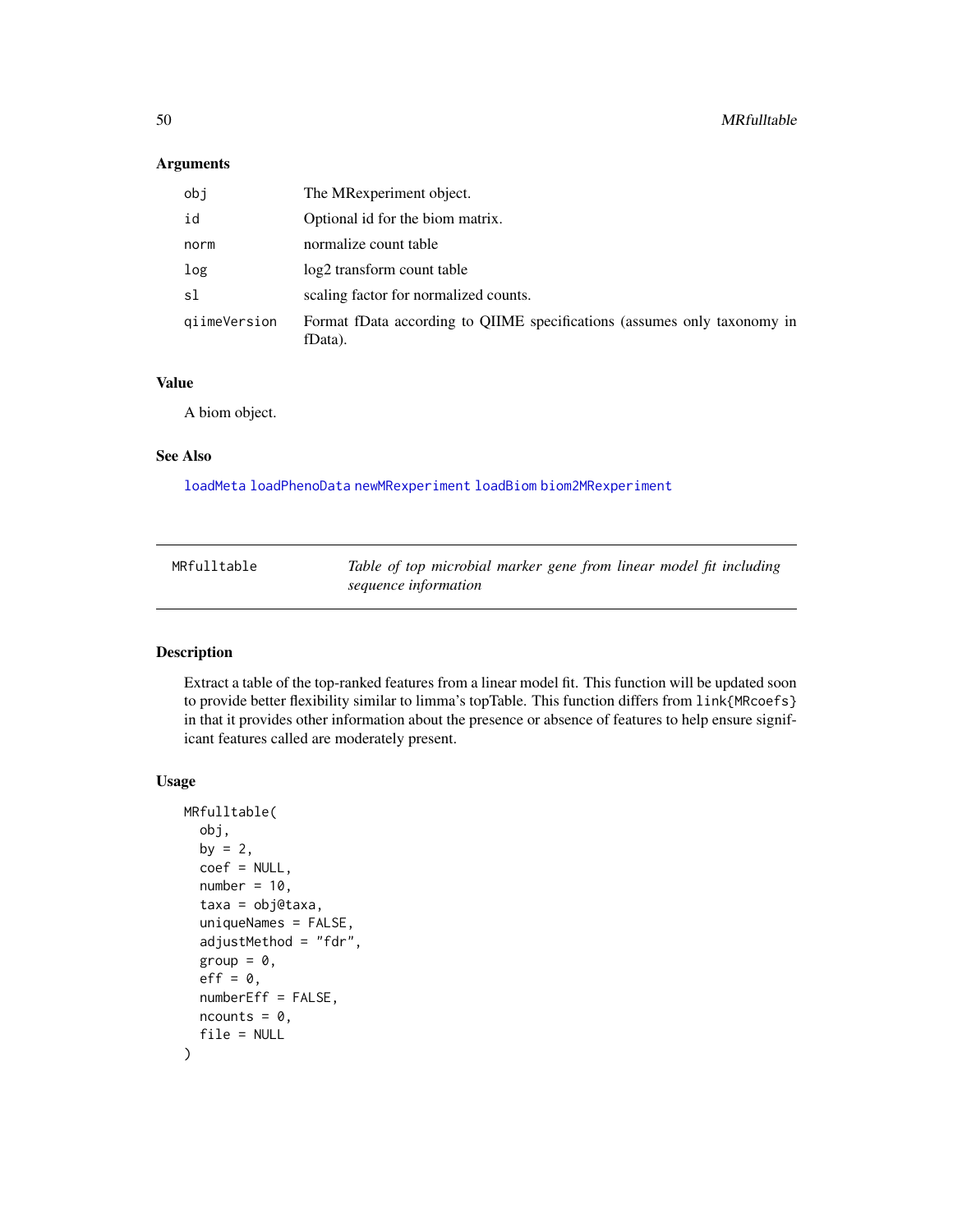## Arguments

| | |
|---|---|
| obj | The MRexperiment object. |
| id | Optional id for the biom matrix. |
| norm | normalize count table |
| log | log2 transform count table |
| sl | scaling factor for normalized counts. |
| qiimeVersion | Format fData according to QIIME specifications (assumes only taxonomy in fData). |

## Value

A biom object.

## See Also

loadMeta loadPhenoData newMRexperiment loadBiom biom2MRexperiment

---

# MRfulltable — *Table of top microbial marker gene from linear model fit including sequence information*

## Description

Extract a table of the top-ranked features from a linear model fit. This function will be updated soon to provide better flexibility similar to limma's topTable. This function differs from `link{MRcoefs}` in that it provides other information about the presence or absence of features to help ensure significant features called are moderately present.

## Usage

```
MRfulltable(
  obj,
  by = 2,
  coef = NULL,
  number = 10,
  taxa = obj@taxa,
  uniqueNames = FALSE,
  adjustMethod = "fdr",
  group = 0,
  eff = 0,
  numberEff = FALSE,
  ncounts = 0,
  file = NULL
)
```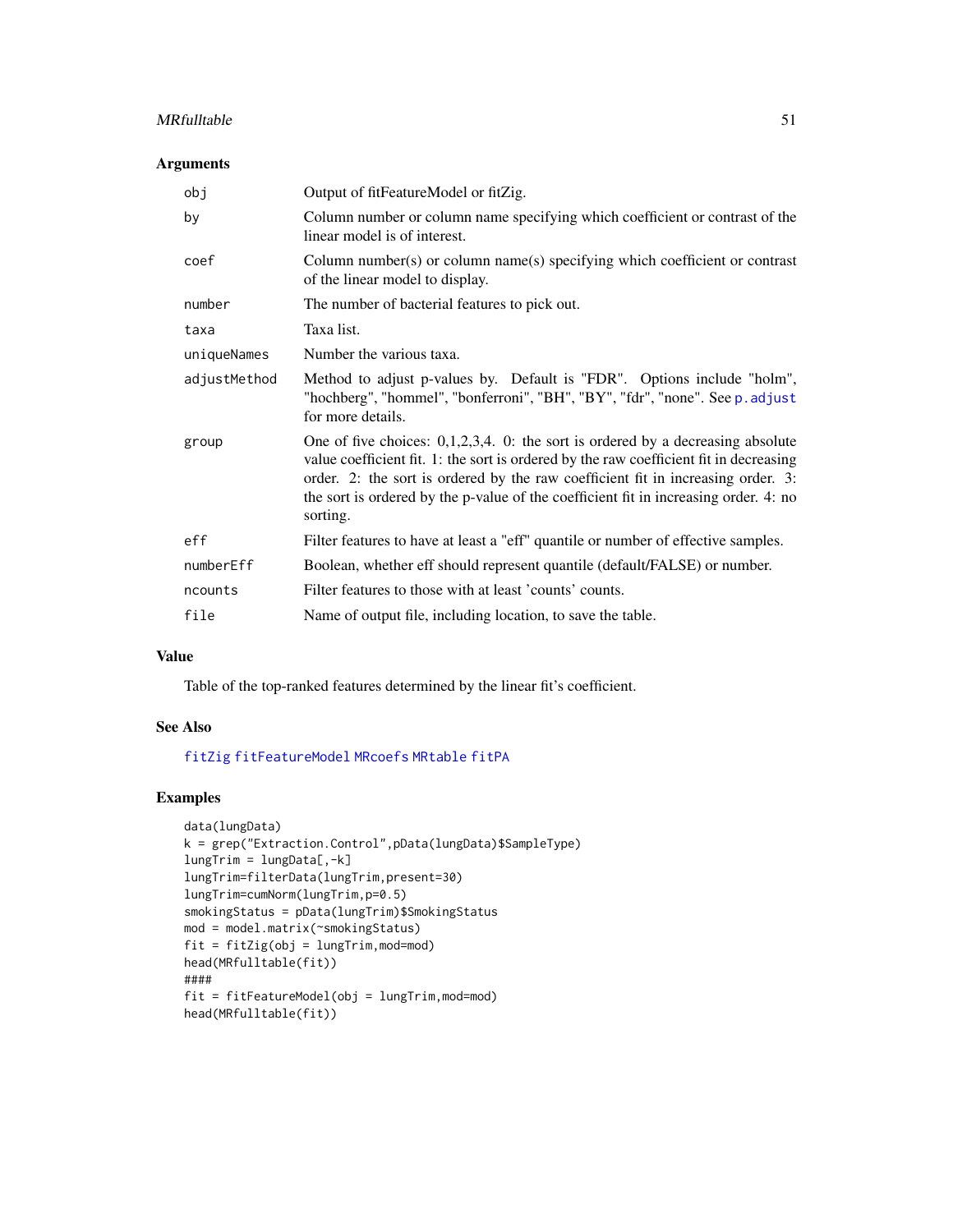## Arguments

| | |
|---|---|
| `obj` | Output of fitFeatureModel or fitZig. |
| `by` | Column number or column name specifying which coefficient or contrast of the linear model is of interest. |
| `coef` | Column number(s) or column name(s) specifying which coefficient or contrast of the linear model to display. |
| `number` | The number of bacterial features to pick out. |
| `taxa` | Taxa list. |
| `uniqueNames` | Number the various taxa. |
| `adjustMethod` | Method to adjust p-values by. Default is "FDR". Options include "holm", "hochberg", "hommel", "bonferroni", "BH", "BY", "fdr", "none". See `p.adjust` for more details. |
| `group` | One of five choices: 0,1,2,3,4. 0: the sort is ordered by a decreasing absolute value coefficient fit. 1: the sort is ordered by the raw coefficient fit in decreasing order. 2: the sort is ordered by the raw coefficient fit in increasing order. 3: the sort is ordered by the p-value of the coefficient fit in increasing order. 4: no sorting. |
| `eff` | Filter features to have at least a "eff" quantile or number of effective samples. |
| `numberEff` | Boolean, whether eff should represent quantile (default/FALSE) or number. |
| `ncounts` | Filter features to those with at least 'counts' counts. |
| `file` | Name of output file, including location, to save the table. |

## Value

Table of the top-ranked features determined by the linear fit's coefficient.

## See Also

`fitZig` `fitFeatureModel` `MRcoefs` `MRtable` `fitPA`

## Examples

```
data(lungData)
k = grep("Extraction.Control",pData(lungData)$SampleType)
lungTrim = lungData[,-k]
lungTrim=filterData(lungTrim,present=30)
lungTrim=cumNorm(lungTrim,p=0.5)
smokingStatus = pData(lungTrim)$SmokingStatus
mod = model.matrix(~smokingStatus)
fit = fitZig(obj = lungTrim,mod=mod)
head(MRfulltable(fit))
####
fit = fitFeatureModel(obj = lungTrim,mod=mod)
head(MRfulltable(fit))
```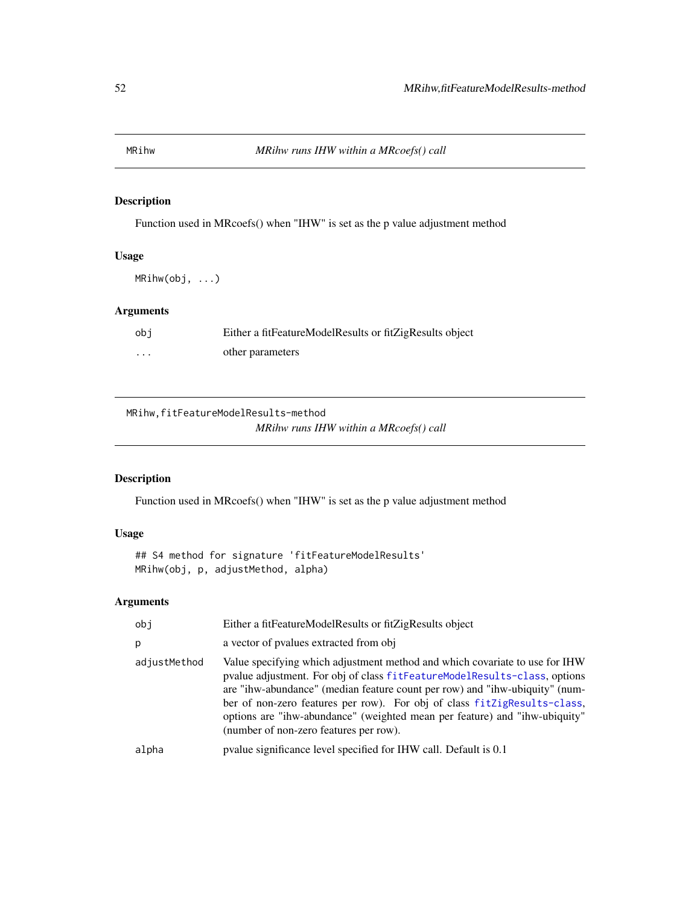## MRihw — *MRihw runs IHW within a MRcoefs() call*

### Description

Function used in MRcoefs() when "IHW" is set as the p value adjustment method

### Usage

```
MRihw(obj, ...)
```

### Arguments

| | |
|---|---|
| obj | Either a fitFeatureModelResults or fitZigResults object |
| ... | other parameters |

## MRihw,fitFeatureModelResults-method — *MRihw runs IHW within a MRcoefs() call*

### Description

Function used in MRcoefs() when "IHW" is set as the p value adjustment method

### Usage

```
## S4 method for signature 'fitFeatureModelResults'
MRihw(obj, p, adjustMethod, alpha)
```

### Arguments

| | |
|---|---|
| obj | Either a fitFeatureModelResults or fitZigResults object |
| p | a vector of pvalues extracted from obj |
| adjustMethod | Value specifying which adjustment method and which covariate to use for IHW pvalue adjustment. For obj of class fitFeatureModelResults-class, options are "ihw-abundance" (median feature count per row) and "ihw-ubiquity" (number of non-zero features per row). For obj of class fitZigResults-class, options are "ihw-abundance" (weighted mean per feature) and "ihw-ubiquity" (number of non-zero features per row). |
| alpha | pvalue significance level specified for IHW call. Default is 0.1 |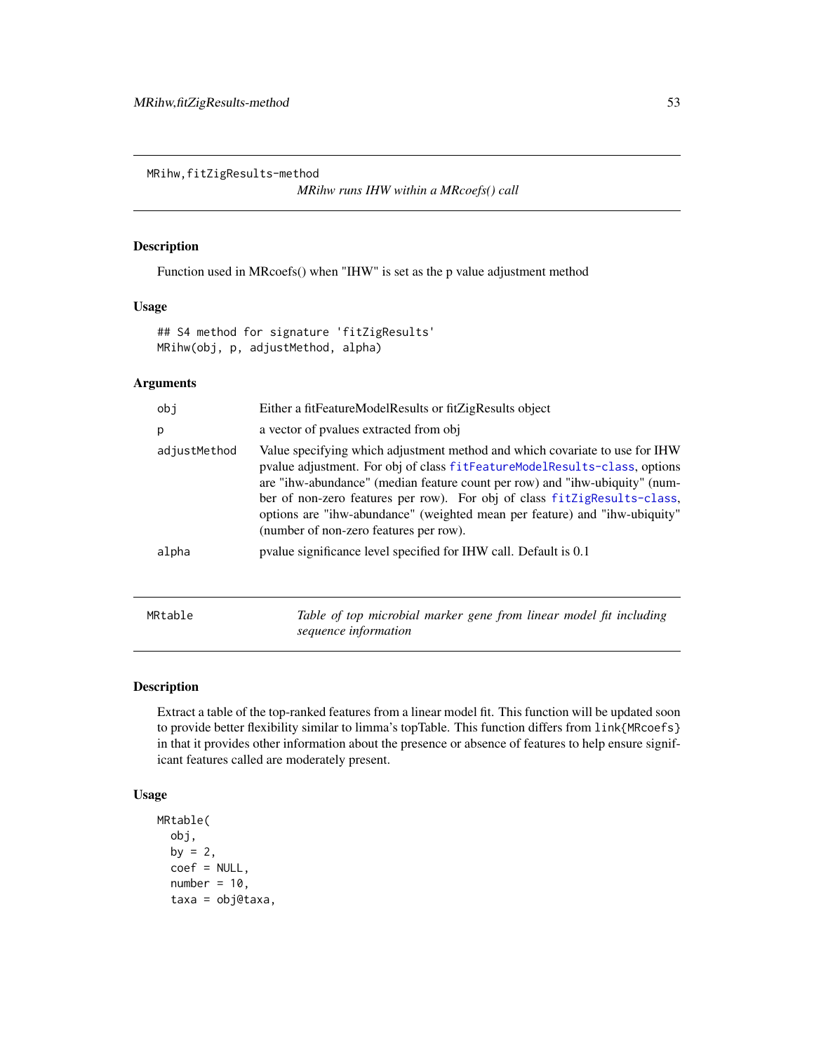## MRihw,fitZigResults-method

*MRihw runs IHW within a MRcoefs() call*

### Description

Function used in MRcoefs() when "IHW" is set as the p value adjustment method

### Usage

```
## S4 method for signature 'fitZigResults'
MRihw(obj, p, adjustMethod, alpha)
```

### Arguments

| | |
|---|---|
| obj | Either a fitFeatureModelResults or fitZigResults object |
| p | a vector of pvalues extracted from obj |
| adjustMethod | Value specifying which adjustment method and which covariate to use for IHW pvalue adjustment. For obj of class fitFeatureModelResults-class, options are "ihw-abundance" (median feature count per row) and "ihw-ubiquity" (number of non-zero features per row). For obj of class fitZigResults-class, options are "ihw-abundance" (weighted mean per feature) and "ihw-ubiquity" (number of non-zero features per row). |
| alpha | pvalue significance level specified for IHW call. Default is 0.1 |

## MRtable

*Table of top microbial marker gene from linear model fit including sequence information*

### Description

Extract a table of the top-ranked features from a linear model fit. This function will be updated soon to provide better flexibility similar to limma's topTable. This function differs from link{MRcoefs} in that it provides other information about the presence or absence of features to help ensure significant features called are moderately present.

### Usage

```
MRtable(
  obj,
  by = 2,
  coef = NULL,
  number = 10,
  taxa = obj@taxa,
```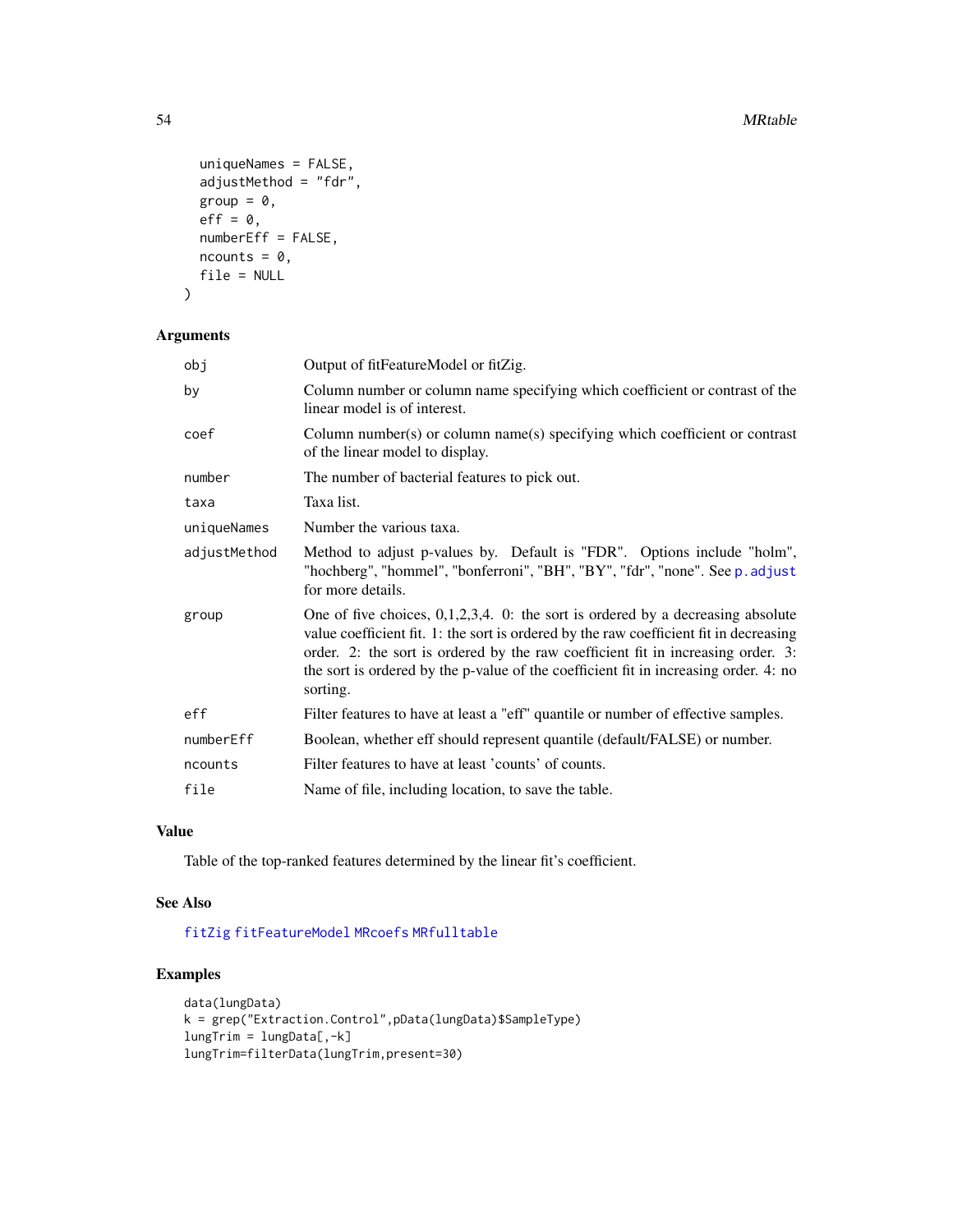```
  uniqueNames = FALSE,
  adjustMethod = "fdr",
  group = 0,
  eff = 0,
  numberEff = FALSE,
  ncounts = 0,
  file = NULL
)
```

## Arguments

| | |
|---|---|
| obj | Output of fitFeatureModel or fitZig. |
| by | Column number or column name specifying which coefficient or contrast of the linear model is of interest. |
| coef | Column number(s) or column name(s) specifying which coefficient or contrast of the linear model to display. |
| number | The number of bacterial features to pick out. |
| taxa | Taxa list. |
| uniqueNames | Number the various taxa. |
| adjustMethod | Method to adjust p-values by. Default is "FDR". Options include "holm", "hochberg", "hommel", "bonferroni", "BH", "BY", "fdr", "none". See p.adjust for more details. |
| group | One of five choices, 0,1,2,3,4. 0: the sort is ordered by a decreasing absolute value coefficient fit. 1: the sort is ordered by the raw coefficient fit in decreasing order. 2: the sort is ordered by the raw coefficient fit in increasing order. 3: the sort is ordered by the p-value of the coefficient fit in increasing order. 4: no sorting. |
| eff | Filter features to have at least a "eff" quantile or number of effective samples. |
| numberEff | Boolean, whether eff should represent quantile (default/FALSE) or number. |
| ncounts | Filter features to have at least 'counts' of counts. |
| file | Name of file, including location, to save the table. |

## Value

Table of the top-ranked features determined by the linear fit's coefficient.

## See Also

fitZig fitFeatureModel MRcoefs MRfulltable

## Examples

```
data(lungData)
k = grep("Extraction.Control",pData(lungData)$SampleType)
lungTrim = lungData[,-k]
lungTrim=filterData(lungTrim,present=30)
```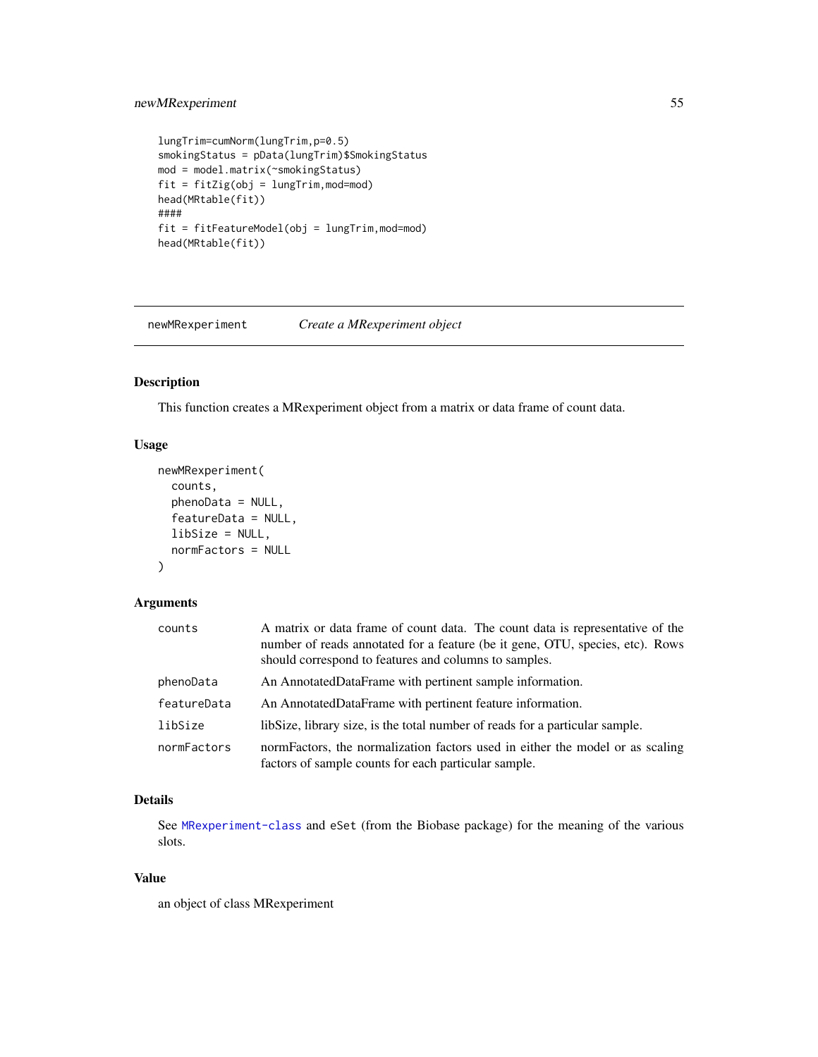```
lungTrim=cumNorm(lungTrim,p=0.5)
smokingStatus = pData(lungTrim)$SmokingStatus
mod = model.matrix(~smokingStatus)
fit = fitZig(obj = lungTrim,mod=mod)
head(MRtable(fit))
####
fit = fitFeatureModel(obj = lungTrim,mod=mod)
head(MRtable(fit))
```

## newMRexperiment — *Create a MRexperiment object*

### Description

This function creates a MRexperiment object from a matrix or data frame of count data.

### Usage

```
newMRexperiment(
  counts,
  phenoData = NULL,
  featureData = NULL,
  libSize = NULL,
  normFactors = NULL
)
```

### Arguments

| | |
|---|---|
| counts | A matrix or data frame of count data. The count data is representative of the number of reads annotated for a feature (be it gene, OTU, species, etc). Rows should correspond to features and columns to samples. |
| phenoData | An AnnotatedDataFrame with pertinent sample information. |
| featureData | An AnnotatedDataFrame with pertinent feature information. |
| libSize | libSize, library size, is the total number of reads for a particular sample. |
| normFactors | normFactors, the normalization factors used in either the model or as scaling factors of sample counts for each particular sample. |

### Details

See `MRexperiment-class` and `eSet` (from the Biobase package) for the meaning of the various slots.

### Value

an object of class MRexperiment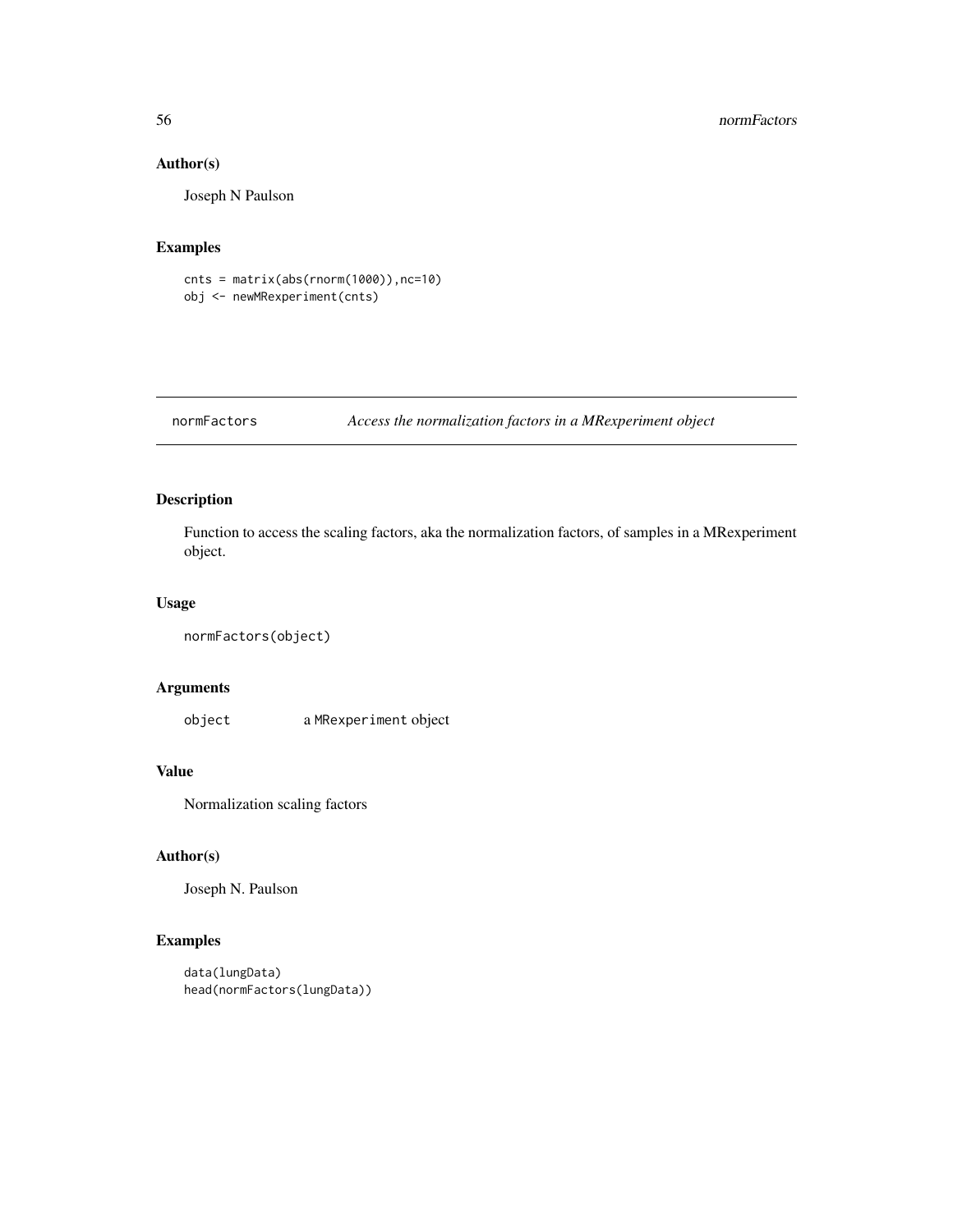## Author(s)

Joseph N Paulson

## Examples

```
cnts = matrix(abs(rnorm(1000)),nc=10)
obj <- newMRexperiment(cnts)
```

---

# normFactors — *Access the normalization factors in a MRexperiment object*

---

## Description

Function to access the scaling factors, aka the normalization factors, of samples in a MRexperiment object.

## Usage

```
normFactors(object)
```

## Arguments

| | |
|---|---|
| object | a `MRexperiment` object |

## Value

Normalization scaling factors

## Author(s)

Joseph N. Paulson

## Examples

```
data(lungData)
head(normFactors(lungData))
```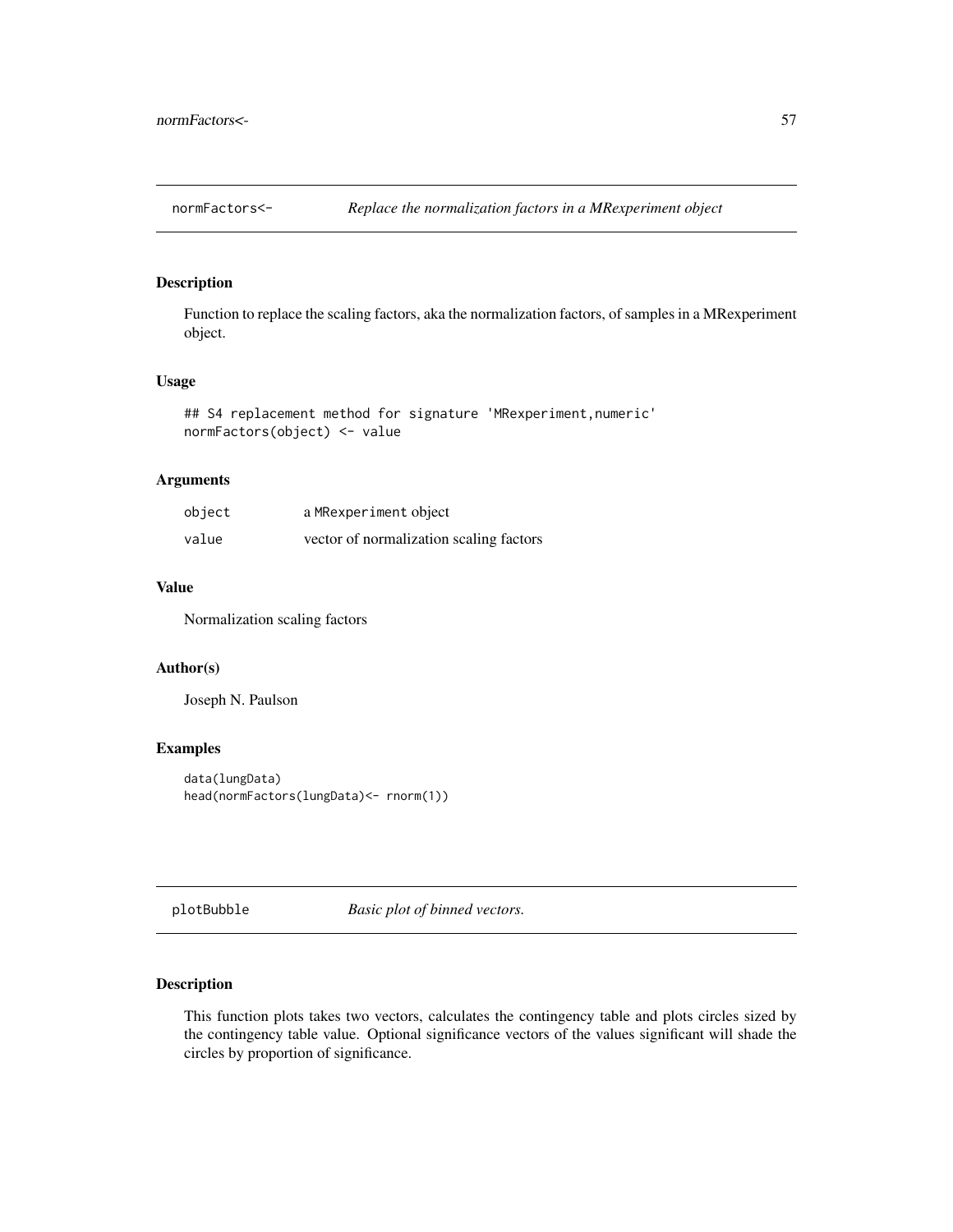## normFactors<- *Replace the normalization factors in a MRexperiment object*

### Description

Function to replace the scaling factors, aka the normalization factors, of samples in a MRexperiment object.

### Usage

```
## S4 replacement method for signature 'MRexperiment,numeric'
normFactors(object) <- value
```

### Arguments

| | |
|---|---|
| object | a MRexperiment object |
| value | vector of normalization scaling factors |

### Value

Normalization scaling factors

### Author(s)

Joseph N. Paulson

### Examples

```
data(lungData)
head(normFactors(lungData)<- rnorm(1))
```

## plotBubble *Basic plot of binned vectors.*

### Description

This function plots takes two vectors, calculates the contingency table and plots circles sized by the contingency table value. Optional significance vectors of the values significant will shade the circles by proportion of significance.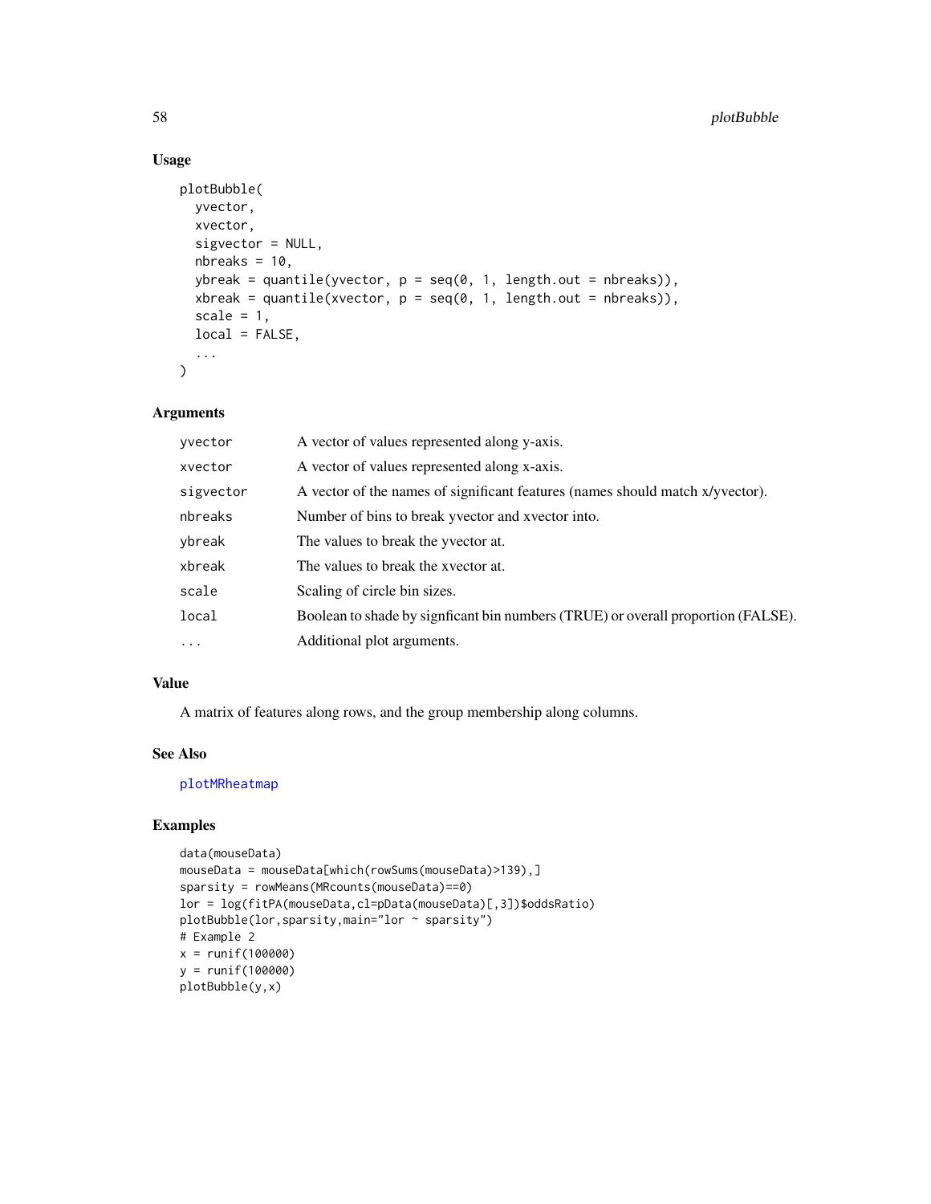## Usage

```
plotBubble(
  yvector,
  xvector,
  sigvector = NULL,
  nbreaks = 10,
  ybreak = quantile(yvector, p = seq(0, 1, length.out = nbreaks)),
  xbreak = quantile(xvector, p = seq(0, 1, length.out = nbreaks)),
  scale = 1,
  local = FALSE,
  ...
)
```

## Arguments

| | |
|---|---|
| yvector | A vector of values represented along y-axis. |
| xvector | A vector of values represented along x-axis. |
| sigvector | A vector of the names of significant features (names should match x/yvector). |
| nbreaks | Number of bins to break yvector and xvector into. |
| ybreak | The values to break the yvector at. |
| xbreak | The values to break the xvector at. |
| scale | Scaling of circle bin sizes. |
| local | Boolean to shade by signficant bin numbers (TRUE) or overall proportion (FALSE). |
| ... | Additional plot arguments. |

## Value

A matrix of features along rows, and the group membership along columns.

## See Also

plotMRheatmap

## Examples

```
data(mouseData)
mouseData = mouseData[which(rowSums(mouseData)>139),]
sparsity = rowMeans(MRcounts(mouseData)==0)
lor = log(fitPA(mouseData,cl=pData(mouseData)[,3])$oddsRatio)
plotBubble(lor,sparsity,main="lor ~ sparsity")
# Example 2
x = runif(100000)
y = runif(100000)
plotBubble(y,x)
```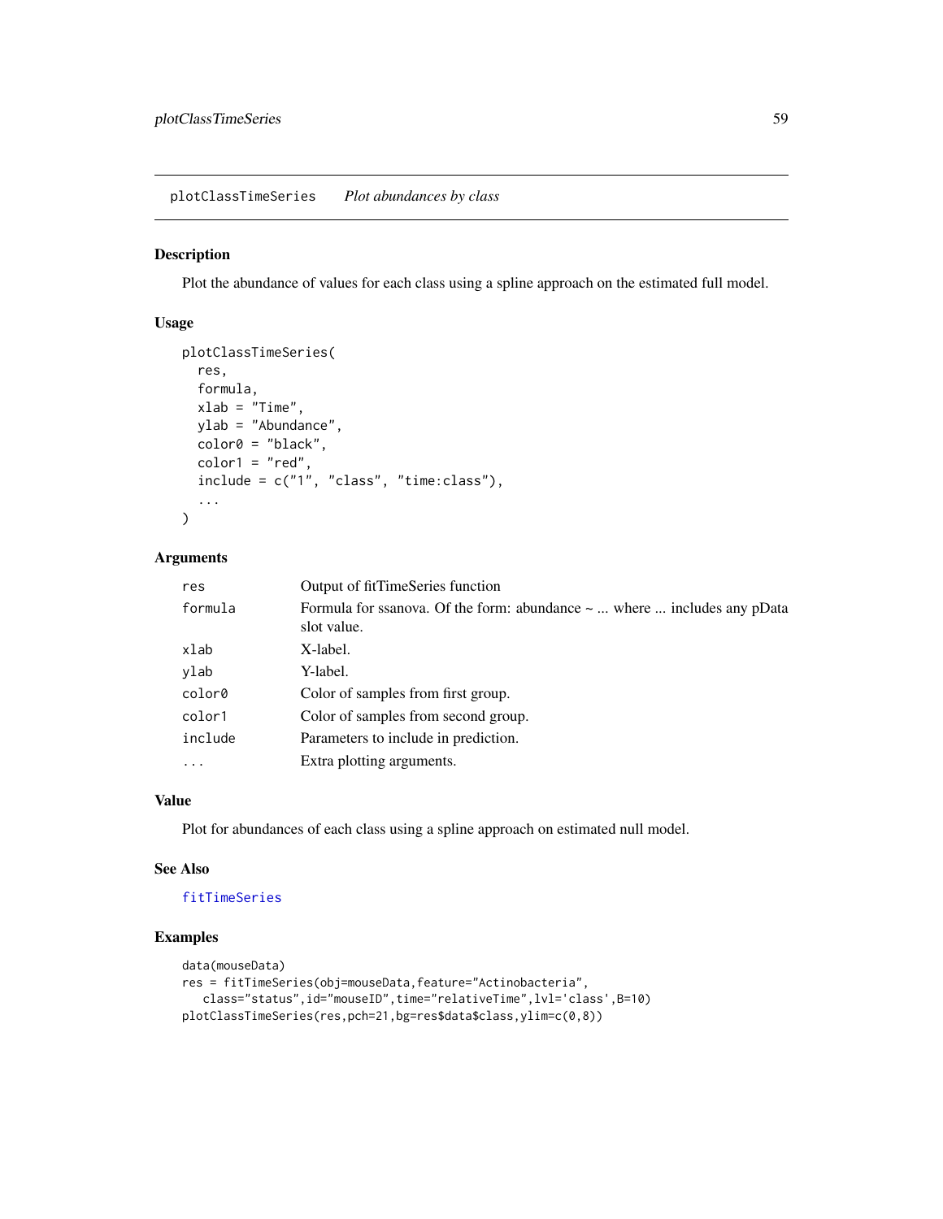plotClassTimeSeries    *Plot abundances by class*

## Description

Plot the abundance of values for each class using a spline approach on the estimated full model.

## Usage

```
plotClassTimeSeries(
  res,
  formula,
  xlab = "Time",
  ylab = "Abundance",
  color0 = "black",
  color1 = "red",
  include = c("1", "class", "time:class"),
  ...
)
```

## Arguments

| | |
|---|---|
| res | Output of fitTimeSeries function |
| formula | Formula for ssanova. Of the form: abundance ~ ... where ... includes any pData slot value. |
| xlab | X-label. |
| ylab | Y-label. |
| color0 | Color of samples from first group. |
| color1 | Color of samples from second group. |
| include | Parameters to include in prediction. |
| ... | Extra plotting arguments. |

## Value

Plot for abundances of each class using a spline approach on estimated null model.

## See Also

fitTimeSeries

## Examples

```
data(mouseData)
res = fitTimeSeries(obj=mouseData,feature="Actinobacteria",
   class="status",id="mouseID",time="relativeTime",lvl='class',B=10)
plotClassTimeSeries(res,pch=21,bg=res$data$class,ylim=c(0,8))
```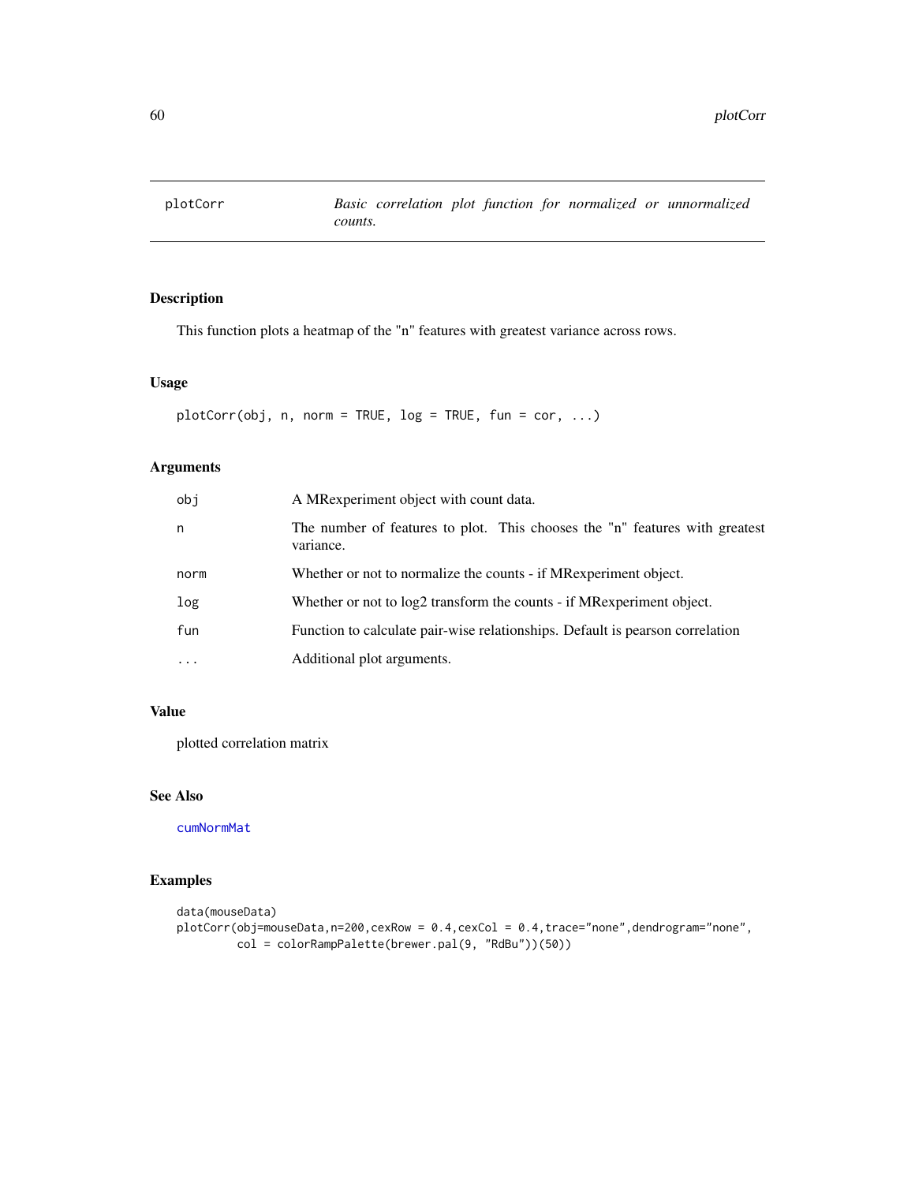## plotCorr — *Basic correlation plot function for normalized or unnormalized counts.*

### Description

This function plots a heatmap of the "n" features with greatest variance across rows.

### Usage

```
plotCorr(obj, n, norm = TRUE, log = TRUE, fun = cor, ...)
```

### Arguments

| | |
|---|---|
| obj | A MRexperiment object with count data. |
| n | The number of features to plot. This chooses the "n" features with greatest variance. |
| norm | Whether or not to normalize the counts - if MRexperiment object. |
| log | Whether or not to log2 transform the counts - if MRexperiment object. |
| fun | Function to calculate pair-wise relationships. Default is pearson correlation |
| ... | Additional plot arguments. |

### Value

plotted correlation matrix

### See Also

cumNormMat

### Examples

```
data(mouseData)
plotCorr(obj=mouseData,n=200,cexRow = 0.4,cexCol = 0.4,trace="none",dendrogram="none",
         col = colorRampPalette(brewer.pal(9, "RdBu"))(50))
```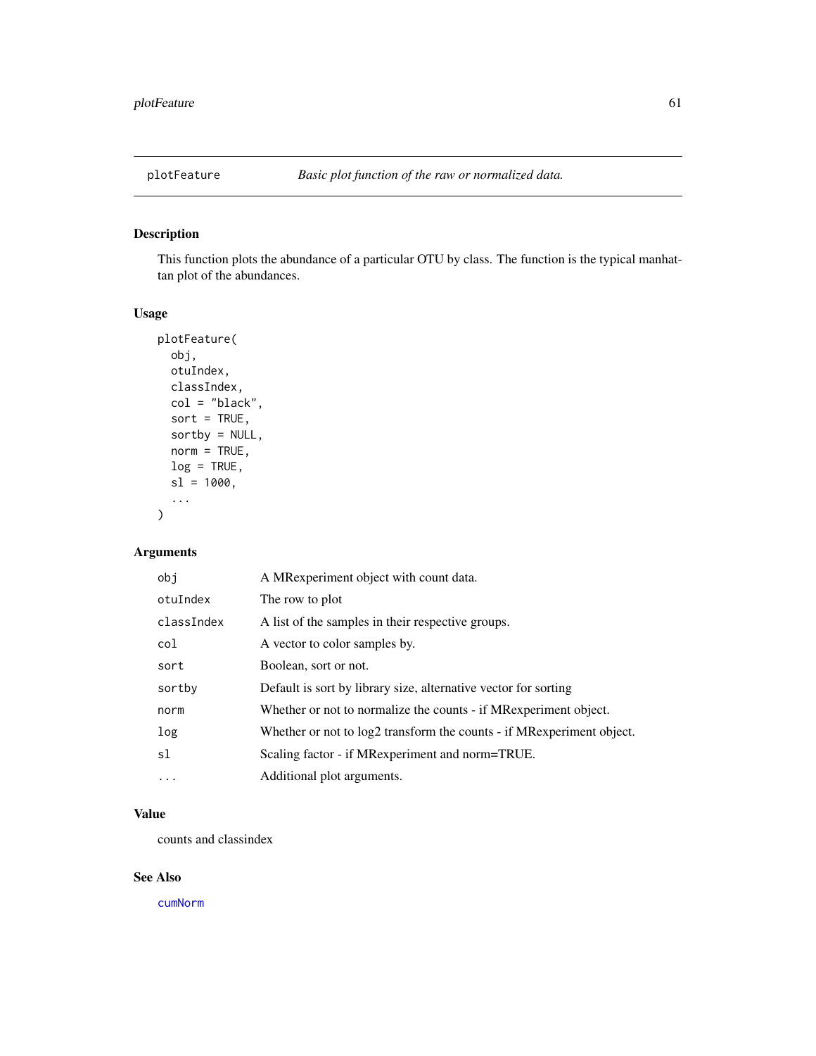## plotFeature — *Basic plot function of the raw or normalized data.*

### Description

This function plots the abundance of a particular OTU by class. The function is the typical manhattan plot of the abundances.

### Usage

```
plotFeature(
  obj,
  otuIndex,
  classIndex,
  col = "black",
  sort = TRUE,
  sortby = NULL,
  norm = TRUE,
  log = TRUE,
  sl = 1000,
  ...
)
```

### Arguments

| | |
|---|---|
| obj | A MRexperiment object with count data. |
| otuIndex | The row to plot |
| classIndex | A list of the samples in their respective groups. |
| col | A vector to color samples by. |
| sort | Boolean, sort or not. |
| sortby | Default is sort by library size, alternative vector for sorting |
| norm | Whether or not to normalize the counts - if MRexperiment object. |
| log | Whether or not to log2 transform the counts - if MRexperiment object. |
| sl | Scaling factor - if MRexperiment and norm=TRUE. |
| ... | Additional plot arguments. |

### Value

counts and classindex

### See Also

cumNorm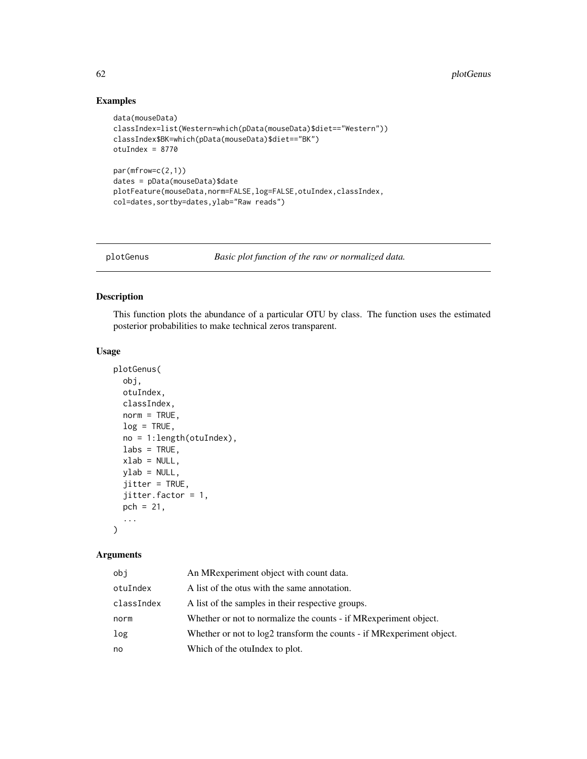## Examples

```
data(mouseData)
classIndex=list(Western=which(pData(mouseData)$diet=="Western"))
classIndex$BK=which(pData(mouseData)$diet=="BK")
otuIndex = 8770

par(mfrow=c(2,1))
dates = pData(mouseData)$date
plotFeature(mouseData,norm=FALSE,log=FALSE,otuIndex,classIndex,
col=dates,sortby=dates,ylab="Raw reads")
```

---

# plotGenus *Basic plot function of the raw or normalized data.*

---

## Description

This function plots the abundance of a particular OTU by class. The function uses the estimated posterior probabilities to make technical zeros transparent.

## Usage

```
plotGenus(
  obj,
  otuIndex,
  classIndex,
  norm = TRUE,
  log = TRUE,
  no = 1:length(otuIndex),
  labs = TRUE,
  xlab = NULL,
  ylab = NULL,
  jitter = TRUE,
  jitter.factor = 1,
  pch = 21,
  ...
)
```

## Arguments

| | |
|---|---|
| obj | An MRexperiment object with count data. |
| otuIndex | A list of the otus with the same annotation. |
| classIndex | A list of the samples in their respective groups. |
| norm | Whether or not to normalize the counts - if MRexperiment object. |
| log | Whether or not to log2 transform the counts - if MRexperiment object. |
| no | Which of the otuIndex to plot. |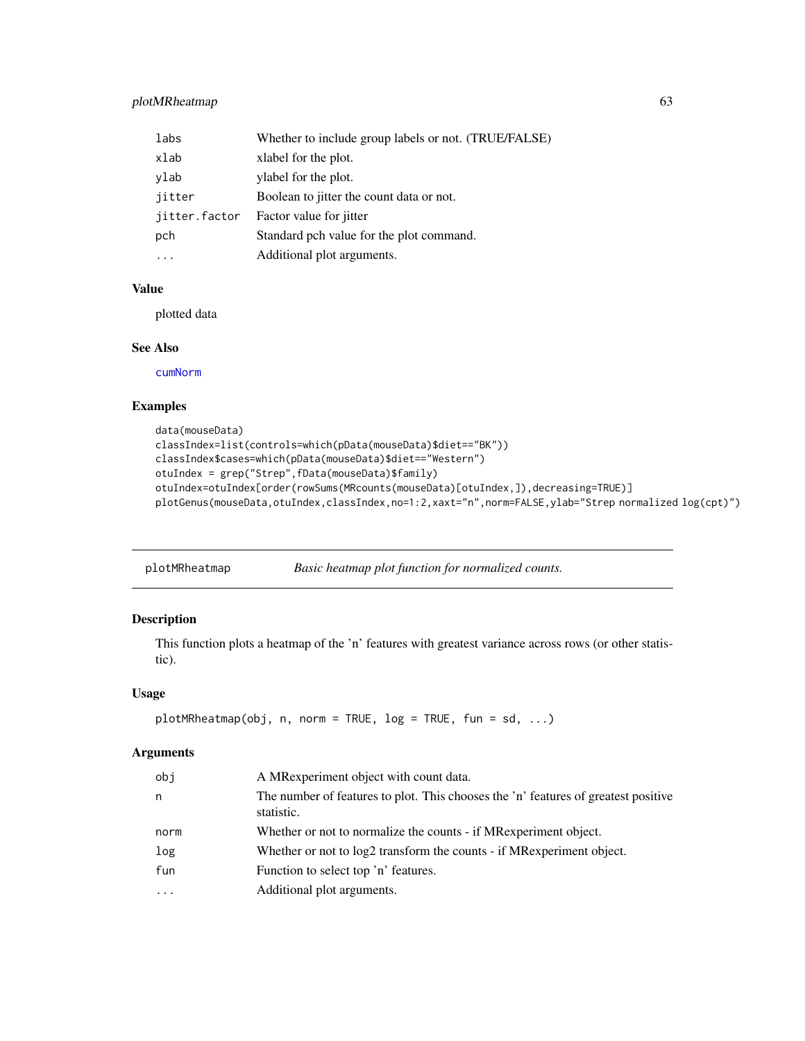| | |
|---|---|
| labs | Whether to include group labels or not. (TRUE/FALSE) |
| xlab | xlabel for the plot. |
| ylab | ylabel for the plot. |
| jitter | Boolean to jitter the count data or not. |
| jitter.factor | Factor value for jitter |
| pch | Standard pch value for the plot command. |
| ... | Additional plot arguments. |

### Value

plotted data

### See Also

cumNorm

### Examples

```
data(mouseData)
classIndex=list(controls=which(pData(mouseData)$diet=="BK"))
classIndex$cases=which(pData(mouseData)$diet=="Western")
otuIndex = grep("Strep",fData(mouseData)$family)
otuIndex=otuIndex[order(rowSums(MRcounts(mouseData)[otuIndex,]),decreasing=TRUE)]
plotGenus(mouseData,otuIndex,classIndex,no=1:2,xaxt="n",norm=FALSE,ylab="Strep normalized log(cpt)")
```

---

## plotMRheatmap — *Basic heatmap plot function for normalized counts.*

### Description

This function plots a heatmap of the 'n' features with greatest variance across rows (or other statistic).

### Usage

```
plotMRheatmap(obj, n, norm = TRUE, log = TRUE, fun = sd, ...)
```

### Arguments

| | |
|---|---|
| obj | A MRexperiment object with count data. |
| n | The number of features to plot. This chooses the 'n' features of greatest positive statistic. |
| norm | Whether or not to normalize the counts - if MRexperiment object. |
| log | Whether or not to log2 transform the counts - if MRexperiment object. |
| fun | Function to select top 'n' features. |
| ... | Additional plot arguments. |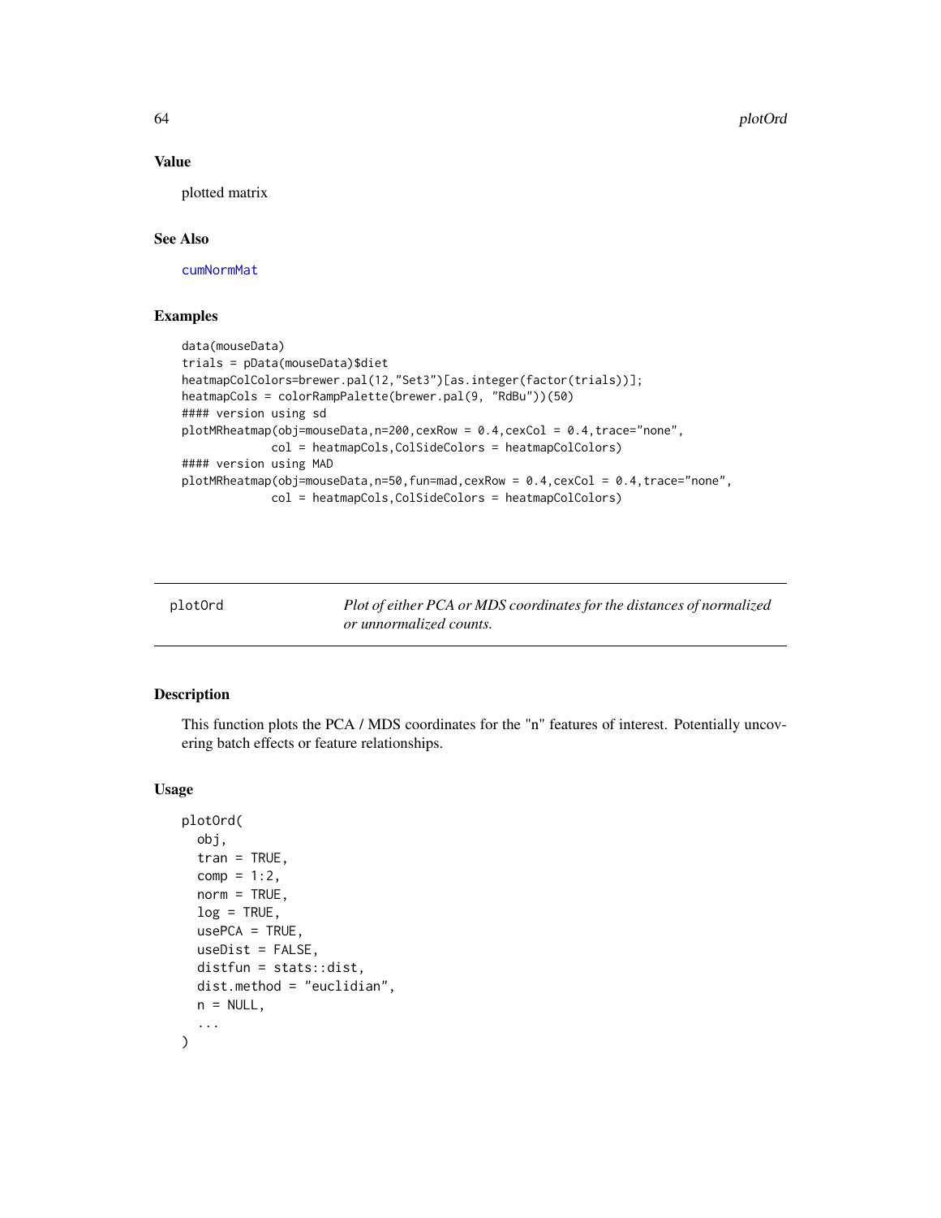## Value

plotted matrix

## See Also

cumNormMat

## Examples

```
data(mouseData)
trials = pData(mouseData)$diet
heatmapColColors=brewer.pal(12,"Set3")[as.integer(factor(trials))];
heatmapCols = colorRampPalette(brewer.pal(9, "RdBu"))(50)
#### version using sd
plotMRheatmap(obj=mouseData,n=200,cexRow = 0.4,cexCol = 0.4,trace="none",
            col = heatmapCols,ColSideColors = heatmapColColors)
#### version using MAD
plotMRheatmap(obj=mouseData,n=50,fun=mad,cexRow = 0.4,cexCol = 0.4,trace="none",
            col = heatmapCols,ColSideColors = heatmapColColors)
```

---

# plotOrd — *Plot of either PCA or MDS coordinates for the distances of normalized or unnormalized counts.*

## Description

This function plots the PCA / MDS coordinates for the "n" features of interest. Potentially uncovering batch effects or feature relationships.

## Usage

```
plotOrd(
  obj,
  tran = TRUE,
  comp = 1:2,
  norm = TRUE,
  log = TRUE,
  usePCA = TRUE,
  useDist = FALSE,
  distfun = stats::dist,
  dist.method = "euclidian",
  n = NULL,
  ...
)
```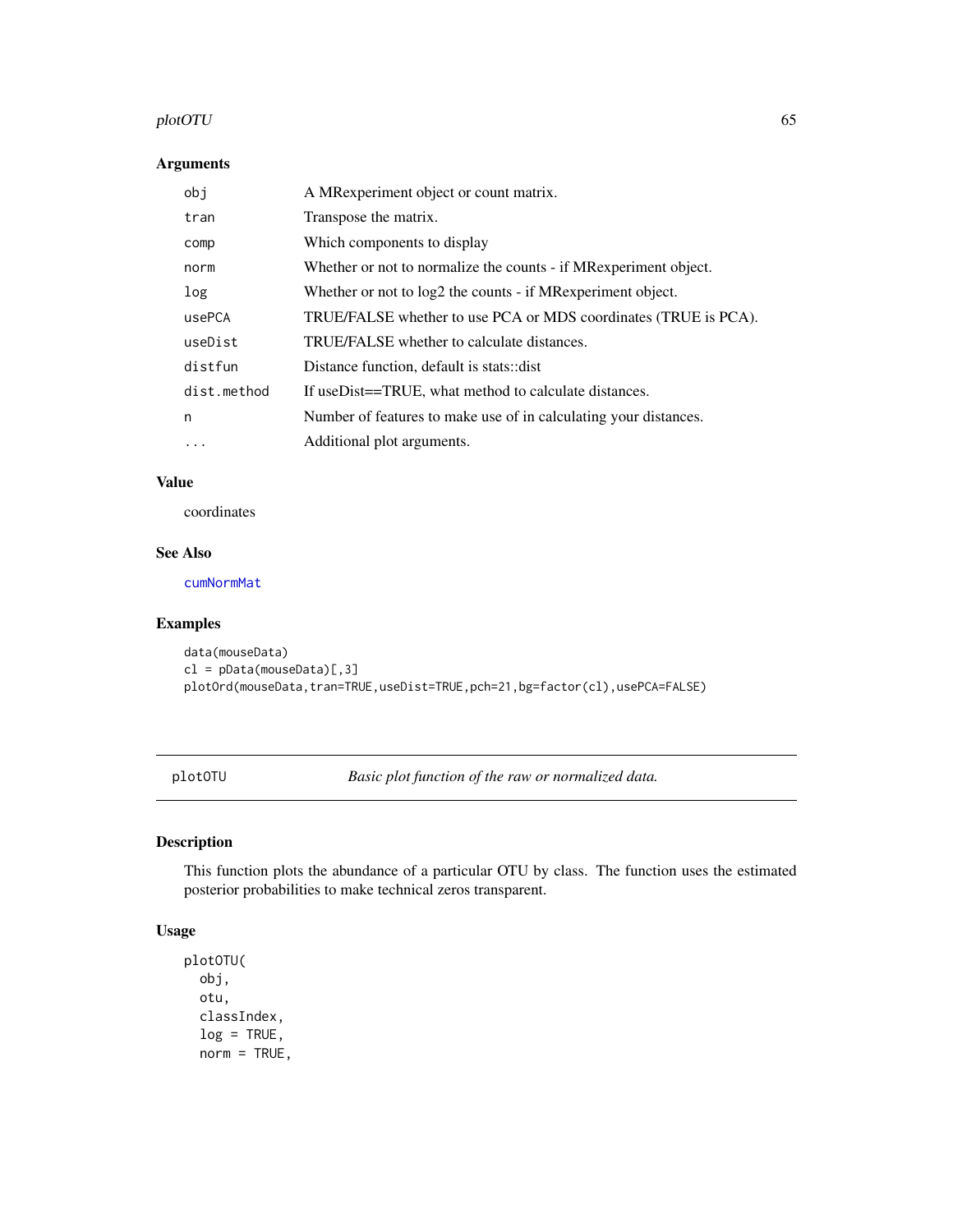## Arguments

| | |
|---|---|
| obj | A MRexperiment object or count matrix. |
| tran | Transpose the matrix. |
| comp | Which components to display |
| norm | Whether or not to normalize the counts - if MRexperiment object. |
| log | Whether or not to log2 the counts - if MRexperiment object. |
| usePCA | TRUE/FALSE whether to use PCA or MDS coordinates (TRUE is PCA). |
| useDist | TRUE/FALSE whether to calculate distances. |
| distfun | Distance function, default is stats::dist |
| dist.method | If useDist==TRUE, what method to calculate distances. |
| n | Number of features to make use of in calculating your distances. |
| ... | Additional plot arguments. |

## Value

coordinates

## See Also

cumNormMat

## Examples

```
data(mouseData)
cl = pData(mouseData)[,3]
plotOrd(mouseData,tran=TRUE,useDist=TRUE,pch=21,bg=factor(cl),usePCA=FALSE)
```

---

# plotOTU — *Basic plot function of the raw or normalized data.*

## Description

This function plots the abundance of a particular OTU by class. The function uses the estimated posterior probabilities to make technical zeros transparent.

## Usage

```
plotOTU(
  obj,
  otu,
  classIndex,
  log = TRUE,
  norm = TRUE,
```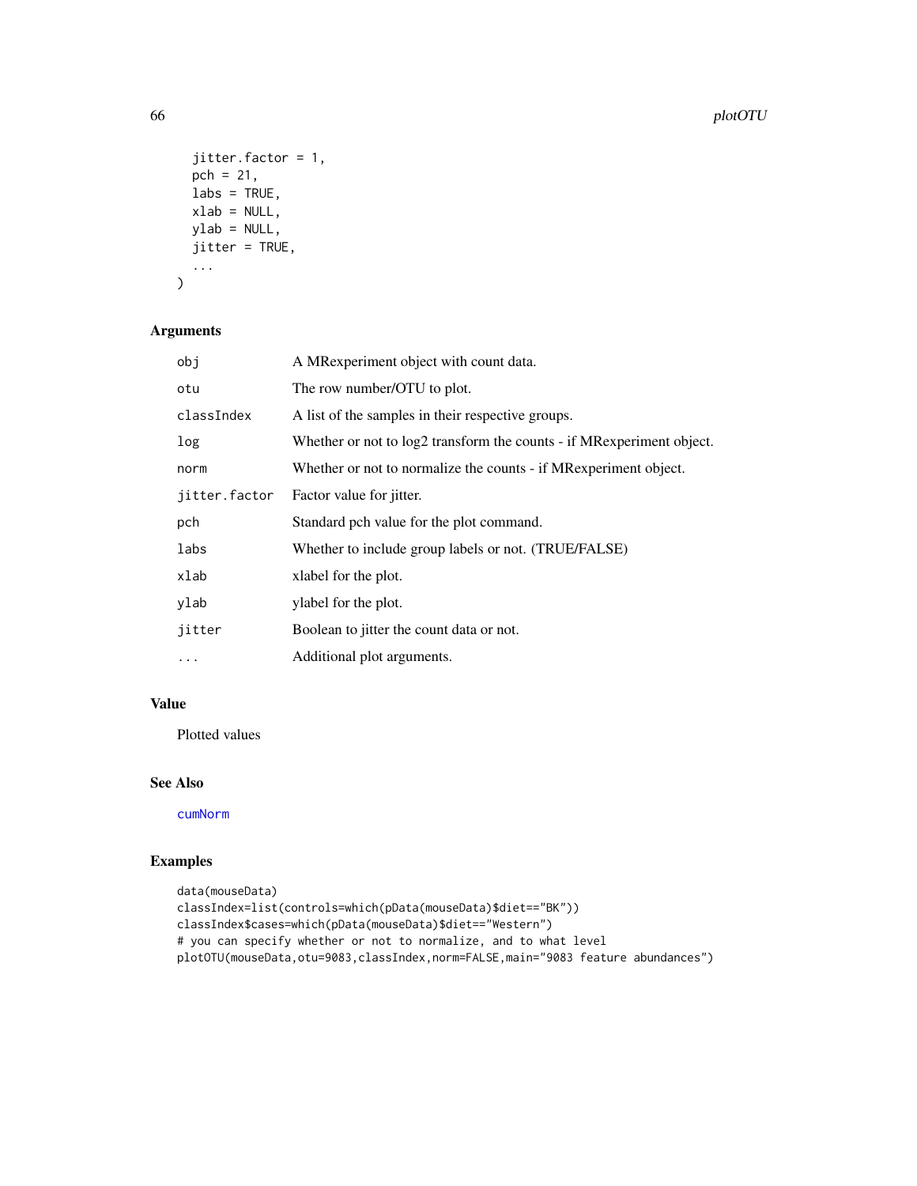```
  jitter.factor = 1,
  pch = 21,
  labs = TRUE,
  xlab = NULL,
  ylab = NULL,
  jitter = TRUE,
  ...
)
```

## Arguments

| | |
|---|---|
| obj | A MRexperiment object with count data. |
| otu | The row number/OTU to plot. |
| classIndex | A list of the samples in their respective groups. |
| log | Whether or not to log2 transform the counts - if MRexperiment object. |
| norm | Whether or not to normalize the counts - if MRexperiment object. |
| jitter.factor | Factor value for jitter. |
| pch | Standard pch value for the plot command. |
| labs | Whether to include group labels or not. (TRUE/FALSE) |
| xlab | xlabel for the plot. |
| ylab | ylabel for the plot. |
| jitter | Boolean to jitter the count data or not. |
| ... | Additional plot arguments. |

## Value

Plotted values

## See Also

cumNorm

## Examples

```
data(mouseData)
classIndex=list(controls=which(pData(mouseData)$diet=="BK"))
classIndex$cases=which(pData(mouseData)$diet=="Western")
# you can specify whether or not to normalize, and to what level
plotOTU(mouseData,otu=9083,classIndex,norm=FALSE,main="9083 feature abundances")
```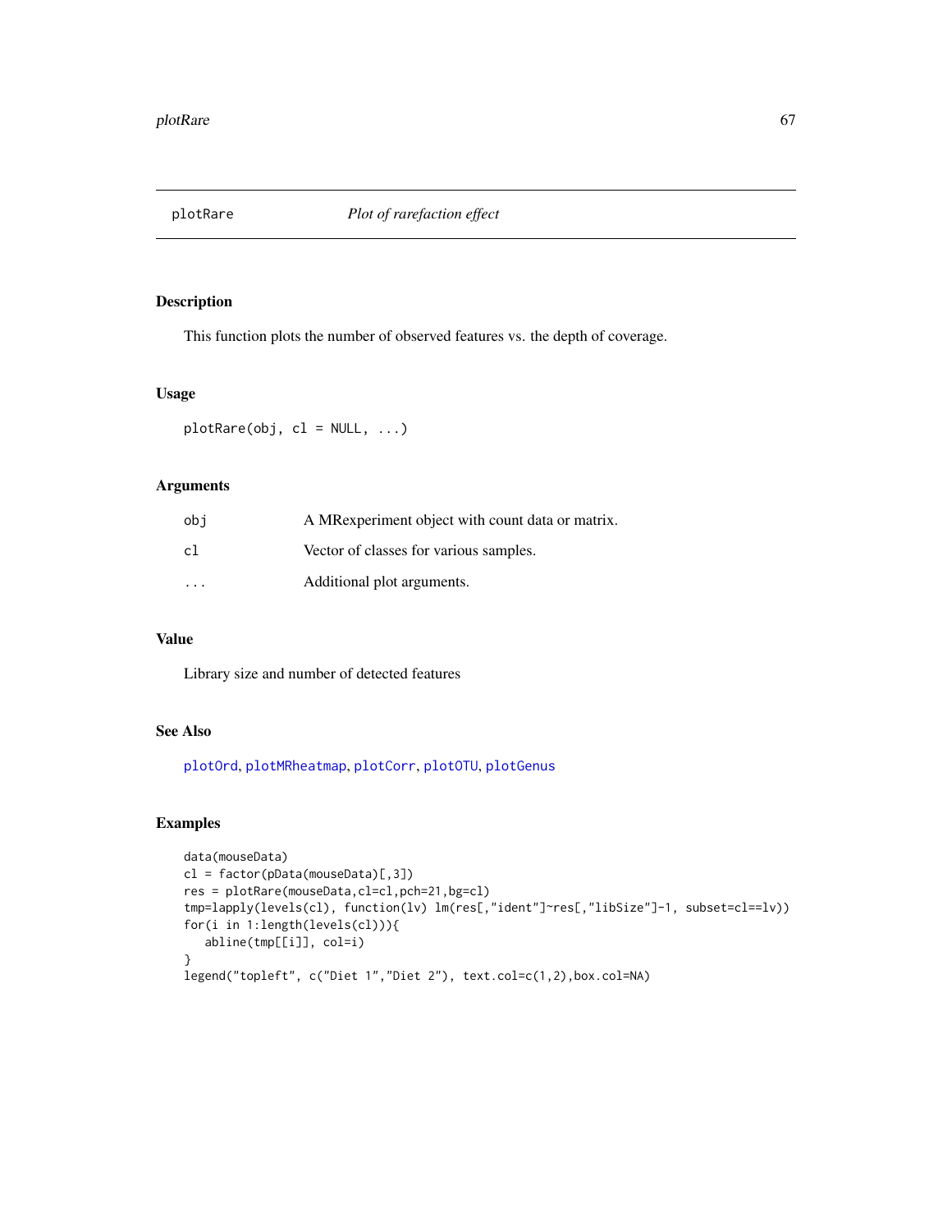plotRare *Plot of rarefaction effect*

## Description

This function plots the number of observed features vs. the depth of coverage.

## Usage

```
plotRare(obj, cl = NULL, ...)
```

## Arguments

| | |
|---|---|
| obj | A MRexperiment object with count data or matrix. |
| cl | Vector of classes for various samples. |
| ... | Additional plot arguments. |

## Value

Library size and number of detected features

## See Also

plotOrd, plotMRheatmap, plotCorr, plotOTU, plotGenus

## Examples

```
data(mouseData)
cl = factor(pData(mouseData)[,3])
res = plotRare(mouseData,cl=cl,pch=21,bg=cl)
tmp=lapply(levels(cl), function(lv) lm(res[,"ident"]~res[,"libSize"]-1, subset=cl==lv))
for(i in 1:length(levels(cl))){
   abline(tmp[[i]], col=i)
}
legend("topleft", c("Diet 1","Diet 2"), text.col=c(1,2),box.col=NA)
```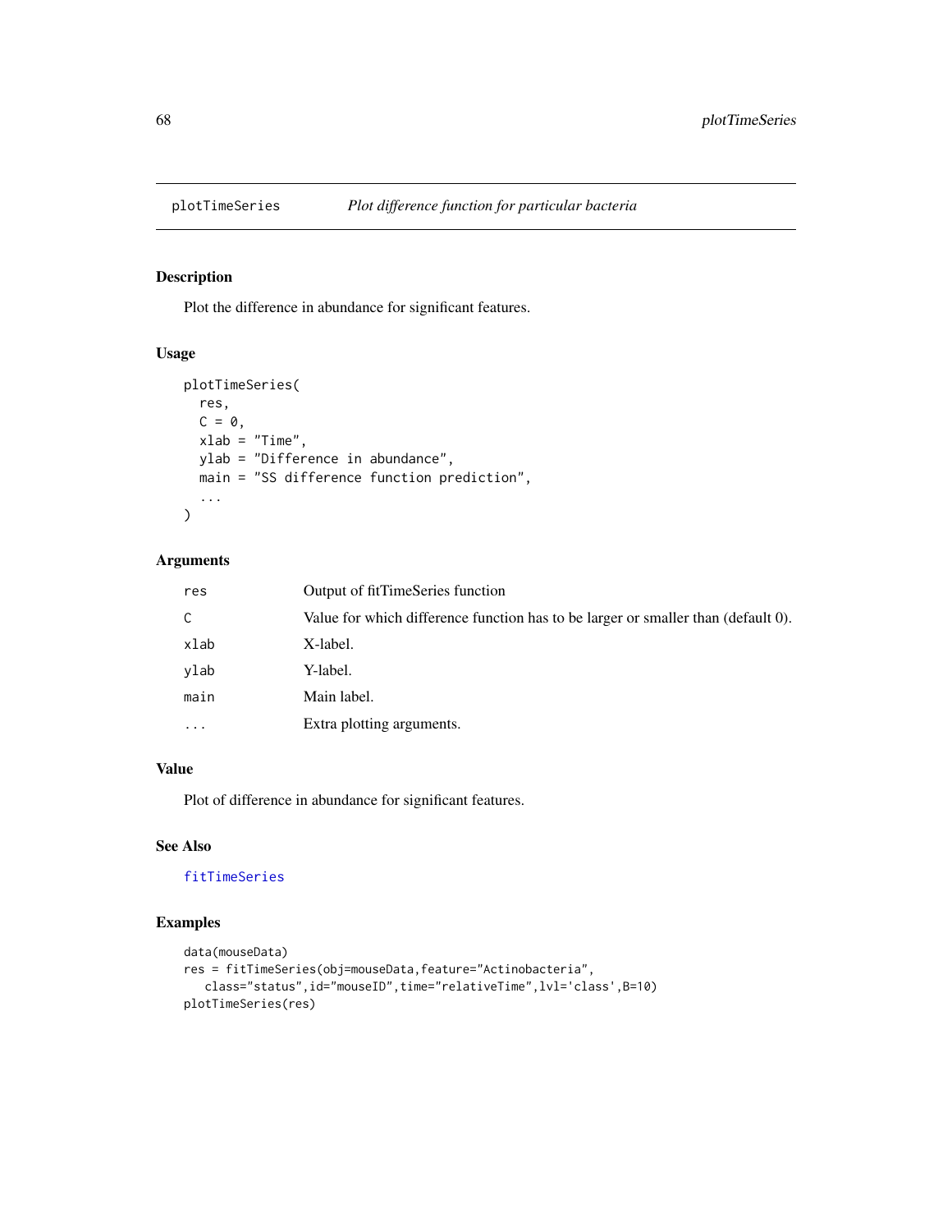## plotTimeSeries *Plot difference function for particular bacteria*

### Description

Plot the difference in abundance for significant features.

### Usage

```
plotTimeSeries(
  res,
  C = 0,
  xlab = "Time",
  ylab = "Difference in abundance",
  main = "SS difference function prediction",
  ...
)
```

### Arguments

| | |
|---|---|
| res | Output of fitTimeSeries function |
| C | Value for which difference function has to be larger or smaller than (default 0). |
| xlab | X-label. |
| ylab | Y-label. |
| main | Main label. |
| ... | Extra plotting arguments. |

### Value

Plot of difference in abundance for significant features.

### See Also

fitTimeSeries

### Examples

```
data(mouseData)
res = fitTimeSeries(obj=mouseData,feature="Actinobacteria",
   class="status",id="mouseID",time="relativeTime",lvl='class',B=10)
plotTimeSeries(res)
```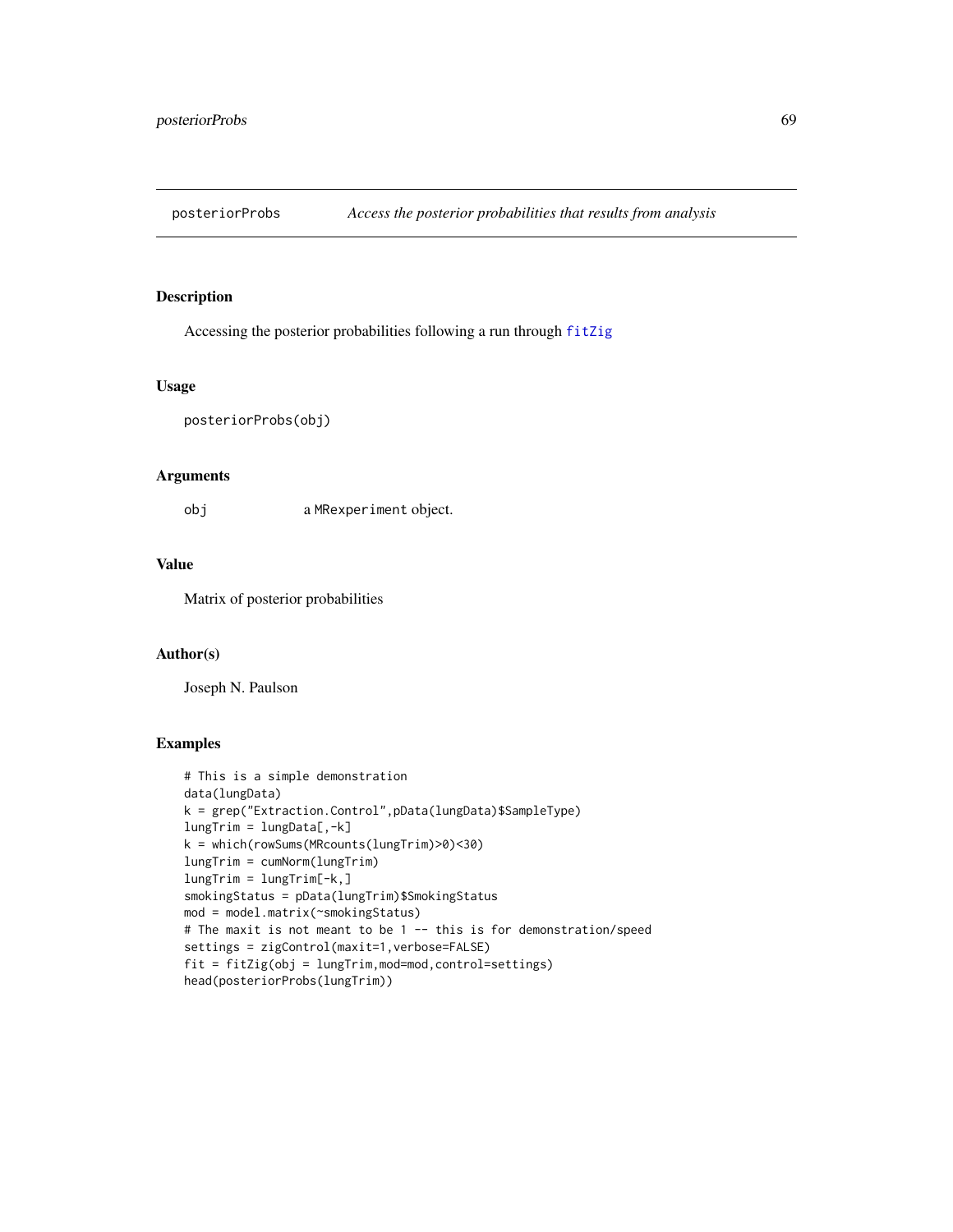## posteriorProbs — *Access the posterior probabilities that results from analysis*

### Description

Accessing the posterior probabilities following a run through `fitZig`

### Usage

```
posteriorProbs(obj)
```

### Arguments

| | |
|---|---|
| obj | a `MRexperiment` object. |

### Value

Matrix of posterior probabilities

### Author(s)

Joseph N. Paulson

### Examples

```
# This is a simple demonstration
data(lungData)
k = grep("Extraction.Control",pData(lungData)$SampleType)
lungTrim = lungData[,-k]
k = which(rowSums(MRcounts(lungTrim)>0)<30)
lungTrim = cumNorm(lungTrim)
lungTrim = lungTrim[-k,]
smokingStatus = pData(lungTrim)$SmokingStatus
mod = model.matrix(~smokingStatus)
# The maxit is not meant to be 1 -- this is for demonstration/speed
settings = zigControl(maxit=1,verbose=FALSE)
fit = fitZig(obj = lungTrim,mod=mod,control=settings)
head(posteriorProbs(lungTrim))
```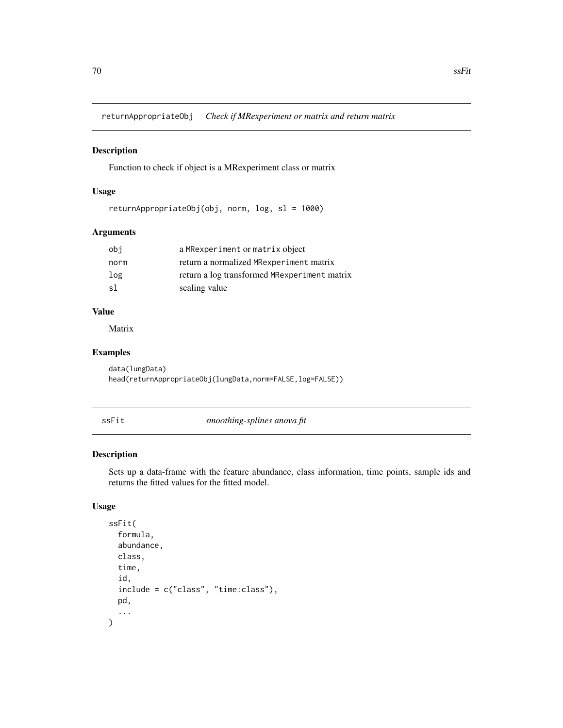## returnAppropriateObj *Check if MRexperiment or matrix and return matrix*

### Description

Function to check if object is a MRexperiment class or matrix

### Usage

```
returnAppropriateObj(obj, norm, log, sl = 1000)
```

### Arguments

| | |
|---|---|
| obj | a MRexperiment or matrix object |
| norm | return a normalized MRexperiment matrix |
| log | return a log transformed MRexperiment matrix |
| sl | scaling value |

### Value

Matrix

### Examples

```
data(lungData)
head(returnAppropriateObj(lungData,norm=FALSE,log=FALSE))
```

## ssFit *smoothing-splines anova fit*

### Description

Sets up a data-frame with the feature abundance, class information, time points, sample ids and returns the fitted values for the fitted model.

### Usage

```
ssFit(
  formula,
  abundance,
  class,
  time,
  id,
  include = c("class", "time:class"),
  pd,
  ...
)
```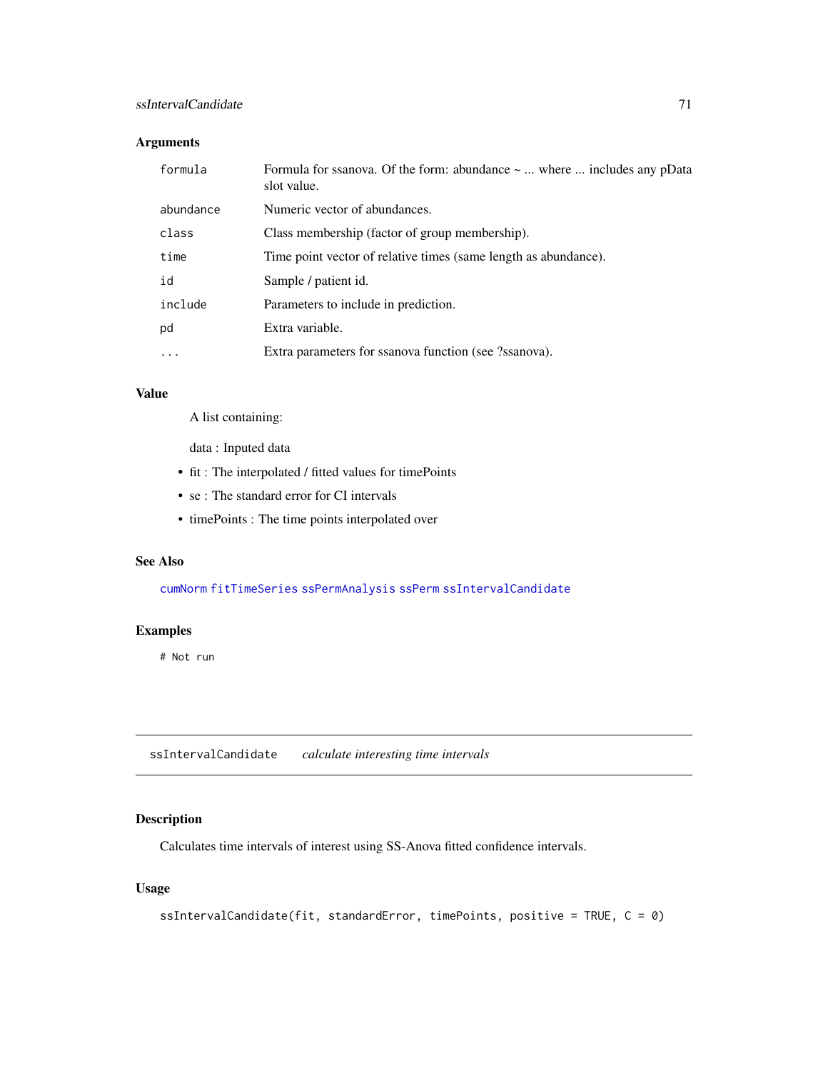## Arguments

| | |
|---|---|
| formula | Formula for ssanova. Of the form: abundance ~ ... where ... includes any pData slot value. |
| abundance | Numeric vector of abundances. |
| class | Class membership (factor of group membership). |
| time | Time point vector of relative times (same length as abundance). |
| id | Sample / patient id. |
| include | Parameters to include in prediction. |
| pd | Extra variable. |
| ... | Extra parameters for ssanova function (see ?ssanova). |

## Value

A list containing:

data : Inputed data

- fit : The interpolated / fitted values for timePoints
- se : The standard error for CI intervals
- timePoints : The time points interpolated over

## See Also

cumNorm fitTimeSeries ssPermAnalysis ssPerm ssIntervalCandidate

## Examples

```
# Not run
```

---

# ssIntervalCandidate    *calculate interesting time intervals*

## Description

Calculates time intervals of interest using SS-Anova fitted confidence intervals.

## Usage

```
ssIntervalCandidate(fit, standardError, timePoints, positive = TRUE, C = 0)
```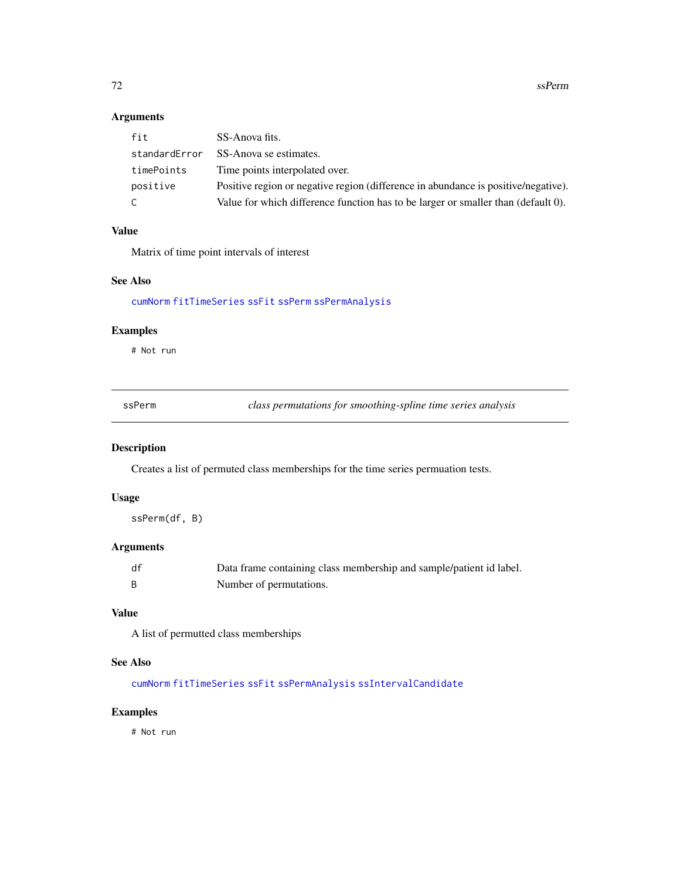### Arguments

| | |
|---|---|
| `fit` | SS-Anova fits. |
| `standardError` | SS-Anova se estimates. |
| `timePoints` | Time points interpolated over. |
| `positive` | Positive region or negative region (difference in abundance is positive/negative). |
| `C` | Value for which difference function has to be larger or smaller than (default 0). |

### Value

Matrix of time point intervals of interest

### See Also

`cumNorm` `fitTimeSeries` `ssFit` `ssPerm` `ssPermAnalysis`

### Examples

```
# Not run
```

---

## ssPerm — *class permutations for smoothing-spline time series analysis*

---

### Description

Creates a list of permuted class memberships for the time series permuation tests.

### Usage

```
ssPerm(df, B)
```

### Arguments

| | |
|---|---|
| `df` | Data frame containing class membership and sample/patient id label. |
| `B` | Number of permutations. |

### Value

A list of permutted class memberships

### See Also

`cumNorm` `fitTimeSeries` `ssFit` `ssPermAnalysis` `ssIntervalCandidate`

### Examples

```
# Not run
```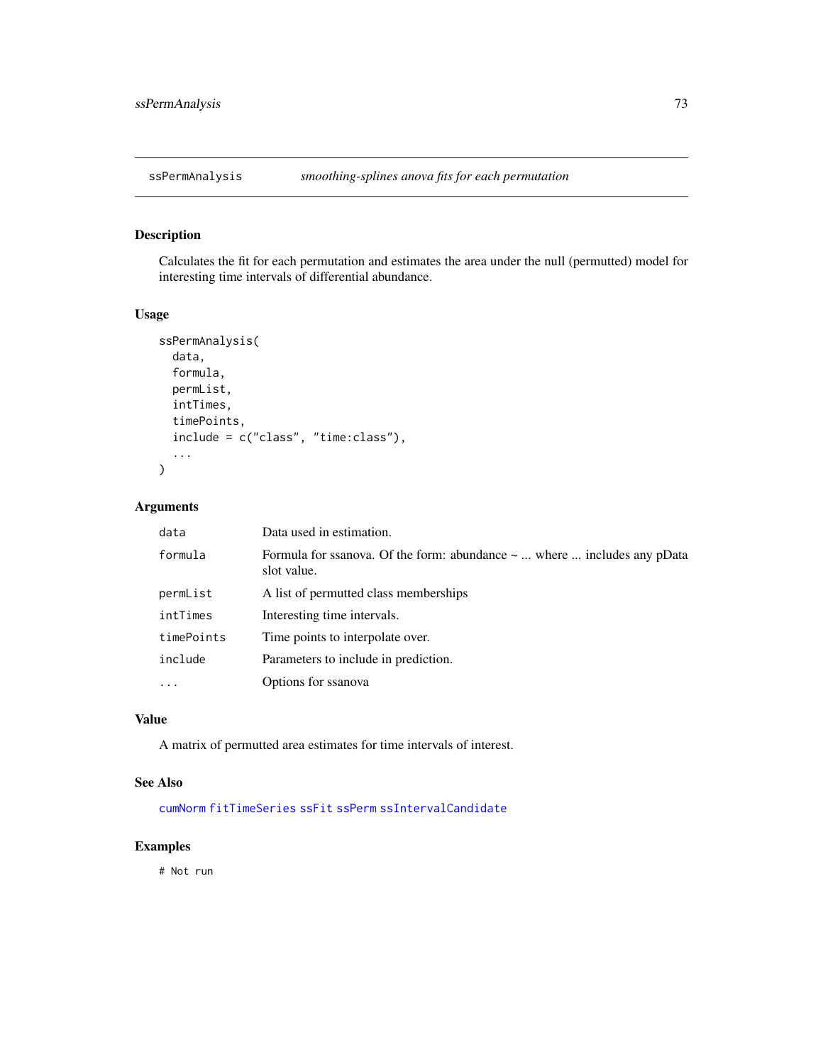ssPermAnalysis &nbsp;&nbsp;&nbsp;&nbsp;&nbsp; *smoothing-splines anova fits for each permutation*

### Description

Calculates the fit for each permutation and estimates the area under the null (permutted) model for interesting time intervals of differential abundance.

### Usage

```
ssPermAnalysis(
  data,
  formula,
  permList,
  intTimes,
  timePoints,
  include = c("class", "time:class"),
  ...
)
```

### Arguments

| | |
|---|---|
| `data` | Data used in estimation. |
| `formula` | Formula for ssanova. Of the form: abundance ~ ... where ... includes any pData slot value. |
| `permList` | A list of permutted class memberships |
| `intTimes` | Interesting time intervals. |
| `timePoints` | Time points to interpolate over. |
| `include` | Parameters to include in prediction. |
| `...` | Options for ssanova |

### Value

A matrix of permutted area estimates for time intervals of interest.

### See Also

`cumNorm` `fitTimeSeries` `ssFit` `ssPerm` `ssIntervalCandidate`

### Examples

```
# Not run
```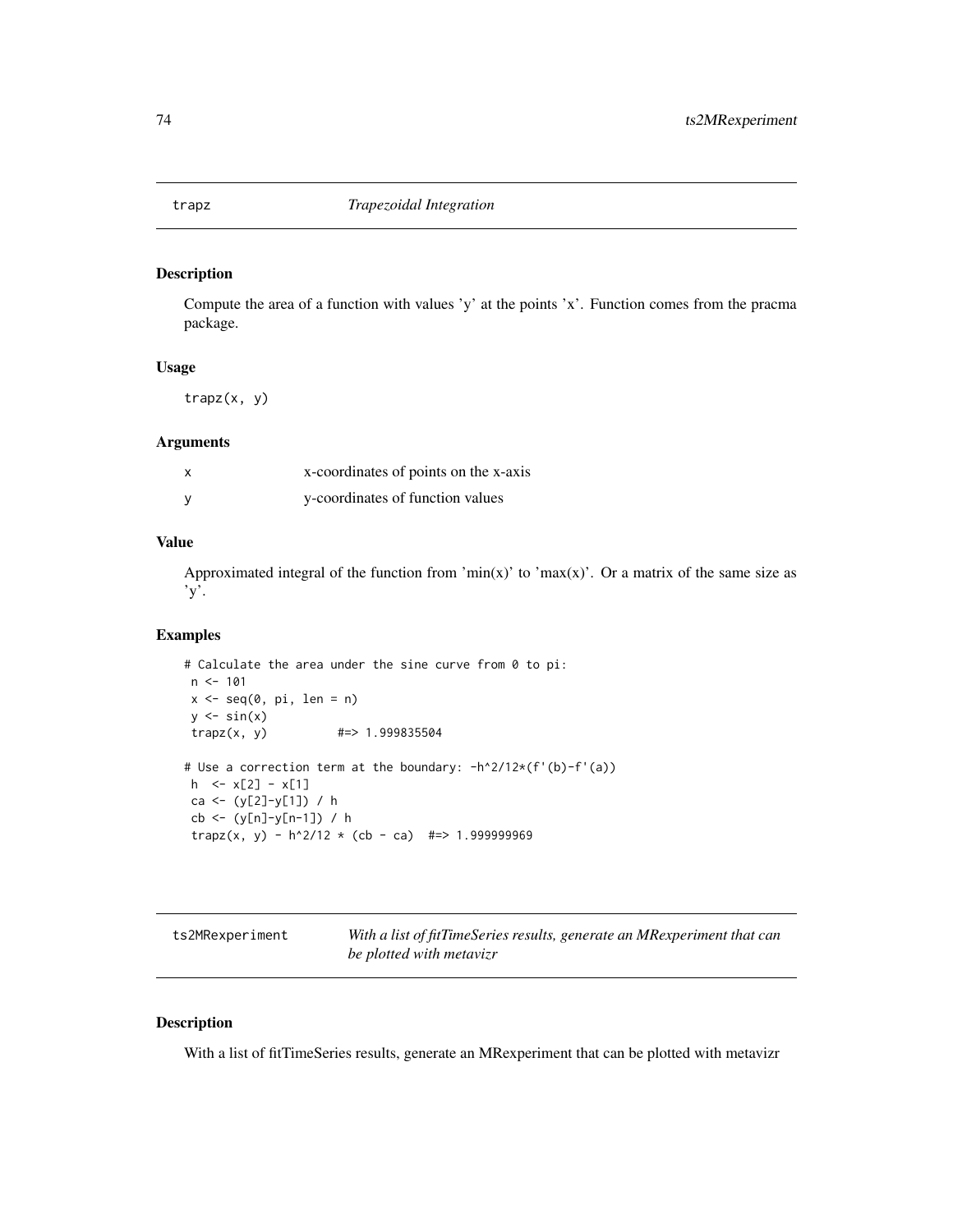## trapz *Trapezoidal Integration*

### Description

Compute the area of a function with values 'y' at the points 'x'. Function comes from the pracma package.

### Usage

```
trapz(x, y)
```

### Arguments

| | |
|---|---|
| x | x-coordinates of points on the x-axis |
| y | y-coordinates of function values |

### Value

Approximated integral of the function from 'min(x)' to 'max(x)'. Or a matrix of the same size as 'y'.

### Examples

```
# Calculate the area under the sine curve from 0 to pi:
 n <- 101
 x <- seq(0, pi, len = n)
 y <- sin(x)
 trapz(x, y)          #=> 1.999835504

# Use a correction term at the boundary: -h^2/12*(f'(b)-f'(a))
 h  <- x[2] - x[1]
 ca <- (y[2]-y[1]) / h
 cb <- (y[n]-y[n-1]) / h
 trapz(x, y) - h^2/12 * (cb - ca)  #=> 1.999999969
```

## ts2MRexperiment *With a list of fitTimeSeries results, generate an MRexperiment that can be plotted with metavizr*

### Description

With a list of fitTimeSeries results, generate an MRexperiment that can be plotted with metavizr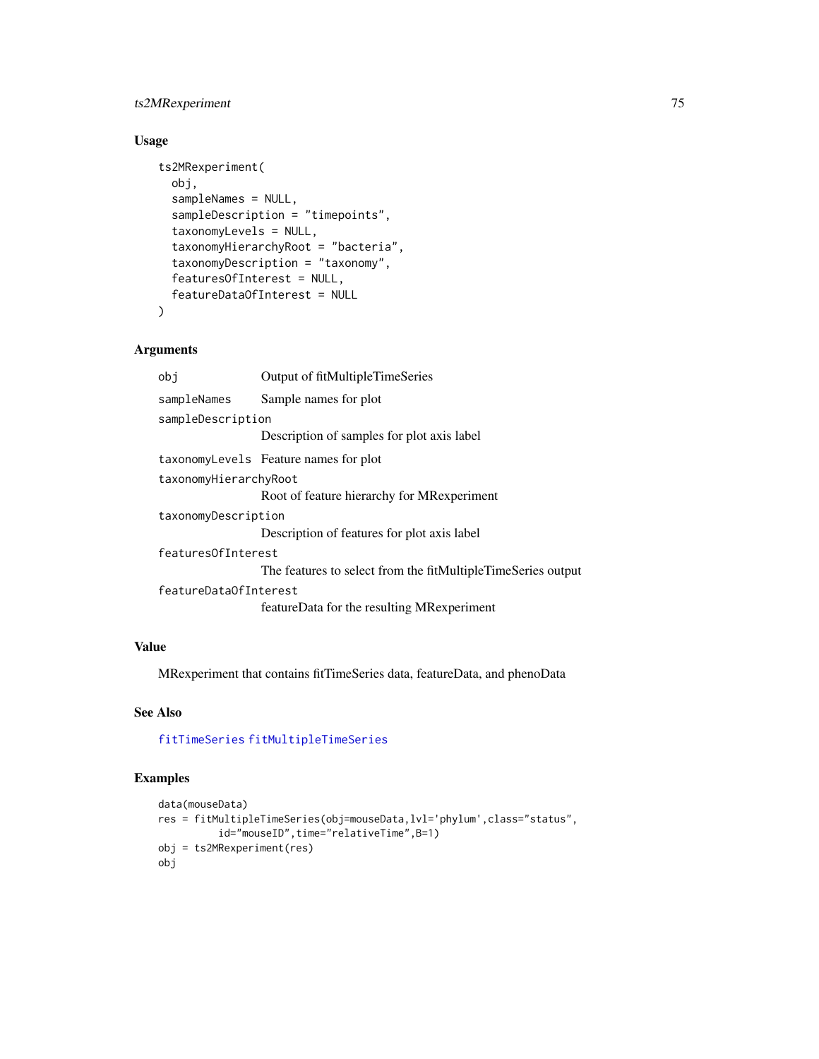## Usage

```
ts2MRexperiment(
  obj,
  sampleNames = NULL,
  sampleDescription = "timepoints",
  taxonomyLevels = NULL,
  taxonomyHierarchyRoot = "bacteria",
  taxonomyDescription = "taxonomy",
  featuresOfInterest = NULL,
  featureDataOfInterest = NULL
)
```

## Arguments

| | |
|---|---|
| `obj` | Output of fitMultipleTimeSeries |
| `sampleNames` | Sample names for plot |
| `sampleDescription` | Description of samples for plot axis label |
| `taxonomyLevels` | Feature names for plot |
| `taxonomyHierarchyRoot` | Root of feature hierarchy for MRexperiment |
| `taxonomyDescription` | Description of features for plot axis label |
| `featuresOfInterest` | The features to select from the fitMultipleTimeSeries output |
| `featureDataOfInterest` | featureData for the resulting MRexperiment |

## Value

MRexperiment that contains fitTimeSeries data, featureData, and phenoData

## See Also

`fitTimeSeries` `fitMultipleTimeSeries`

## Examples

```
data(mouseData)
res = fitMultipleTimeSeries(obj=mouseData,lvl='phylum',class="status",
         id="mouseID",time="relativeTime",B=1)
obj = ts2MRexperiment(res)
obj
```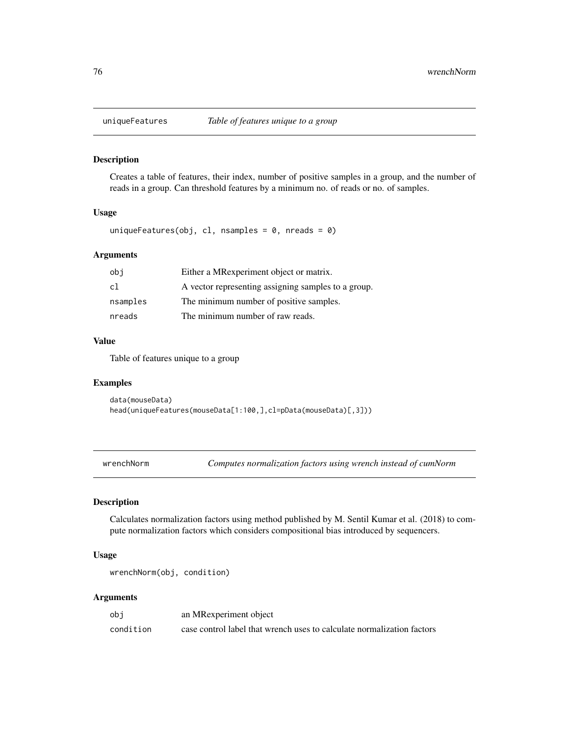## uniqueFeatures — *Table of features unique to a group*

### Description

Creates a table of features, their index, number of positive samples in a group, and the number of reads in a group. Can threshold features by a minimum no. of reads or no. of samples.

### Usage

```
uniqueFeatures(obj, cl, nsamples = 0, nreads = 0)
```

### Arguments

| | |
|---|---|
| obj | Either a MRexperiment object or matrix. |
| cl | A vector representing assigning samples to a group. |
| nsamples | The minimum number of positive samples. |
| nreads | The minimum number of raw reads. |

### Value

Table of features unique to a group

### Examples

```
data(mouseData)
head(uniqueFeatures(mouseData[1:100,],cl=pData(mouseData)[,3]))
```

## wrenchNorm — *Computes normalization factors using wrench instead of cumNorm*

### Description

Calculates normalization factors using method published by M. Sentil Kumar et al. (2018) to compute normalization factors which considers compositional bias introduced by sequencers.

### Usage

```
wrenchNorm(obj, condition)
```

### Arguments

| | |
|---|---|
| obj | an MRexperiment object |
| condition | case control label that wrench uses to calculate normalization factors |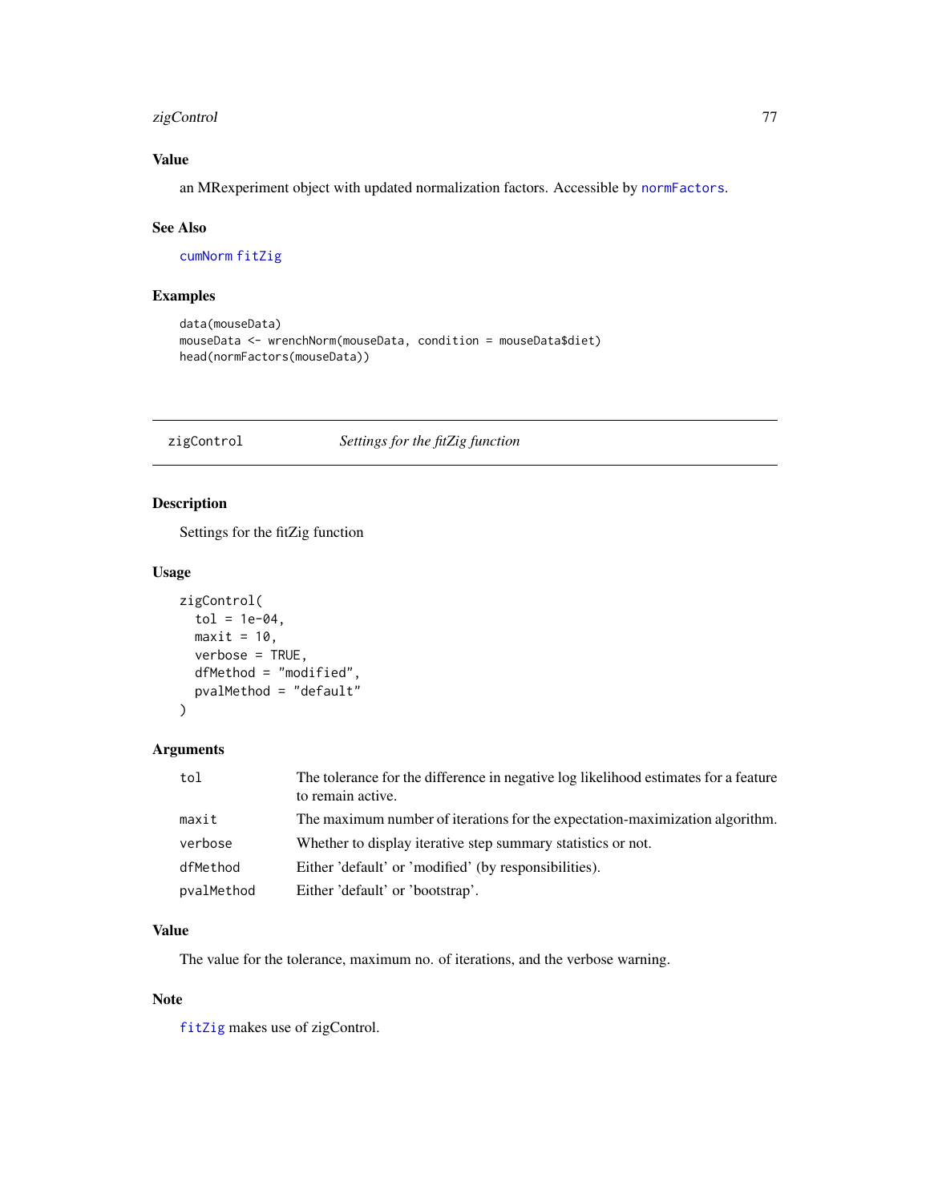### Value

an MRexperiment object with updated normalization factors. Accessible by `normFactors`.

### See Also

`cumNorm` `fitZig`

### Examples

```
data(mouseData)
mouseData <- wrenchNorm(mouseData, condition = mouseData$diet)
head(normFactors(mouseData))
```

---

## zigControl — *Settings for the fitZig function*

---

### Description

Settings for the fitZig function

### Usage

```
zigControl(
  tol = 1e-04,
  maxit = 10,
  verbose = TRUE,
  dfMethod = "modified",
  pvalMethod = "default"
)
```

### Arguments

| | |
|---|---|
| `tol` | The tolerance for the difference in negative log likelihood estimates for a feature to remain active. |
| `maxit` | The maximum number of iterations for the expectation-maximization algorithm. |
| `verbose` | Whether to display iterative step summary statistics or not. |
| `dfMethod` | Either 'default' or 'modified' (by responsibilities). |
| `pvalMethod` | Either 'default' or 'bootstrap'. |

### Value

The value for the tolerance, maximum no. of iterations, and the verbose warning.

### Note

`fitZig` makes use of zigControl.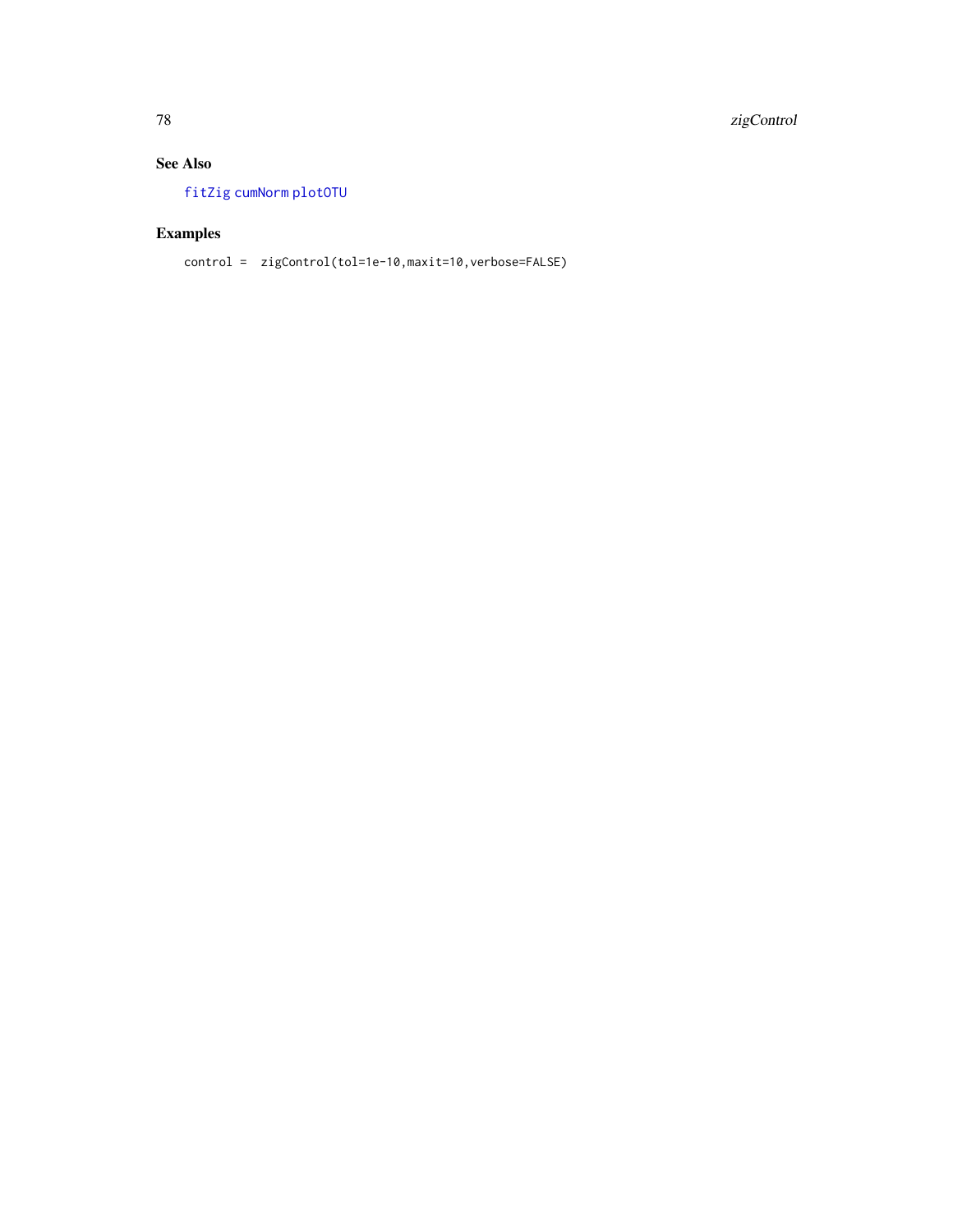## See Also

fitZig cumNorm plotOTU

## Examples

```
control =  zigControl(tol=1e-10,maxit=10,verbose=FALSE)
```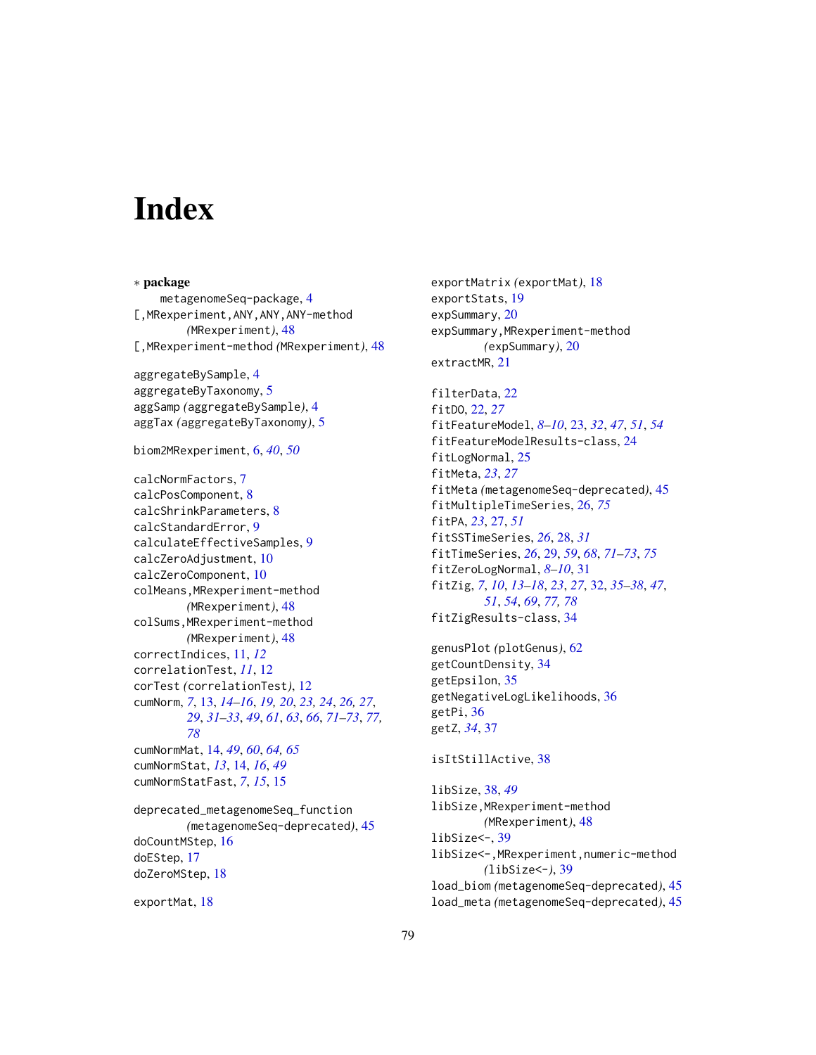# Index

∗ **package**
metagenomeSeq-package, 4
[,MRexperiment,ANY,ANY,ANY-method *(*MRexperiment*)*, 48
[,MRexperiment-method *(*MRexperiment*)*, 48

aggregateBySample, 4
aggregateByTaxonomy, 5
aggSamp *(*aggregateBySample*)*, 4
aggTax *(*aggregateByTaxonomy*)*, 5

biom2MRexperiment, 6, *40*, *50*

calcNormFactors, 7
calcPosComponent, 8
calcShrinkParameters, 8
calcStandardError, 9
calculateEffectiveSamples, 9
calcZeroAdjustment, 10
calcZeroComponent, 10
colMeans,MRexperiment-method *(*MRexperiment*)*, 48
colSums,MRexperiment-method *(*MRexperiment*)*, 48
correctIndices, 11, *12*
correlationTest, *11*, 12
corTest *(*correlationTest*)*, 12
cumNorm, *7*, 13, *14–16*, *19*, *20*, *23*, *24*, *26*, *27*, *29*, *31–33*, *49*, *61*, *63*, *66*, *71–73*, *77*, *78*
cumNormMat, 14, *49*, *60*, *64*, *65*
cumNormStat, *13*, 14, *16*, *49*
cumNormStatFast, *7*, *15*, 15

deprecated_metagenomeSeq_function *(*metagenomeSeq-deprecated*)*, 45
doCountMStep, 16
doEStep, 17
doZeroMStep, 18

exportMat, 18
exportMatrix *(*exportMat*)*, 18
exportStats, 19
expSummary, 20
expSummary,MRexperiment-method *(*expSummary*)*, 20
extractMR, 21

filterData, 22
fitDO, 22, *27*
fitFeatureModel, *8–10*, 23, *32*, *47*, *51*, *54*
fitFeatureModelResults-class, 24
fitLogNormal, 25
fitMeta, *23*, *27*
fitMeta *(*metagenomeSeq-deprecated*)*, 45
fitMultipleTimeSeries, 26, *75*
fitPA, *23*, 27, *51*
fitSSTimeSeries, *26*, 28, *31*
fitTimeSeries, *26*, 29, *59*, *68*, *71–73*, *75*
fitZeroLogNormal, *8–10*, 31
fitZig, *7*, *10*, *13–18*, *23*, *27*, 32, *35–38*, *47*, *51*, *54*, *69*, *77*, *78*
fitZigResults-class, 34

genusPlot *(*plotGenus*)*, 62
getCountDensity, 34
getEpsilon, 35
getNegativeLogLikelihoods, 36
getPi, 36
getZ, *34*, 37

isItStillActive, 38

libSize, 38, *49*
libSize,MRexperiment-method *(*MRexperiment*)*, 48
libSize<-, 39
libSize<-,MRexperiment,numeric-method *(*libSize<-*)*, 39
load_biom *(*metagenomeSeq-deprecated*)*, 45
load_meta *(*metagenomeSeq-deprecated*)*, 45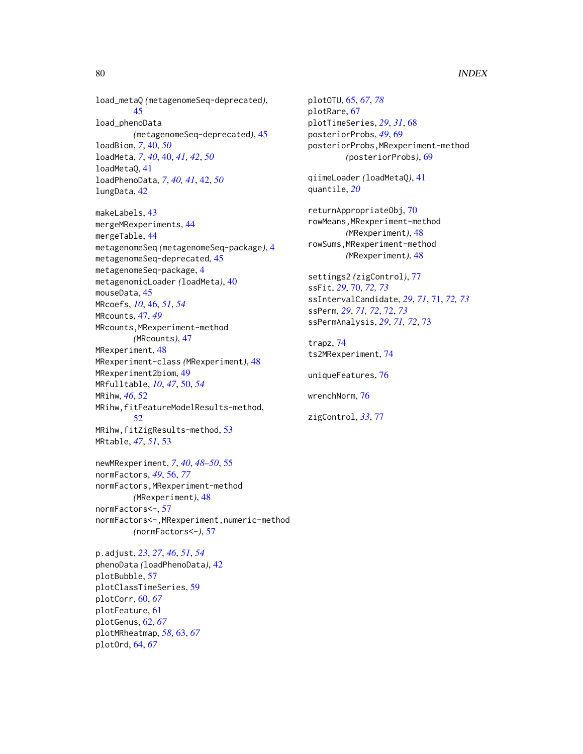load_metaQ *(metagenomeSeq-deprecated)*, 45
load_phenoData *(metagenomeSeq-deprecated)*, 45
loadBiom, *7*, 40, *50*
loadMeta, *7*, *40*, 40, *41, 42*, *50*
loadMetaQ, 41
loadPhenoData, *7*, *40, 41*, 42, *50*
lungData, 42

makeLabels, 43
mergeMRexperiments, 44
mergeTable, 44
metagenomeSeq *(metagenomeSeq-package)*, 4
metagenomeSeq-deprecated, 45
metagenomeSeq-package, 4
metagenomicLoader *(loadMeta)*, 40
mouseData, 45
MRcoefs, *10*, 46, *51*, *54*
MRcounts, 47, *49*
MRcounts,MRexperiment-method *(MRcounts)*, 47
MRexperiment, 48
MRexperiment-class *(MRexperiment)*, 48
MRexperiment2biom, 49
MRfulltable, *10*, *47*, 50, *54*
MRihw, *46*, 52
MRihw,fitFeatureModelResults-method, 52
MRihw,fitZigResults-method, 53
MRtable, *47*, *51*, 53

newMRexperiment, *7*, *40*, *48–50*, 55
normFactors, *49*, 56, *77*
normFactors,MRexperiment-method *(MRexperiment)*, 48
normFactors<-, 57
normFactors<-,MRexperiment,numeric-method *(normFactors<-)*, 57

p.adjust, *23*, *27*, *46*, *51*, *54*
phenoData *(loadPhenoData)*, 42
plotBubble, 57
plotClassTimeSeries, 59
plotCorr, 60, *67*
plotFeature, 61
plotGenus, 62, *67*
plotMRheatmap, *58*, 63, *67*
plotOrd, 64, *67*
plotOTU, 65, *67*, *78*
plotRare, 67
plotTimeSeries, *29*, *31*, 68
posteriorProbs, *49*, 69
posteriorProbs,MRexperiment-method *(posteriorProbs)*, 69

qiimeLoader *(loadMetaQ)*, 41
quantile, *20*

returnAppropriateObj, 70
rowMeans,MRexperiment-method *(MRexperiment)*, 48
rowSums,MRexperiment-method *(MRexperiment)*, 48

settings2 *(zigControl)*, 77
ssFit, *29*, 70, *72, 73*
ssIntervalCandidate, *29*, *71*, 71, *72, 73*
ssPerm, *29*, *71, 72*, 72, *73*
ssPermAnalysis, *29*, *71*, *72*, 73

trapz, 74
ts2MRexperiment, 74

uniqueFeatures, 76

wrenchNorm, 76

zigControl, *33*, 77